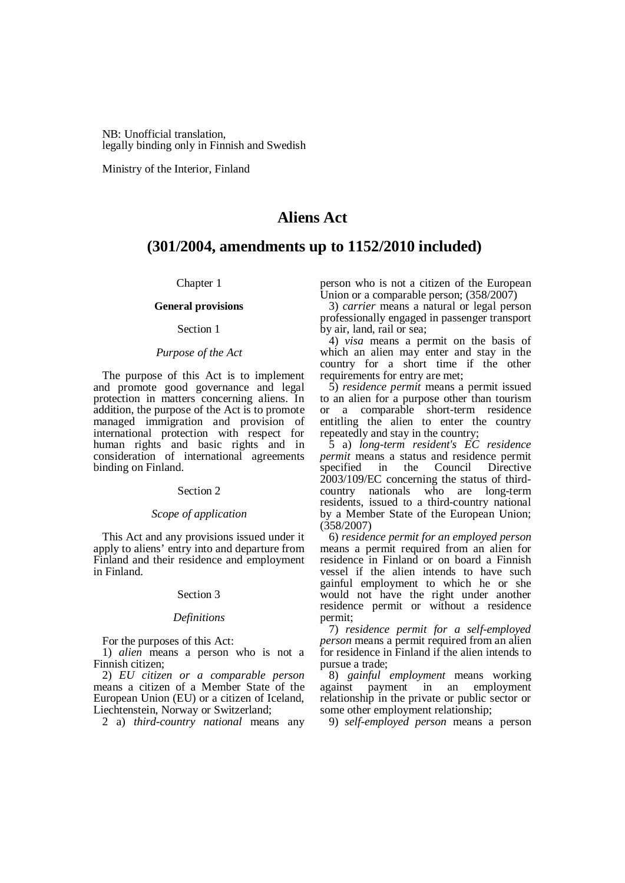NB: Unofficial translation,
legally binding only in Finnish and Swedish

Ministry of the Interior, Finland

# Aliens Act

# (301/2004, amendments up to 1152/2010 included)

Chapter 1

**General provisions**

Section 1

*Purpose of the Act*

The purpose of this Act is to implement and promote good governance and legal protection in matters concerning aliens. In addition, the purpose of the Act is to promote managed immigration and provision of international protection with respect for human rights and basic rights and in consideration of international agreements binding on Finland.

Section 2

*Scope of application*

This Act and any provisions issued under it apply to aliens' entry into and departure from Finland and their residence and employment in Finland.

Section 3

*Definitions*

For the purposes of this Act:

1) *alien* means a person who is not a Finnish citizen;

2) *EU citizen or a comparable person* means a citizen of a Member State of the European Union (EU) or a citizen of Iceland, Liechtenstein, Norway or Switzerland;

2 a) *third-country national* means any person who is not a citizen of the European Union or a comparable person; (358/2007)

3) *carrier* means a natural or legal person professionally engaged in passenger transport by air, land, rail or sea;

4) *visa* means a permit on the basis of which an alien may enter and stay in the country for a short time if the other requirements for entry are met;

5) *residence permit* means a permit issued to an alien for a purpose other than tourism or a comparable short-term residence entitling the alien to enter the country repeatedly and stay in the country;

5 a) *long-term resident's EC residence permit* means a status and residence permit specified in the Council Directive 2003/109/EC concerning the status of third-country nationals who are long-term residents, issued to a third-country national by a Member State of the European Union; (358/2007)

6) *residence permit for an employed person* means a permit required from an alien for residence in Finland or on board a Finnish vessel if the alien intends to have such gainful employment to which he or she would not have the right under another residence permit or without a residence permit;

7) *residence permit for a self-employed person* means a permit required from an alien for residence in Finland if the alien intends to pursue a trade;

8) *gainful employment* means working against payment in an employment relationship in the private or public sector or some other employment relationship;

9) *self-employed person* means a person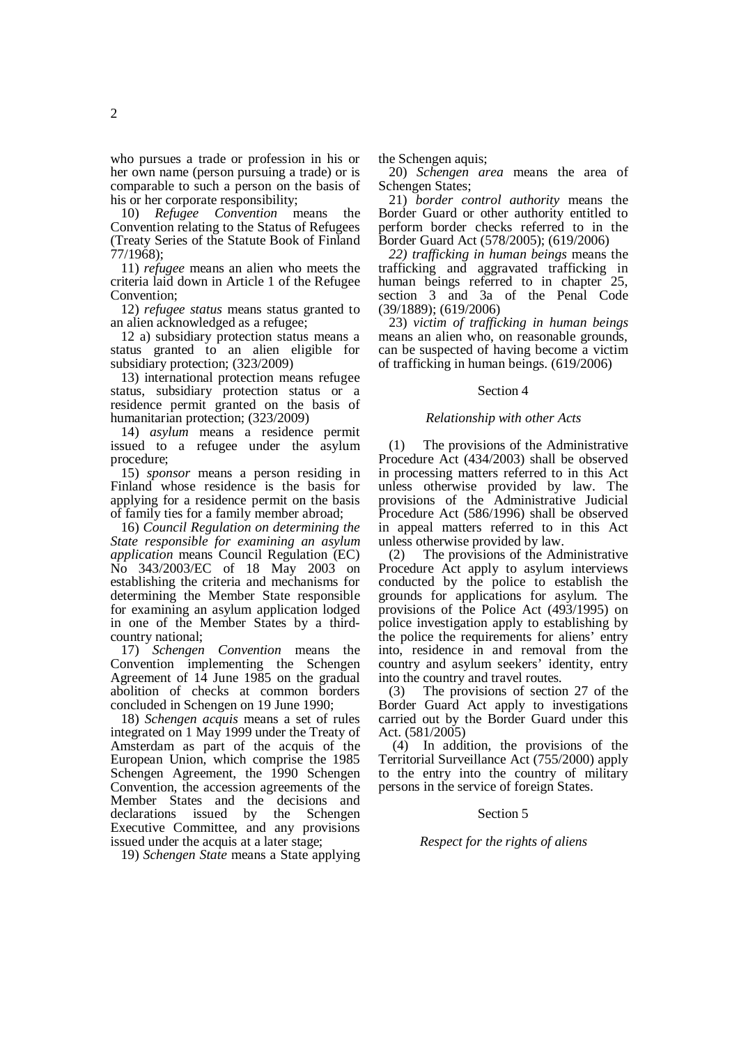who pursues a trade or profession in his or her own name (person pursuing a trade) or is comparable to such a person on the basis of his or her corporate responsibility;

10) *Refugee Convention* means the Convention relating to the Status of Refugees (Treaty Series of the Statute Book of Finland 77/1968);

11) *refugee* means an alien who meets the criteria laid down in Article 1 of the Refugee Convention;

12) *refugee status* means status granted to an alien acknowledged as a refugee;

12 a) subsidiary protection status means a status granted to an alien eligible for subsidiary protection; (323/2009)

13) international protection means refugee status, subsidiary protection status or a residence permit granted on the basis of humanitarian protection; (323/2009)

14) *asylum* means a residence permit issued to a refugee under the asylum procedure;

15) *sponsor* means a person residing in Finland whose residence is the basis for applying for a residence permit on the basis of family ties for a family member abroad;

16) *Council Regulation on determining the State responsible for examining an asylum application* means Council Regulation (EC) No 343/2003/EC of 18 May 2003 on establishing the criteria and mechanisms for determining the Member State responsible for examining an asylum application lodged in one of the Member States by a third-country national;

17) *Schengen Convention* means the Convention implementing the Schengen Agreement of 14 June 1985 on the gradual abolition of checks at common borders concluded in Schengen on 19 June 1990;

18) *Schengen acquis* means a set of rules integrated on 1 May 1999 under the Treaty of Amsterdam as part of the acquis of the European Union, which comprise the 1985 Schengen Agreement, the 1990 Schengen Convention, the accession agreements of the Member States and the decisions and declarations issued by the Schengen Executive Committee, and any provisions issued under the acquis at a later stage;

19) *Schengen State* means a State applying the Schengen aquis;

20) *Schengen area* means the area of Schengen States;

21) *border control authority* means the Border Guard or other authority entitled to perform border checks referred to in the Border Guard Act (578/2005); (619/2006)

*22) trafficking in human beings* means the trafficking and aggravated trafficking in human beings referred to in chapter 25, section 3 and 3a of the Penal Code (39/1889); (619/2006)

23) *victim of trafficking in human beings* means an alien who, on reasonable grounds, can be suspected of having become a victim of trafficking in human beings. (619/2006)

## Section 4

### *Relationship with other Acts*

(1) The provisions of the Administrative Procedure Act (434/2003) shall be observed in processing matters referred to in this Act unless otherwise provided by law. The provisions of the Administrative Judicial Procedure Act (586/1996) shall be observed in appeal matters referred to in this Act unless otherwise provided by law.

(2) The provisions of the Administrative Procedure Act apply to asylum interviews conducted by the police to establish the grounds for applications for asylum. The provisions of the Police Act (493/1995) on police investigation apply to establishing by the police the requirements for aliens' entry into, residence in and removal from the country and asylum seekers' identity, entry into the country and travel routes.

(3) The provisions of section 27 of the Border Guard Act apply to investigations carried out by the Border Guard under this Act. (581/2005)

(4) In addition, the provisions of the Territorial Surveillance Act (755/2000) apply to the entry into the country of military persons in the service of foreign States.

## Section 5

### *Respect for the rights of aliens*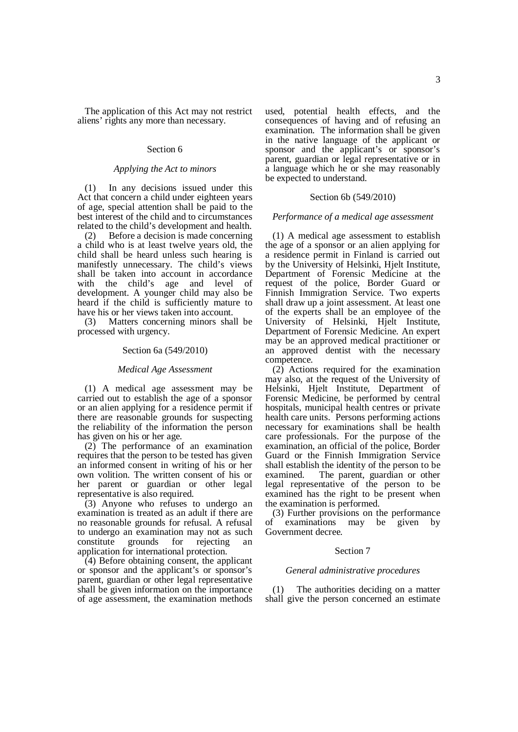The application of this Act may not restrict aliens' rights any more than necessary.

## Section 6

### *Applying the Act to minors*

(1) In any decisions issued under this Act that concern a child under eighteen years of age, special attention shall be paid to the best interest of the child and to circumstances related to the child's development and health.

(2) Before a decision is made concerning a child who is at least twelve years old, the child shall be heard unless such hearing is manifestly unnecessary. The child's views shall be taken into account in accordance with the child's age and level of development. A younger child may also be heard if the child is sufficiently mature to have his or her views taken into account.

(3) Matters concerning minors shall be processed with urgency.

## Section 6a (549/2010)

### *Medical Age Assessment*

(1) A medical age assessment may be carried out to establish the age of a sponsor or an alien applying for a residence permit if there are reasonable grounds for suspecting the reliability of the information the person has given on his or her age.

(2) The performance of an examination requires that the person to be tested has given an informed consent in writing of his or her own volition. The written consent of his or her parent or guardian or other legal representative is also required.

(3) Anyone who refuses to undergo an examination is treated as an adult if there are no reasonable grounds for refusal. A refusal to undergo an examination may not as such constitute grounds for rejecting an application for international protection.

(4) Before obtaining consent, the applicant or sponsor and the applicant's or sponsor's parent, guardian or other legal representative shall be given information on the importance of age assessment, the examination methods used, potential health effects, and the consequences of having and of refusing an examination. The information shall be given in the native language of the applicant or sponsor and the applicant's or sponsor's parent, guardian or legal representative or in a language which he or she may reasonably be expected to understand.

## Section 6b (549/2010)

### *Performance of a medical age assessment*

(1) A medical age assessment to establish the age of a sponsor or an alien applying for a residence permit in Finland is carried out by the University of Helsinki, Hjelt Institute, Department of Forensic Medicine at the request of the police, Border Guard or Finnish Immigration Service. Two experts shall draw up a joint assessment. At least one of the experts shall be an employee of the University of Helsinki, Hjelt Institute, Department of Forensic Medicine. An expert may be an approved medical practitioner or an approved dentist with the necessary competence.

(2) Actions required for the examination may also, at the request of the University of Helsinki, Hjelt Institute, Department of Forensic Medicine, be performed by central hospitals, municipal health centres or private health care units. Persons performing actions necessary for examinations shall be health care professionals. For the purpose of the examination, an official of the police, Border Guard or the Finnish Immigration Service shall establish the identity of the person to be examined. The parent, guardian or other legal representative of the person to be examined has the right to be present when the examination is performed.

(3) Further provisions on the performance of examinations may be given by Government decree.

## Section 7

### *General administrative procedures*

(1) The authorities deciding on a matter shall give the person concerned an estimate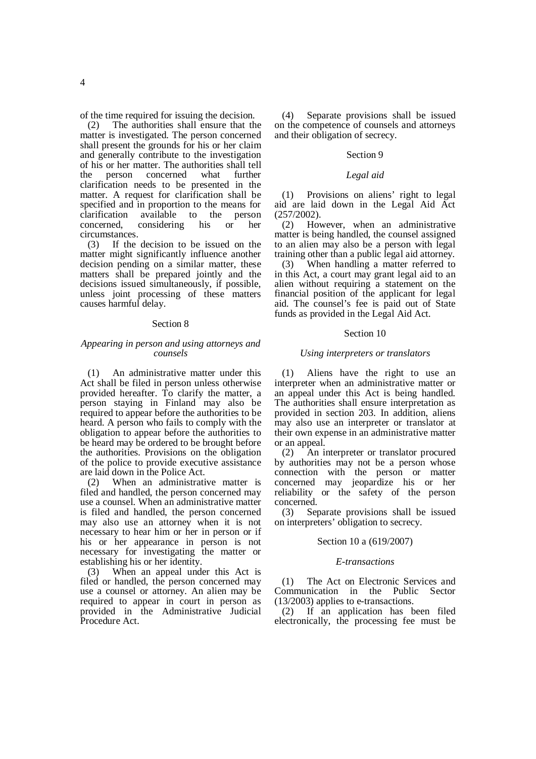of the time required for issuing the decision.

(2) The authorities shall ensure that the matter is investigated. The person concerned shall present the grounds for his or her claim and generally contribute to the investigation of his or her matter. The authorities shall tell the person concerned what further clarification needs to be presented in the matter. A request for clarification shall be specified and in proportion to the means for clarification available to the person concerned, considering his or her circumstances.

(3) If the decision to be issued on the matter might significantly influence another decision pending on a similar matter, these matters shall be prepared jointly and the decisions issued simultaneously, if possible, unless joint processing of these matters causes harmful delay.

### Section 8

#### *Appearing in person and using attorneys and counsels*

(1) An administrative matter under this Act shall be filed in person unless otherwise provided hereafter. To clarify the matter, a person staying in Finland may also be required to appear before the authorities to be heard. A person who fails to comply with the obligation to appear before the authorities to be heard may be ordered to be brought before the authorities. Provisions on the obligation of the police to provide executive assistance are laid down in the Police Act.

(2) When an administrative matter is filed and handled, the person concerned may use a counsel. When an administrative matter is filed and handled, the person concerned may also use an attorney when it is not necessary to hear him or her in person or if his or her appearance in person is not necessary for investigating the matter or establishing his or her identity.

(3) When an appeal under this Act is filed or handled, the person concerned may use a counsel or attorney. An alien may be required to appear in court in person as provided in the Administrative Judicial Procedure Act.

(4) Separate provisions shall be issued on the competence of counsels and attorneys and their obligation of secrecy.

### Section 9

#### *Legal aid*

(1) Provisions on aliens' right to legal aid are laid down in the Legal Aid Act (257/2002).

(2) However, when an administrative matter is being handled, the counsel assigned to an alien may also be a person with legal training other than a public legal aid attorney.

(3) When handling a matter referred to in this Act, a court may grant legal aid to an alien without requiring a statement on the financial position of the applicant for legal aid. The counsel's fee is paid out of State funds as provided in the Legal Aid Act.

### Section 10

#### *Using interpreters or translators*

(1) Aliens have the right to use an interpreter when an administrative matter or an appeal under this Act is being handled. The authorities shall ensure interpretation as provided in section 203. In addition, aliens may also use an interpreter or translator at their own expense in an administrative matter or an appeal.

(2) An interpreter or translator procured by authorities may not be a person whose connection with the person or matter concerned may jeopardize his or her reliability or the safety of the person concerned.

(3) Separate provisions shall be issued on interpreters' obligation to secrecy.

### Section 10 a (619/2007)

#### *E-transactions*

(1) The Act on Electronic Services and Communication in the Public Sector (13/2003) applies to e-transactions.

(2) If an application has been filed electronically, the processing fee must be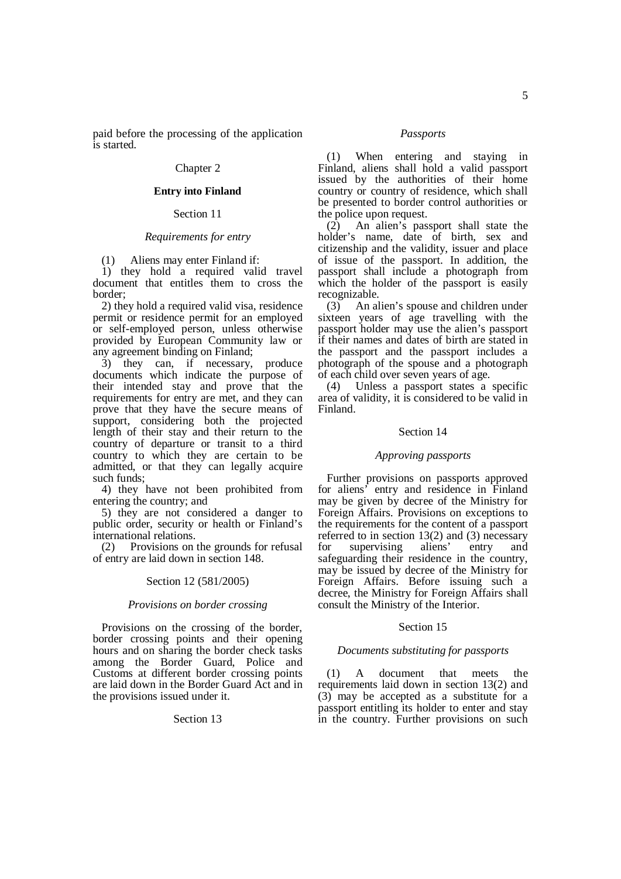paid before the processing of the application is started.

## Chapter 2

## **Entry into Finland**

### Section 11

#### *Requirements for entry*

(1) Aliens may enter Finland if:

1) they hold a required valid travel document that entitles them to cross the border;

2) they hold a required valid visa, residence permit or residence permit for an employed or self-employed person, unless otherwise provided by European Community law or any agreement binding on Finland;

3) they can, if necessary, produce documents which indicate the purpose of their intended stay and prove that the requirements for entry are met, and they can prove that they have the secure means of support, considering both the projected length of their stay and their return to the country of departure or transit to a third country to which they are certain to be admitted, or that they can legally acquire such funds;

4) they have not been prohibited from entering the country; and

5) they are not considered a danger to public order, security or health or Finland's international relations.

(2) Provisions on the grounds for refusal of entry are laid down in section 148.

### Section 12 (581/2005)

#### *Provisions on border crossing*

Provisions on the crossing of the border, border crossing points and their opening hours and on sharing the border check tasks among the Border Guard, Police and Customs at different border crossing points are laid down in the Border Guard Act and in the provisions issued under it.

### Section 13

#### *Passports*

(1) When entering and staying in Finland, aliens shall hold a valid passport issued by the authorities of their home country or country of residence, which shall be presented to border control authorities or the police upon request.

(2) An alien's passport shall state the holder's name, date of birth, sex and citizenship and the validity, issuer and place of issue of the passport. In addition, the passport shall include a photograph from which the holder of the passport is easily recognizable.

(3) An alien's spouse and children under sixteen years of age travelling with the passport holder may use the alien's passport if their names and dates of birth are stated in the passport and the passport includes a photograph of the spouse and a photograph of each child over seven years of age.

(4) Unless a passport states a specific area of validity, it is considered to be valid in Finland.

### Section 14

#### *Approving passports*

Further provisions on passports approved for aliens' entry and residence in Finland may be given by decree of the Ministry for Foreign Affairs. Provisions on exceptions to the requirements for the content of a passport referred to in section 13(2) and (3) necessary for supervising aliens' entry and safeguarding their residence in the country, may be issued by decree of the Ministry for Foreign Affairs. Before issuing such a decree, the Ministry for Foreign Affairs shall consult the Ministry of the Interior.

### Section 15

#### *Documents substituting for passports*

(1) A document that meets the requirements laid down in section 13(2) and (3) may be accepted as a substitute for a passport entitling its holder to enter and stay in the country. Further provisions on such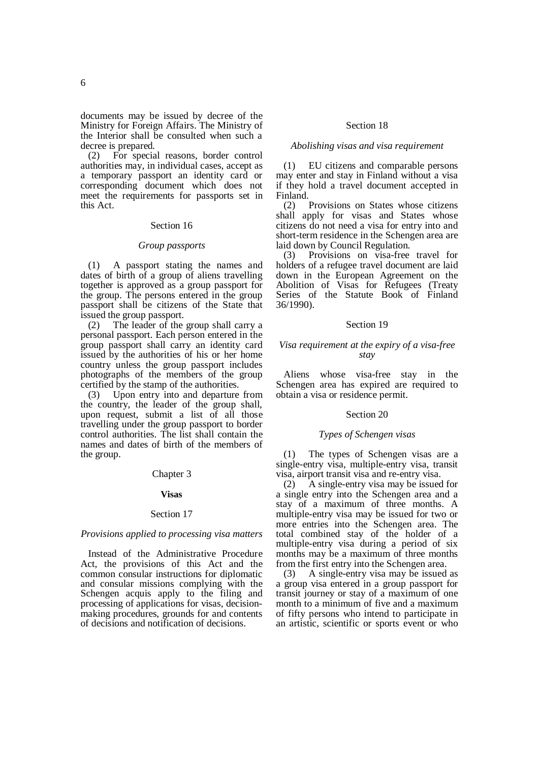documents may be issued by decree of the Ministry for Foreign Affairs. The Ministry of the Interior shall be consulted when such a decree is prepared.

(2) For special reasons, border control authorities may, in individual cases, accept as a temporary passport an identity card or corresponding document which does not meet the requirements for passports set in this Act.

Section 16

*Group passports*

(1) A passport stating the names and dates of birth of a group of aliens travelling together is approved as a group passport for the group. The persons entered in the group passport shall be citizens of the State that issued the group passport.

(2) The leader of the group shall carry a personal passport. Each person entered in the group passport shall carry an identity card issued by the authorities of his or her home country unless the group passport includes photographs of the members of the group certified by the stamp of the authorities.

(3) Upon entry into and departure from the country, the leader of the group shall, upon request, submit a list of all those travelling under the group passport to border control authorities. The list shall contain the names and dates of birth of the members of the group.

## Chapter 3

## **Visas**

Section 17

*Provisions applied to processing visa matters*

Instead of the Administrative Procedure Act, the provisions of this Act and the common consular instructions for diplomatic and consular missions complying with the Schengen acquis apply to the filing and processing of applications for visas, decision-making procedures, grounds for and contents of decisions and notification of decisions.

Section 18

*Abolishing visas and visa requirement*

(1) EU citizens and comparable persons may enter and stay in Finland without a visa if they hold a travel document accepted in Finland.

(2) Provisions on States whose citizens shall apply for visas and States whose citizens do not need a visa for entry into and short-term residence in the Schengen area are laid down by Council Regulation.

(3) Provisions on visa-free travel for holders of a refugee travel document are laid down in the European Agreement on the Abolition of Visas for Refugees (Treaty Series of the Statute Book of Finland 36/1990).

Section 19

*Visa requirement at the expiry of a visa-free stay*

Aliens whose visa-free stay in the Schengen area has expired are required to obtain a visa or residence permit.

Section 20

*Types of Schengen visas*

(1) The types of Schengen visas are a single-entry visa, multiple-entry visa, transit visa, airport transit visa and re-entry visa.

(2) A single-entry visa may be issued for a single entry into the Schengen area and a stay of a maximum of three months. A multiple-entry visa may be issued for two or more entries into the Schengen area. The total combined stay of the holder of a multiple-entry visa during a period of six months may be a maximum of three months from the first entry into the Schengen area.

(3) A single-entry visa may be issued as a group visa entered in a group passport for transit journey or stay of a maximum of one month to a minimum of five and a maximum of fifty persons who intend to participate in an artistic, scientific or sports event or who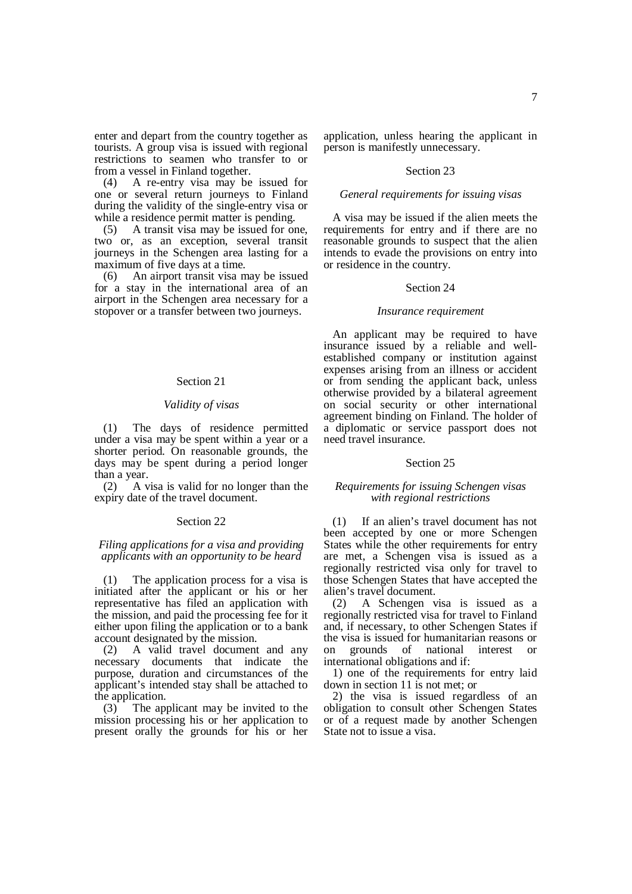enter and depart from the country together as tourists. A group visa is issued with regional restrictions to seamen who transfer to or from a vessel in Finland together.

(4) A re-entry visa may be issued for one or several return journeys to Finland during the validity of the single-entry visa or while a residence permit matter is pending.

(5) A transit visa may be issued for one, two or, as an exception, several transit journeys in the Schengen area lasting for a maximum of five days at a time.

(6) An airport transit visa may be issued for a stay in the international area of an airport in the Schengen area necessary for a stopover or a transfer between two journeys.

### Section 21

*Validity of visas*

(1) The days of residence permitted under a visa may be spent within a year or a shorter period. On reasonable grounds, the days may be spent during a period longer than a year.

(2) A visa is valid for no longer than the expiry date of the travel document.

### Section 22

*Filing applications for a visa and providing applicants with an opportunity to be heard*

(1) The application process for a visa is initiated after the applicant or his or her representative has filed an application with the mission, and paid the processing fee for it either upon filing the application or to a bank account designated by the mission.

(2) A valid travel document and any necessary documents that indicate the purpose, duration and circumstances of the applicant's intended stay shall be attached to the application.

(3) The applicant may be invited to the mission processing his or her application to present orally the grounds for his or her application, unless hearing the applicant in person is manifestly unnecessary.

### Section 23

*General requirements for issuing visas*

A visa may be issued if the alien meets the requirements for entry and if there are no reasonable grounds to suspect that the alien intends to evade the provisions on entry into or residence in the country.

### Section 24

*Insurance requirement*

An applicant may be required to have insurance issued by a reliable and well-established company or institution against expenses arising from an illness or accident or from sending the applicant back, unless otherwise provided by a bilateral agreement on social security or other international agreement binding on Finland. The holder of a diplomatic or service passport does not need travel insurance.

### Section 25

*Requirements for issuing Schengen visas with regional restrictions*

(1) If an alien's travel document has not been accepted by one or more Schengen States while the other requirements for entry are met, a Schengen visa is issued as a regionally restricted visa only for travel to those Schengen States that have accepted the alien's travel document.

(2) A Schengen visa is issued as a regionally restricted visa for travel to Finland and, if necessary, to other Schengen States if the visa is issued for humanitarian reasons or on grounds of national interest or international obligations and if:

1) one of the requirements for entry laid down in section 11 is not met; or

2) the visa is issued regardless of an obligation to consult other Schengen States or of a request made by another Schengen State not to issue a visa.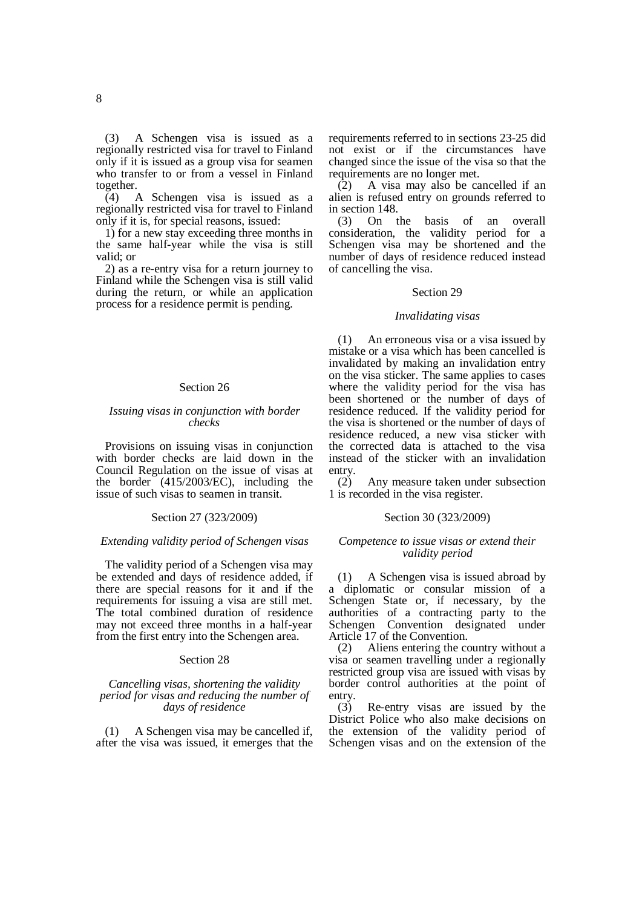(3) A Schengen visa is issued as a regionally restricted visa for travel to Finland only if it is issued as a group visa for seamen who transfer to or from a vessel in Finland together.

(4) A Schengen visa is issued as a regionally restricted visa for travel to Finland only if it is, for special reasons, issued:

1) for a new stay exceeding three months in the same half-year while the visa is still valid; or

2) as a re-entry visa for a return journey to Finland while the Schengen visa is still valid during the return, or while an application process for a residence permit is pending.

Section 26

*Issuing visas in conjunction with border checks*

Provisions on issuing visas in conjunction with border checks are laid down in the Council Regulation on the issue of visas at the border (415/2003/EC), including the issue of such visas to seamen in transit.

Section 27 (323/2009)

*Extending validity period of Schengen visas*

The validity period of a Schengen visa may be extended and days of residence added, if there are special reasons for it and if the requirements for issuing a visa are still met. The total combined duration of residence may not exceed three months in a half-year from the first entry into the Schengen area.

Section 28

*Cancelling visas, shortening the validity period for visas and reducing the number of days of residence*

(1) A Schengen visa may be cancelled if, after the visa was issued, it emerges that the requirements referred to in sections 23-25 did not exist or if the circumstances have changed since the issue of the visa so that the requirements are no longer met.

(2) A visa may also be cancelled if an alien is refused entry on grounds referred to in section 148.

(3) On the basis of an overall consideration, the validity period for a Schengen visa may be shortened and the number of days of residence reduced instead of cancelling the visa.

Section 29

*Invalidating visas*

(1) An erroneous visa or a visa issued by mistake or a visa which has been cancelled is invalidated by making an invalidation entry on the visa sticker. The same applies to cases where the validity period for the visa has been shortened or the number of days of residence reduced. If the validity period for the visa is shortened or the number of days of residence reduced, a new visa sticker with the corrected data is attached to the visa instead of the sticker with an invalidation entry.

(2) Any measure taken under subsection 1 is recorded in the visa register.

Section 30 (323/2009)

*Competence to issue visas or extend their validity period*

(1) A Schengen visa is issued abroad by a diplomatic or consular mission of a Schengen State or, if necessary, by the authorities of a contracting party to the Schengen Convention designated under Article 17 of the Convention.

(2) Aliens entering the country without a visa or seamen travelling under a regionally restricted group visa are issued with visas by border control authorities at the point of entry.

(3) Re-entry visas are issued by the District Police who also make decisions on the extension of the validity period of Schengen visas and on the extension of the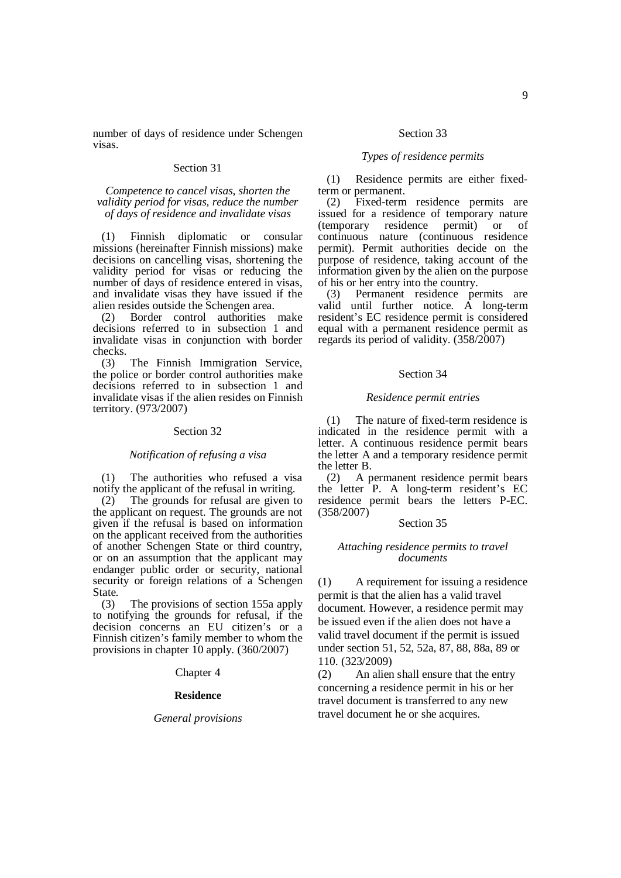number of days of residence under Schengen visas.

### Section 31

*Competence to cancel visas, shorten the validity period for visas, reduce the number of days of residence and invalidate visas*

(1) Finnish diplomatic or consular missions (hereinafter Finnish missions) make decisions on cancelling visas, shortening the validity period for visas or reducing the number of days of residence entered in visas, and invalidate visas they have issued if the alien resides outside the Schengen area.

(2) Border control authorities make decisions referred to in subsection 1 and invalidate visas in conjunction with border checks.

(3) The Finnish Immigration Service, the police or border control authorities make decisions referred to in subsection 1 and invalidate visas if the alien resides on Finnish territory. (973/2007)

### Section 32

*Notification of refusing a visa*

(1) The authorities who refused a visa notify the applicant of the refusal in writing.

(2) The grounds for refusal are given to the applicant on request. The grounds are not given if the refusal is based on information on the applicant received from the authorities of another Schengen State or third country, or on an assumption that the applicant may endanger public order or security, national security or foreign relations of a Schengen State.

(3) The provisions of section 155a apply to notifying the grounds for refusal, if the decision concerns an EU citizen's or a Finnish citizen's family member to whom the provisions in chapter 10 apply. (360/2007)

## Chapter 4

## **Residence**

*General provisions*

### Section 33

*Types of residence permits*

(1) Residence permits are either fixed-term or permanent.

(2) Fixed-term residence permits are issued for a residence of temporary nature (temporary residence permit) or of continuous nature (continuous residence permit). Permit authorities decide on the purpose of residence, taking account of the information given by the alien on the purpose of his or her entry into the country.

(3) Permanent residence permits are valid until further notice. A long-term resident's EC residence permit is considered equal with a permanent residence permit as regards its period of validity. (358/2007)

### Section 34

*Residence permit entries*

(1) The nature of fixed-term residence is indicated in the residence permit with a letter. A continuous residence permit bears the letter A and a temporary residence permit the letter B.

(2) A permanent residence permit bears the letter P. A long-term resident's EC residence permit bears the letters P-EC. (358/2007)

### Section 35

*Attaching residence permits to travel documents*

(1) A requirement for issuing a residence permit is that the alien has a valid travel document. However, a residence permit may be issued even if the alien does not have a valid travel document if the permit is issued under section 51, 52, 52a, 87, 88, 88a, 89 or 110. (323/2009)

(2) An alien shall ensure that the entry concerning a residence permit in his or her travel document is transferred to any new travel document he or she acquires.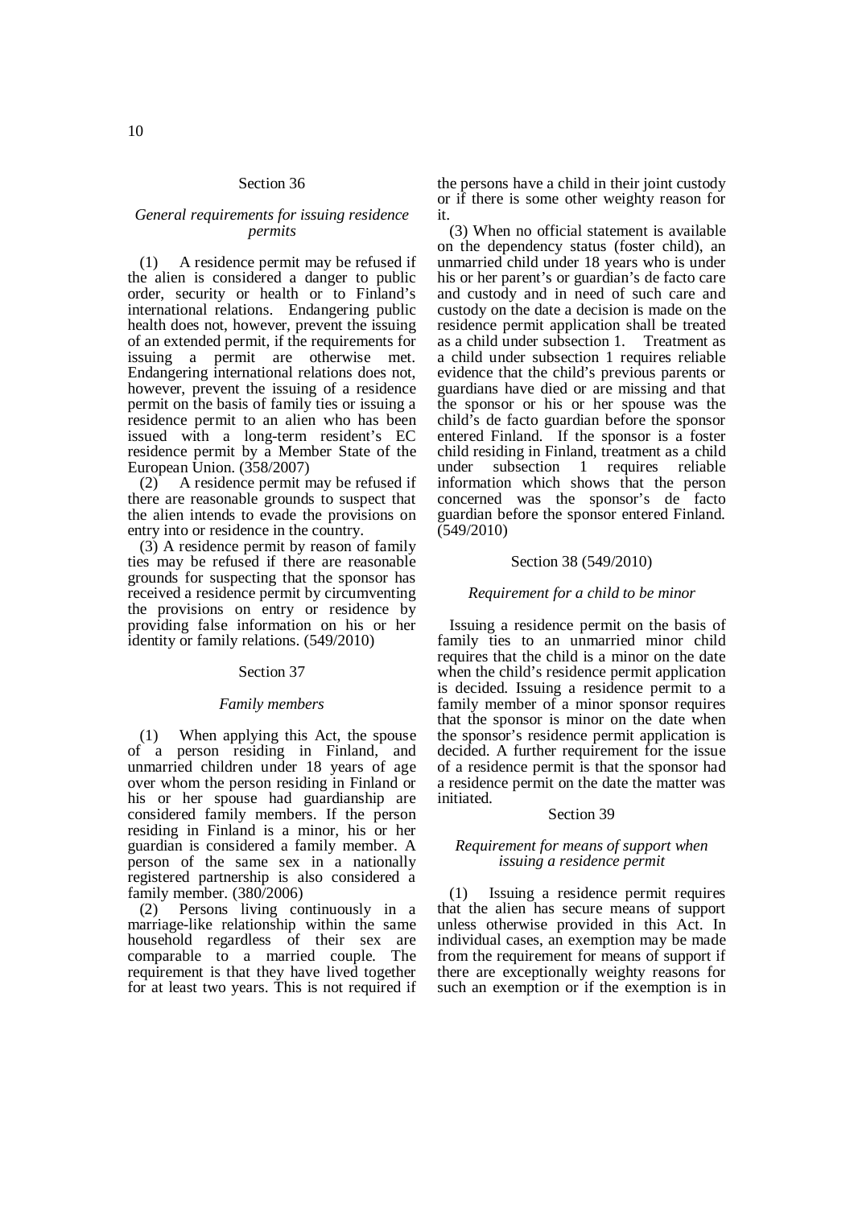### Section 36

*General requirements for issuing residence permits*

(1) A residence permit may be refused if the alien is considered a danger to public order, security or health or to Finland's international relations. Endangering public health does not, however, prevent the issuing of an extended permit, if the requirements for issuing a permit are otherwise met. Endangering international relations does not, however, prevent the issuing of a residence permit on the basis of family ties or issuing a residence permit to an alien who has been issued with a long-term resident's EC residence permit by a Member State of the European Union. (358/2007)

(2) A residence permit may be refused if there are reasonable grounds to suspect that the alien intends to evade the provisions on entry into or residence in the country.

(3) A residence permit by reason of family ties may be refused if there are reasonable grounds for suspecting that the sponsor has received a residence permit by circumventing the provisions on entry or residence by providing false information on his or her identity or family relations. (549/2010)

### Section 37

*Family members*

(1) When applying this Act, the spouse of a person residing in Finland, and unmarried children under 18 years of age over whom the person residing in Finland or his or her spouse had guardianship are considered family members. If the person residing in Finland is a minor, his or her guardian is considered a family member. A person of the same sex in a nationally registered partnership is also considered a family member. (380/2006)

(2) Persons living continuously in a marriage-like relationship within the same household regardless of their sex are comparable to a married couple. The requirement is that they have lived together for at least two years. This is not required if the persons have a child in their joint custody or if there is some other weighty reason for it.

(3) When no official statement is available on the dependency status (foster child), an unmarried child under 18 years who is under his or her parent's or guardian's de facto care and custody and in need of such care and custody on the date a decision is made on the residence permit application shall be treated as a child under subsection 1. Treatment as a child under subsection 1 requires reliable evidence that the child's previous parents or guardians have died or are missing and that the sponsor or his or her spouse was the child's de facto guardian before the sponsor entered Finland. If the sponsor is a foster child residing in Finland, treatment as a child under subsection 1 requires reliable information which shows that the person concerned was the sponsor's de facto guardian before the sponsor entered Finland. (549/2010)

### Section 38 (549/2010)

*Requirement for a child to be minor*

Issuing a residence permit on the basis of family ties to an unmarried minor child requires that the child is a minor on the date when the child's residence permit application is decided. Issuing a residence permit to a family member of a minor sponsor requires that the sponsor is minor on the date when the sponsor's residence permit application is decided. A further requirement for the issue of a residence permit is that the sponsor had a residence permit on the date the matter was initiated.

### Section 39

*Requirement for means of support when issuing a residence permit*

(1) Issuing a residence permit requires that the alien has secure means of support unless otherwise provided in this Act. In individual cases, an exemption may be made from the requirement for means of support if there are exceptionally weighty reasons for such an exemption or if the exemption is in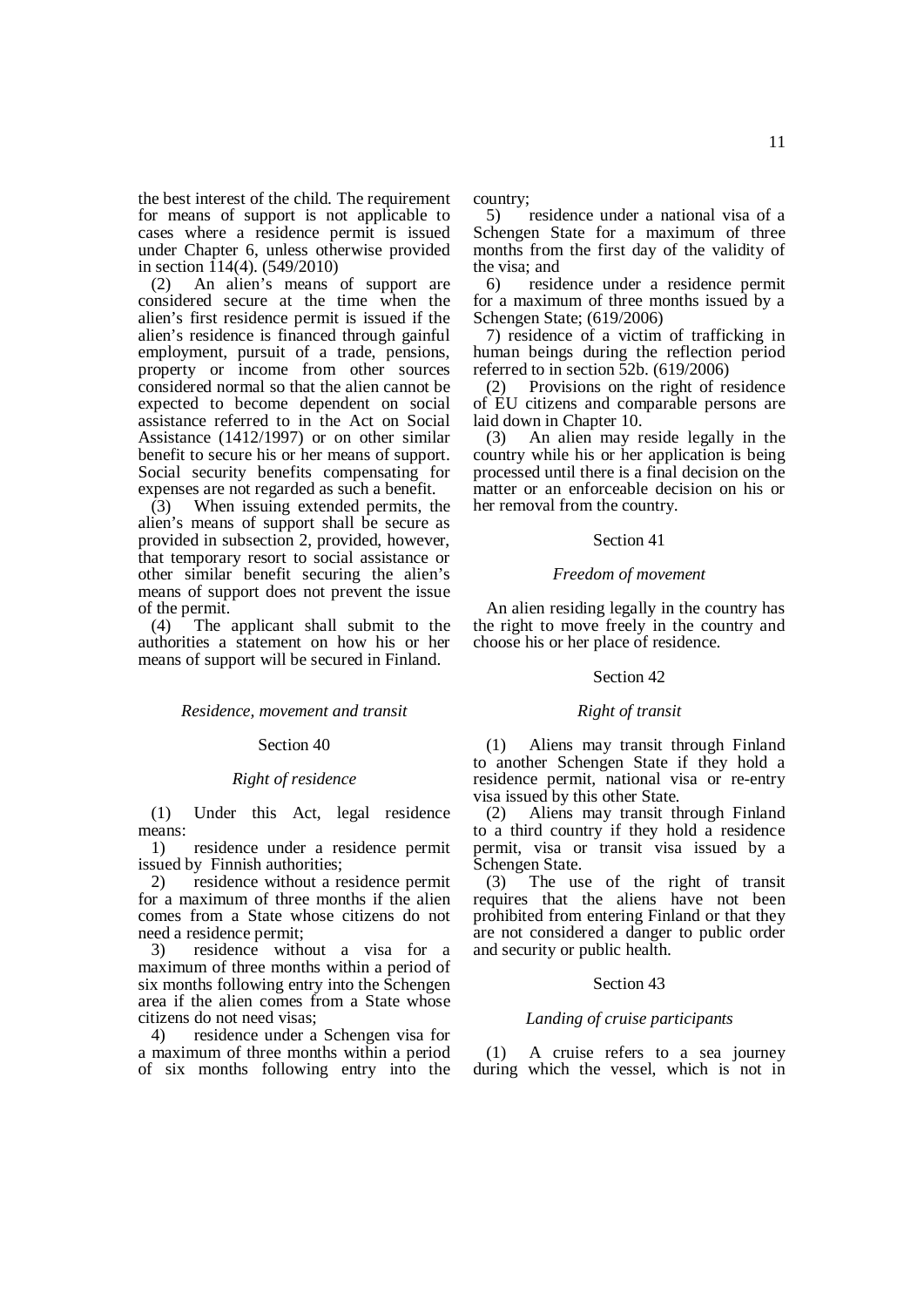the best interest of the child. The requirement for means of support is not applicable to cases where a residence permit is issued under Chapter 6, unless otherwise provided in section 114(4). (549/2010)

(2) An alien's means of support are considered secure at the time when the alien's first residence permit is issued if the alien's residence is financed through gainful employment, pursuit of a trade, pensions, property or income from other sources considered normal so that the alien cannot be expected to become dependent on social assistance referred to in the Act on Social Assistance (1412/1997) or on other similar benefit to secure his or her means of support. Social security benefits compensating for expenses are not regarded as such a benefit.

(3) When issuing extended permits, the alien's means of support shall be secure as provided in subsection 2, provided, however, that temporary resort to social assistance or other similar benefit securing the alien's means of support does not prevent the issue of the permit.

(4) The applicant shall submit to the authorities a statement on how his or her means of support will be secured in Finland.

*Residence, movement and transit*

Section 40

*Right of residence*

(1) Under this Act, legal residence means:

1) residence under a residence permit issued by Finnish authorities;

2) residence without a residence permit for a maximum of three months if the alien comes from a State whose citizens do not need a residence permit;

3) residence without a visa for a maximum of three months within a period of six months following entry into the Schengen area if the alien comes from a State whose citizens do not need visas;

4) residence under a Schengen visa for a maximum of three months within a period of six months following entry into the country;

5) residence under a national visa of a Schengen State for a maximum of three months from the first day of the validity of the visa; and

6) residence under a residence permit for a maximum of three months issued by a Schengen State; (619/2006)

7) residence of a victim of trafficking in human beings during the reflection period referred to in section 52b. (619/2006)

(2) Provisions on the right of residence of EU citizens and comparable persons are laid down in Chapter 10.

(3) An alien may reside legally in the country while his or her application is being processed until there is a final decision on the matter or an enforceable decision on his or her removal from the country.

Section 41

*Freedom of movement*

An alien residing legally in the country has the right to move freely in the country and choose his or her place of residence.

Section 42

*Right of transit*

(1) Aliens may transit through Finland to another Schengen State if they hold a residence permit, national visa or re-entry visa issued by this other State.

(2) Aliens may transit through Finland to a third country if they hold a residence permit, visa or transit visa issued by a Schengen State.

(3) The use of the right of transit requires that the aliens have not been prohibited from entering Finland or that they are not considered a danger to public order and security or public health.

Section 43

*Landing of cruise participants*

(1) A cruise refers to a sea journey during which the vessel, which is not in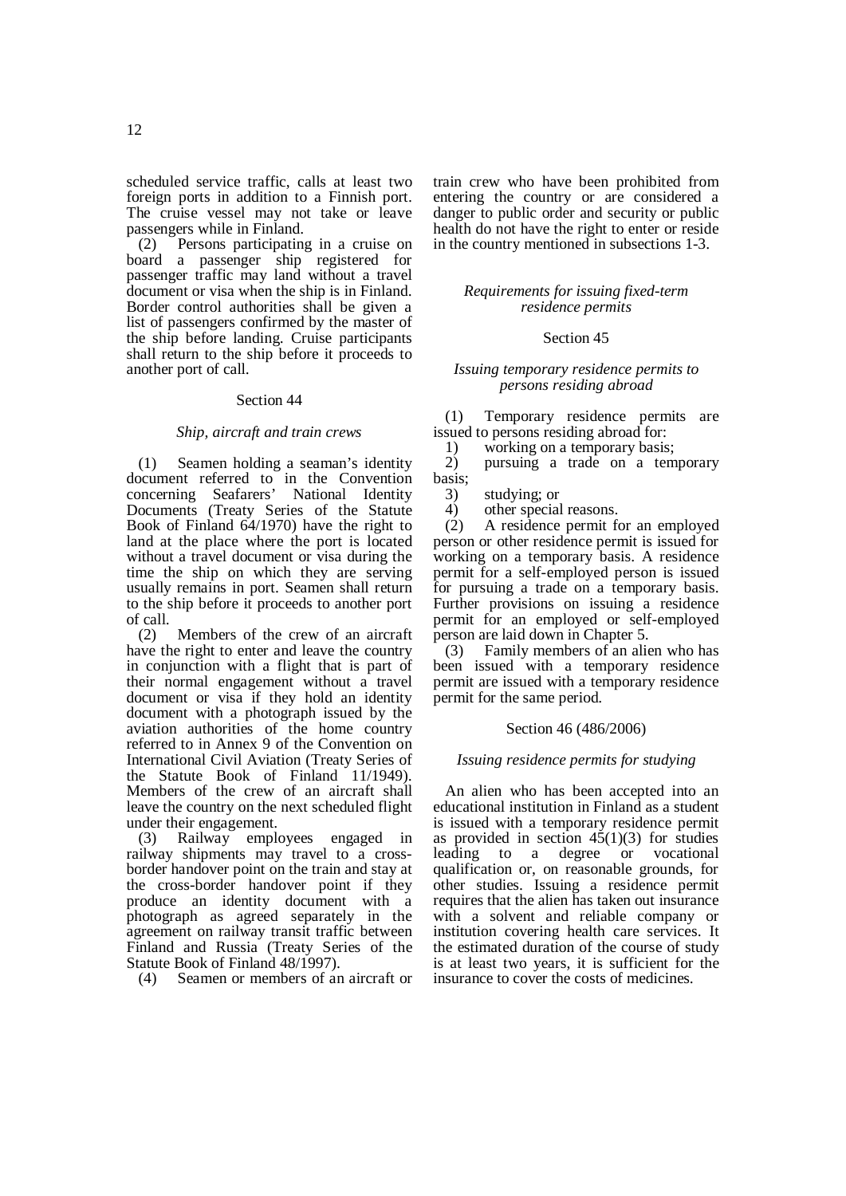scheduled service traffic, calls at least two foreign ports in addition to a Finnish port. The cruise vessel may not take or leave passengers while in Finland.

(2) Persons participating in a cruise on board a passenger ship registered for passenger traffic may land without a travel document or visa when the ship is in Finland. Border control authorities shall be given a list of passengers confirmed by the master of the ship before landing. Cruise participants shall return to the ship before it proceeds to another port of call.

Section 44

*Ship, aircraft and train crews*

(1) Seamen holding a seaman's identity document referred to in the Convention concerning Seafarers' National Identity Documents (Treaty Series of the Statute Book of Finland 64/1970) have the right to land at the place where the port is located without a travel document or visa during the time the ship on which they are serving usually remains in port. Seamen shall return to the ship before it proceeds to another port of call.

(2) Members of the crew of an aircraft have the right to enter and leave the country in conjunction with a flight that is part of their normal engagement without a travel document or visa if they hold an identity document with a photograph issued by the aviation authorities of the home country referred to in Annex 9 of the Convention on International Civil Aviation (Treaty Series of the Statute Book of Finland 11/1949). Members of the crew of an aircraft shall leave the country on the next scheduled flight under their engagement.

(3) Railway employees engaged in railway shipments may travel to a cross-border handover point on the train and stay at the cross-border handover point if they produce an identity document with a photograph as agreed separately in the agreement on railway transit traffic between Finland and Russia (Treaty Series of the Statute Book of Finland 48/1997).

(4) Seamen or members of an aircraft or train crew who have been prohibited from entering the country or are considered a danger to public order and security or public health do not have the right to enter or reside in the country mentioned in subsections 1-3.

*Requirements for issuing fixed-term residence permits*

Section 45

*Issuing temporary residence permits to persons residing abroad*

(1) Temporary residence permits are issued to persons residing abroad for:

1) working on a temporary basis;
2) pursuing a trade on a temporary basis;
3) studying; or
4) other special reasons.

(2) A residence permit for an employed person or other residence permit is issued for working on a temporary basis. A residence permit for a self-employed person is issued for pursuing a trade on a temporary basis. Further provisions on issuing a residence permit for an employed or self-employed person are laid down in Chapter 5.

(3) Family members of an alien who has been issued with a temporary residence permit are issued with a temporary residence permit for the same period.

Section 46 (486/2006)

*Issuing residence permits for studying*

An alien who has been accepted into an educational institution in Finland as a student is issued with a temporary residence permit as provided in section 45(1)(3) for studies leading to a degree or vocational qualification or, on reasonable grounds, for other studies. Issuing a residence permit requires that the alien has taken out insurance with a solvent and reliable company or institution covering health care services. It the estimated duration of the course of study is at least two years, it is sufficient for the insurance to cover the costs of medicines.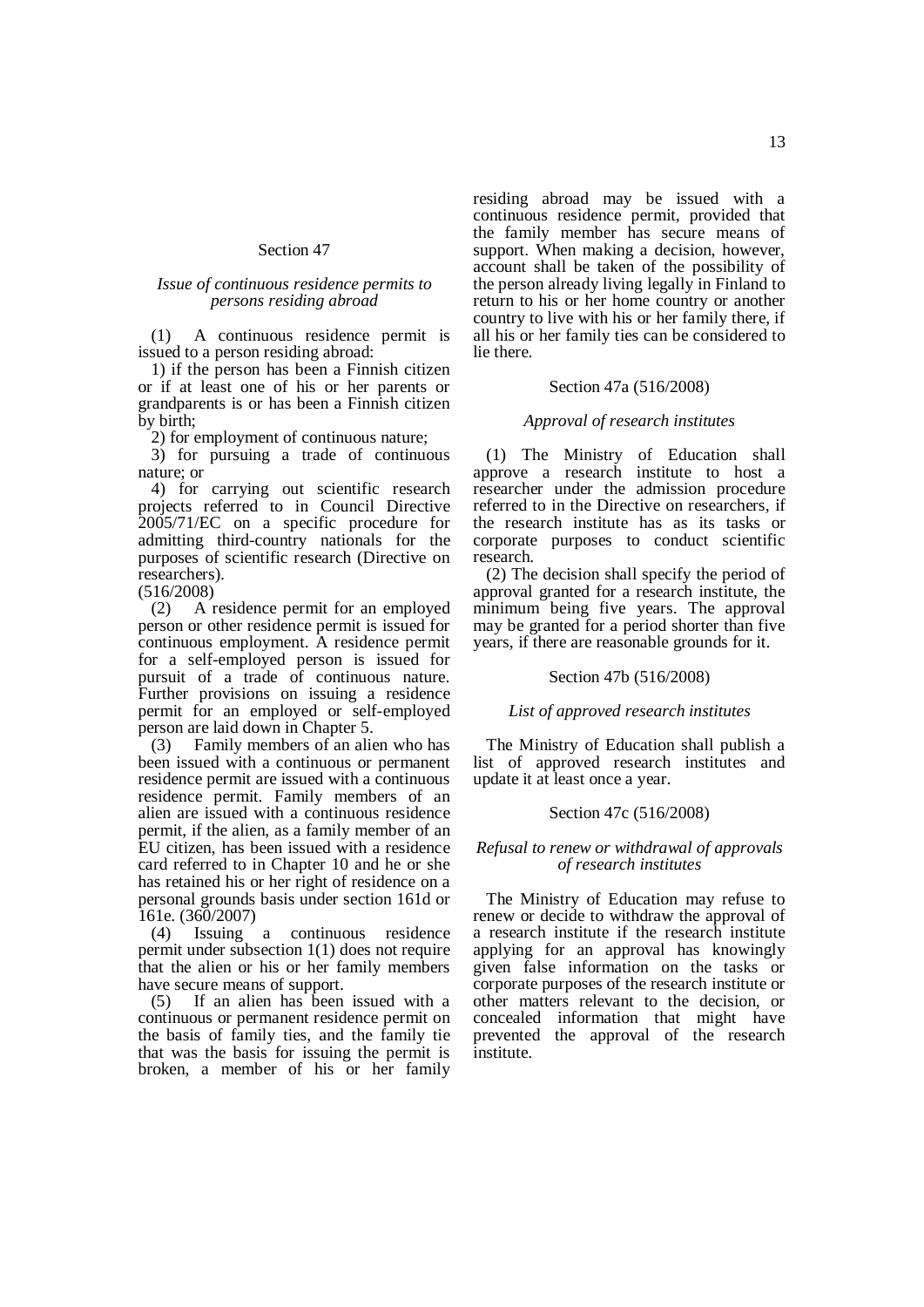### Section 47

*Issue of continuous residence permits to persons residing abroad*

(1) A continuous residence permit is issued to a person residing abroad:

1) if the person has been a Finnish citizen or if at least one of his or her parents or grandparents is or has been a Finnish citizen by birth;

2) for employment of continuous nature;

3) for pursuing a trade of continuous nature; or

4) for carrying out scientific research projects referred to in Council Directive 2005/71/EC on a specific procedure for admitting third-country nationals for the purposes of scientific research (Directive on researchers).

(516/2008)

(2) A residence permit for an employed person or other residence permit is issued for continuous employment. A residence permit for a self-employed person is issued for pursuit of a trade of continuous nature. Further provisions on issuing a residence permit for an employed or self-employed person are laid down in Chapter 5.

(3) Family members of an alien who has been issued with a continuous or permanent residence permit are issued with a continuous residence permit. Family members of an alien are issued with a continuous residence permit, if the alien, as a family member of an EU citizen, has been issued with a residence card referred to in Chapter 10 and he or she has retained his or her right of residence on a personal grounds basis under section 161d or 161e. (360/2007)

(4) Issuing a continuous residence permit under subsection 1(1) does not require that the alien or his or her family members have secure means of support.

(5) If an alien has been issued with a continuous or permanent residence permit on the basis of family ties, and the family tie that was the basis for issuing the permit is broken, a member of his or her family residing abroad may be issued with a continuous residence permit, provided that the family member has secure means of support. When making a decision, however, account shall be taken of the possibility of the person already living legally in Finland to return to his or her home country or another country to live with his or her family there, if all his or her family ties can be considered to lie there.

### Section 47a (516/2008)

*Approval of research institutes*

(1) The Ministry of Education shall approve a research institute to host a researcher under the admission procedure referred to in the Directive on researchers, if the research institute has as its tasks or corporate purposes to conduct scientific research.

(2) The decision shall specify the period of approval granted for a research institute, the minimum being five years. The approval may be granted for a period shorter than five years, if there are reasonable grounds for it.

### Section 47b (516/2008)

*List of approved research institutes*

The Ministry of Education shall publish a list of approved research institutes and update it at least once a year.

### Section 47c (516/2008)

*Refusal to renew or withdrawal of approvals of research institutes*

The Ministry of Education may refuse to renew or decide to withdraw the approval of a research institute if the research institute applying for an approval has knowingly given false information on the tasks or corporate purposes of the research institute or other matters relevant to the decision, or concealed information that might have prevented the approval of the research institute.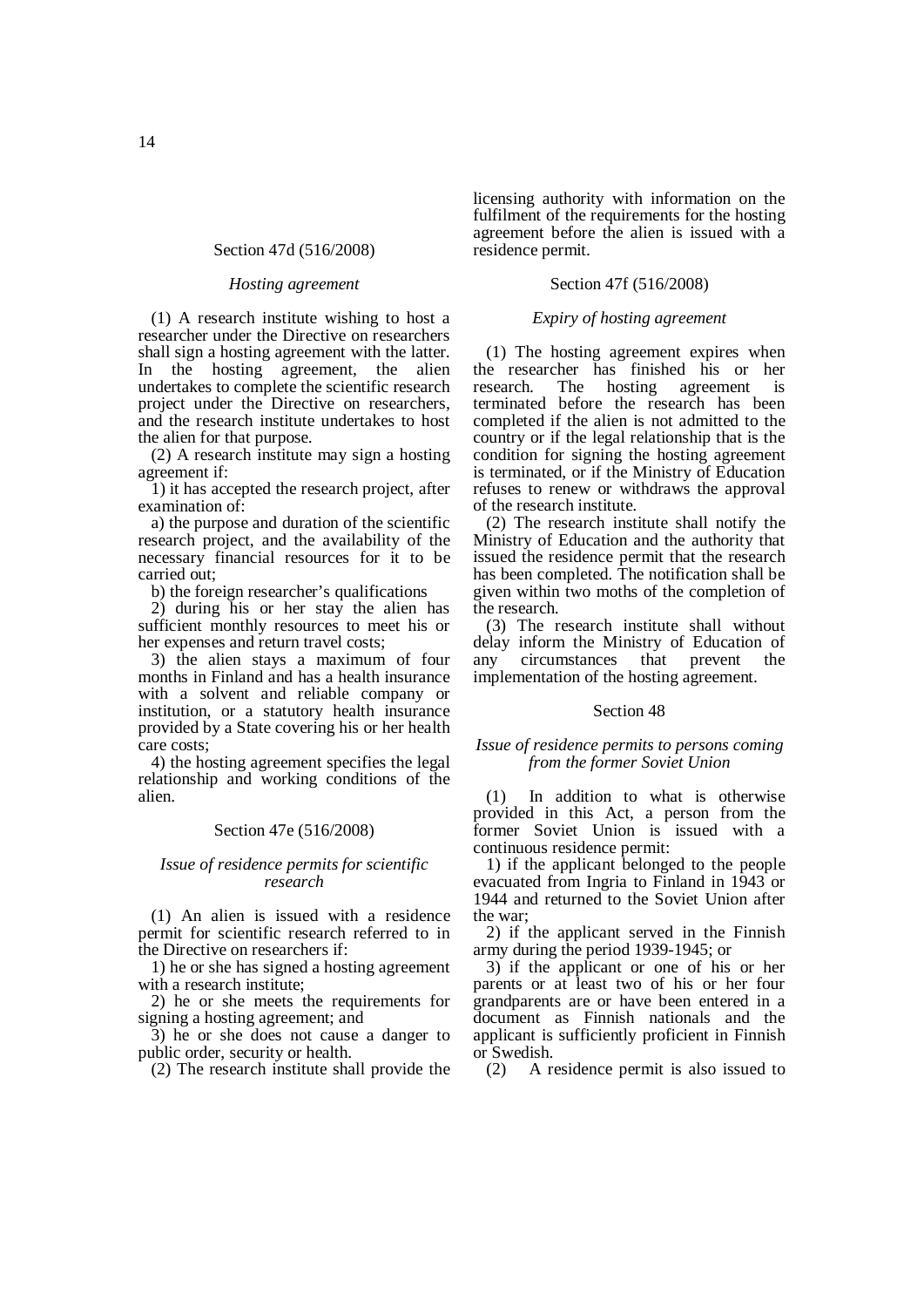### Section 47d (516/2008)

#### *Hosting agreement*

(1) A research institute wishing to host a researcher under the Directive on researchers shall sign a hosting agreement with the latter. In the hosting agreement, the alien undertakes to complete the scientific research project under the Directive on researchers, and the research institute undertakes to host the alien for that purpose.

(2) A research institute may sign a hosting agreement if:

1) it has accepted the research project, after examination of:

a) the purpose and duration of the scientific research project, and the availability of the necessary financial resources for it to be carried out;

b) the foreign researcher's qualifications

2) during his or her stay the alien has sufficient monthly resources to meet his or her expenses and return travel costs;

3) the alien stays a maximum of four months in Finland and has a health insurance with a solvent and reliable company or institution, or a statutory health insurance provided by a State covering his or her health care costs;

4) the hosting agreement specifies the legal relationship and working conditions of the alien.

### Section 47e (516/2008)

#### *Issue of residence permits for scientific research*

(1) An alien is issued with a residence permit for scientific research referred to in the Directive on researchers if:

1) he or she has signed a hosting agreement with a research institute;

2) he or she meets the requirements for signing a hosting agreement; and

3) he or she does not cause a danger to public order, security or health.

(2) The research institute shall provide the licensing authority with information on the fulfilment of the requirements for the hosting agreement before the alien is issued with a residence permit.

### Section 47f (516/2008)

#### *Expiry of hosting agreement*

(1) The hosting agreement expires when the researcher has finished his or her research. The hosting agreement is terminated before the research has been completed if the alien is not admitted to the country or if the legal relationship that is the condition for signing the hosting agreement is terminated, or if the Ministry of Education refuses to renew or withdraws the approval of the research institute.

(2) The research institute shall notify the Ministry of Education and the authority that issued the residence permit that the research has been completed. The notification shall be given within two moths of the completion of the research.

(3) The research institute shall without delay inform the Ministry of Education of any circumstances that prevent the implementation of the hosting agreement.

### Section 48

#### *Issue of residence permits to persons coming from the former Soviet Union*

(1) In addition to what is otherwise provided in this Act, a person from the former Soviet Union is issued with a continuous residence permit:

1) if the applicant belonged to the people evacuated from Ingria to Finland in 1943 or 1944 and returned to the Soviet Union after the war;

2) if the applicant served in the Finnish army during the period 1939-1945; or

3) if the applicant or one of his or her parents or at least two of his or her four grandparents are or have been entered in a document as Finnish nationals and the applicant is sufficiently proficient in Finnish or Swedish.

(2) A residence permit is also issued to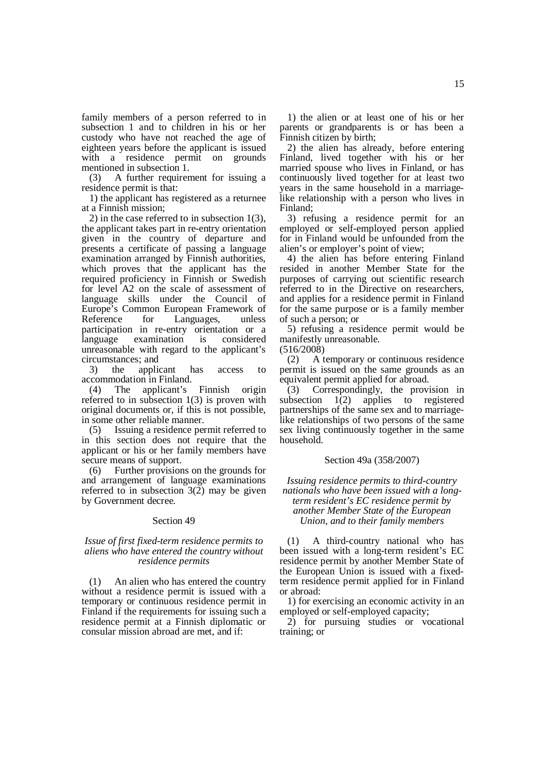family members of a person referred to in subsection 1 and to children in his or her custody who have not reached the age of eighteen years before the applicant is issued with a residence permit on grounds mentioned in subsection 1.

(3) A further requirement for issuing a residence permit is that:

1) the applicant has registered as a returnee at a Finnish mission;

2) in the case referred to in subsection 1(3), the applicant takes part in re-entry orientation given in the country of departure and presents a certificate of passing a language examination arranged by Finnish authorities, which proves that the applicant has the required proficiency in Finnish or Swedish for level A2 on the scale of assessment of language skills under the Council of Europe's Common European Framework of Reference for Languages, unless participation in re-entry orientation or a language examination is considered unreasonable with regard to the applicant's circumstances; and

3) the applicant has access to accommodation in Finland.

(4) The applicant's Finnish origin referred to in subsection 1(3) is proven with original documents or, if this is not possible, in some other reliable manner.

(5) Issuing a residence permit referred to in this section does not require that the applicant or his or her family members have secure means of support.

(6) Further provisions on the grounds for and arrangement of language examinations referred to in subsection 3(2) may be given by Government decree.

Section 49

*Issue of first fixed-term residence permits to aliens who have entered the country without residence permits*

(1) An alien who has entered the country without a residence permit is issued with a temporary or continuous residence permit in Finland if the requirements for issuing such a residence permit at a Finnish diplomatic or consular mission abroad are met, and if:

1) the alien or at least one of his or her parents or grandparents is or has been a Finnish citizen by birth;

2) the alien has already, before entering Finland, lived together with his or her married spouse who lives in Finland, or has continuously lived together for at least two years in the same household in a marriage-like relationship with a person who lives in Finland;

3) refusing a residence permit for an employed or self-employed person applied for in Finland would be unfounded from the alien's or employer's point of view;

4) the alien has before entering Finland resided in another Member State for the purposes of carrying out scientific research referred to in the Directive on researchers, and applies for a residence permit in Finland for the same purpose or is a family member of such a person; or

5) refusing a residence permit would be manifestly unreasonable.
(516/2008)

(2) A temporary or continuous residence permit is issued on the same grounds as an equivalent permit applied for abroad.

(3) Correspondingly, the provision in subsection 1(2) applies to registered partnerships of the same sex and to marriage-like relationships of two persons of the same sex living continuously together in the same household.

Section 49a (358/2007)

*Issuing residence permits to third-country nationals who have been issued with a long-term resident's EC residence permit by another Member State of the European Union, and to their family members*

(1) A third-country national who has been issued with a long-term resident's EC residence permit by another Member State of the European Union is issued with a fixed-term residence permit applied for in Finland or abroad:

1) for exercising an economic activity in an employed or self-employed capacity;

2) for pursuing studies or vocational training; or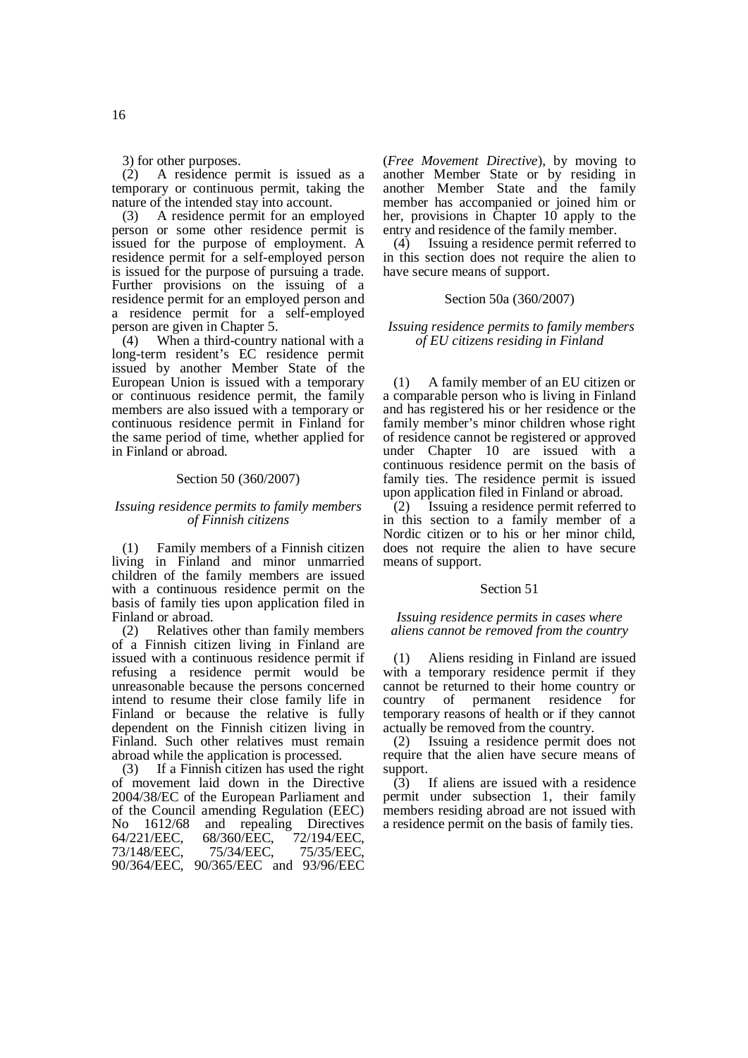3) for other purposes.

(2) A residence permit is issued as a temporary or continuous permit, taking the nature of the intended stay into account.

(3) A residence permit for an employed person or some other residence permit is issued for the purpose of employment. A residence permit for a self-employed person is issued for the purpose of pursuing a trade. Further provisions on the issuing of a residence permit for an employed person and a residence permit for a self-employed person are given in Chapter 5.

(4) When a third-country national with a long-term resident's EC residence permit issued by another Member State of the European Union is issued with a temporary or continuous residence permit, the family members are also issued with a temporary or continuous residence permit in Finland for the same period of time, whether applied for in Finland or abroad.

Section 50 (360/2007)

*Issuing residence permits to family members of Finnish citizens*

(1) Family members of a Finnish citizen living in Finland and minor unmarried children of the family members are issued with a continuous residence permit on the basis of family ties upon application filed in Finland or abroad.

(2) Relatives other than family members of a Finnish citizen living in Finland are issued with a continuous residence permit if refusing a residence permit would be unreasonable because the persons concerned intend to resume their close family life in Finland or because the relative is fully dependent on the Finnish citizen living in Finland. Such other relatives must remain abroad while the application is processed.

(3) If a Finnish citizen has used the right of movement laid down in the Directive 2004/38/EC of the European Parliament and of the Council amending Regulation (EEC) No 1612/68 and repealing Directives 64/221/EEC, 68/360/EEC, 72/194/EEC, 73/148/EEC, 75/34/EEC, 75/35/EEC, 90/364/EEC, 90/365/EEC and 93/96/EEC (*Free Movement Directive*), by moving to another Member State or by residing in another Member State and the family member has accompanied or joined him or her, provisions in Chapter 10 apply to the entry and residence of the family member.

(4) Issuing a residence permit referred to in this section does not require the alien to have secure means of support.

Section 50a (360/2007)

*Issuing residence permits to family members of EU citizens residing in Finland*

(1) A family member of an EU citizen or a comparable person who is living in Finland and has registered his or her residence or the family member's minor children whose right of residence cannot be registered or approved under Chapter 10 are issued with a continuous residence permit on the basis of family ties. The residence permit is issued upon application filed in Finland or abroad.

(2) Issuing a residence permit referred to in this section to a family member of a Nordic citizen or to his or her minor child, does not require the alien to have secure means of support.

Section 51

*Issuing residence permits in cases where aliens cannot be removed from the country*

(1) Aliens residing in Finland are issued with a temporary residence permit if they cannot be returned to their home country or country of permanent residence for temporary reasons of health or if they cannot actually be removed from the country.

(2) Issuing a residence permit does not require that the alien have secure means of support.

(3) If aliens are issued with a residence permit under subsection 1, their family members residing abroad are not issued with a residence permit on the basis of family ties.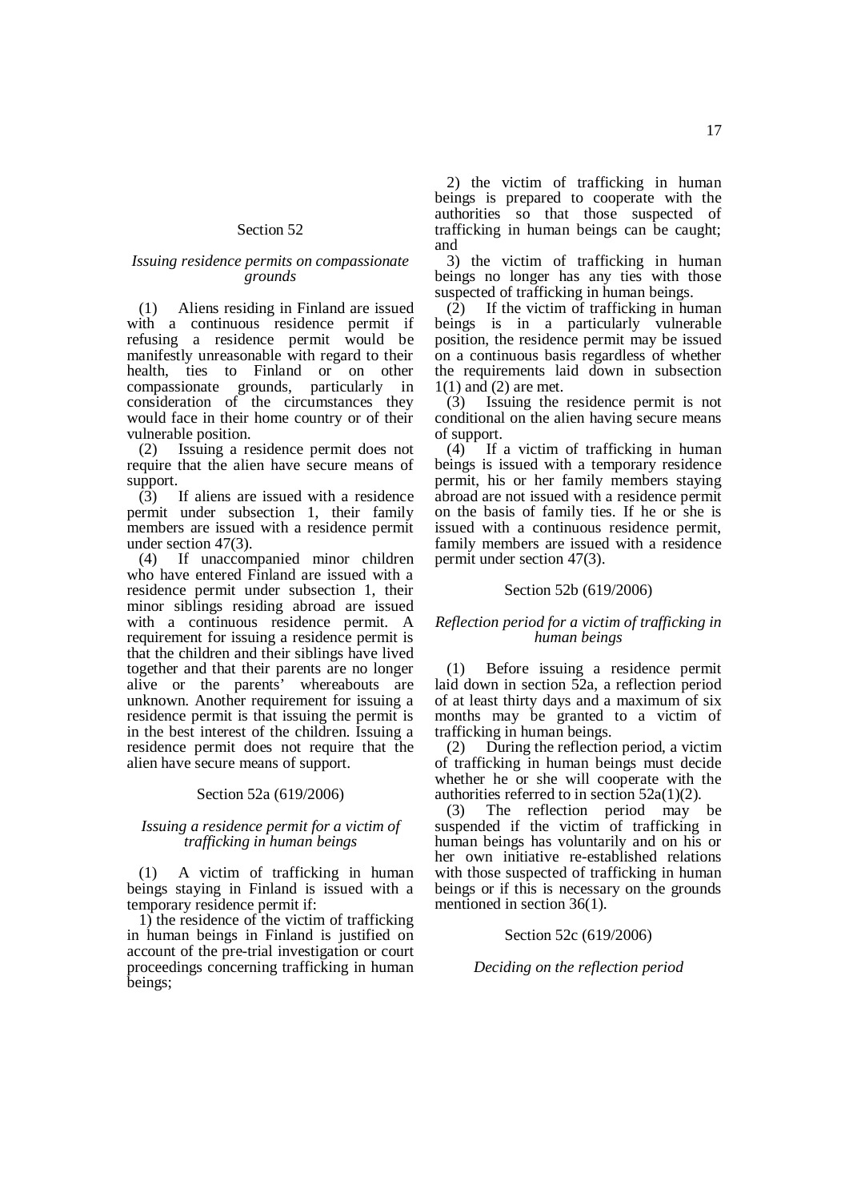### Section 52

*Issuing residence permits on compassionate grounds*

(1) Aliens residing in Finland are issued with a continuous residence permit if refusing a residence permit would be manifestly unreasonable with regard to their health, ties to Finland or on other compassionate grounds, particularly in consideration of the circumstances they would face in their home country or of their vulnerable position.

(2) Issuing a residence permit does not require that the alien have secure means of support.

(3) If aliens are issued with a residence permit under subsection 1, their family members are issued with a residence permit under section 47(3).

(4) If unaccompanied minor children who have entered Finland are issued with a residence permit under subsection 1, their minor siblings residing abroad are issued with a continuous residence permit. A requirement for issuing a residence permit is that the children and their siblings have lived together and that their parents are no longer alive or the parents' whereabouts are unknown. Another requirement for issuing a residence permit is that issuing the permit is in the best interest of the children. Issuing a residence permit does not require that the alien have secure means of support.

### Section 52a (619/2006)

*Issuing a residence permit for a victim of trafficking in human beings*

(1) A victim of trafficking in human beings staying in Finland is issued with a temporary residence permit if:

1) the residence of the victim of trafficking in human beings in Finland is justified on account of the pre-trial investigation or court proceedings concerning trafficking in human beings;

2) the victim of trafficking in human beings is prepared to cooperate with the authorities so that those suspected of trafficking in human beings can be caught; and

3) the victim of trafficking in human beings no longer has any ties with those suspected of trafficking in human beings.

(2) If the victim of trafficking in human beings is in a particularly vulnerable position, the residence permit may be issued on a continuous basis regardless of whether the requirements laid down in subsection 1(1) and (2) are met.

(3) Issuing the residence permit is not conditional on the alien having secure means of support.

(4) If a victim of trafficking in human beings is issued with a temporary residence permit, his or her family members staying abroad are not issued with a residence permit on the basis of family ties. If he or she is issued with a continuous residence permit, family members are issued with a residence permit under section 47(3).

### Section 52b (619/2006)

*Reflection period for a victim of trafficking in human beings*

(1) Before issuing a residence permit laid down in section 52a, a reflection period of at least thirty days and a maximum of six months may be granted to a victim of trafficking in human beings.

(2) During the reflection period, a victim of trafficking in human beings must decide whether he or she will cooperate with the authorities referred to in section 52a(1)(2).

(3) The reflection period may be suspended if the victim of trafficking in human beings has voluntarily and on his or her own initiative re-established relations with those suspected of trafficking in human beings or if this is necessary on the grounds mentioned in section 36(1).

### Section 52c (619/2006)

*Deciding on the reflection period*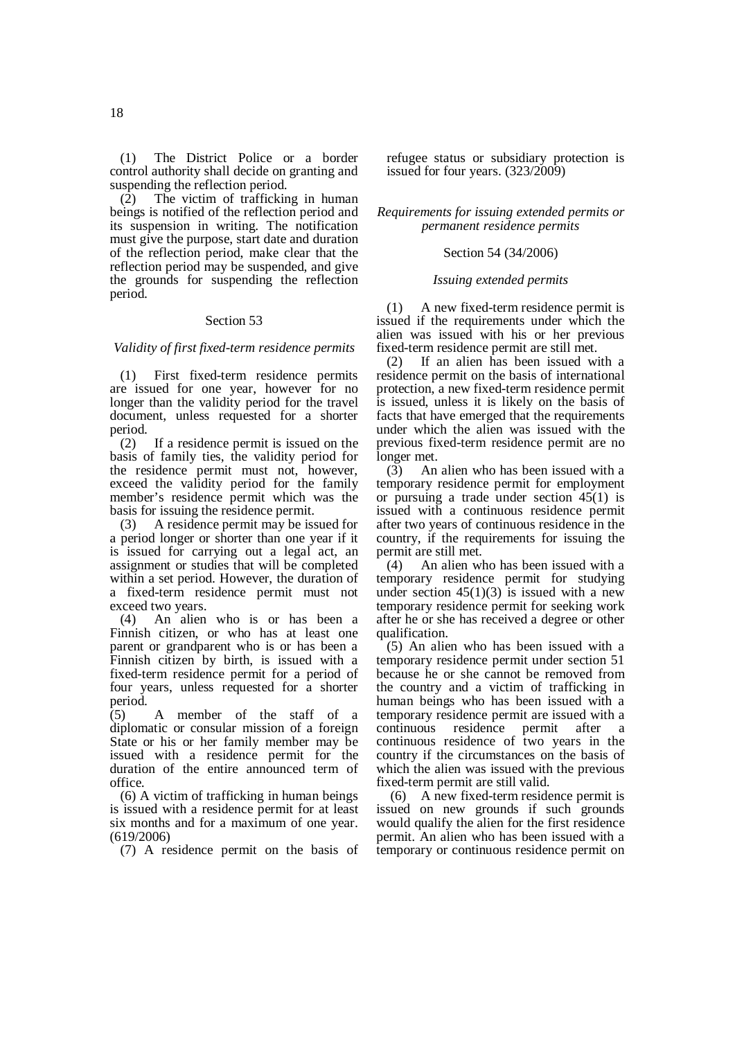(1) The District Police or a border control authority shall decide on granting and suspending the reflection period.

(2) The victim of trafficking in human beings is notified of the reflection period and its suspension in writing. The notification must give the purpose, start date and duration of the reflection period, make clear that the reflection period may be suspended, and give the grounds for suspending the reflection period.

Section 53

*Validity of first fixed-term residence permits*

(1) First fixed-term residence permits are issued for one year, however for no longer than the validity period for the travel document, unless requested for a shorter period.

(2) If a residence permit is issued on the basis of family ties, the validity period for the residence permit must not, however, exceed the validity period for the family member's residence permit which was the basis for issuing the residence permit.

(3) A residence permit may be issued for a period longer or shorter than one year if it is issued for carrying out a legal act, an assignment or studies that will be completed within a set period. However, the duration of a fixed-term residence permit must not exceed two years.

(4) An alien who is or has been a Finnish citizen, or who has at least one parent or grandparent who is or has been a Finnish citizen by birth, is issued with a fixed-term residence permit for a period of four years, unless requested for a shorter period.

(5) A member of the staff of a diplomatic or consular mission of a foreign State or his or her family member may be issued with a residence permit for the duration of the entire announced term of office.

(6) A victim of trafficking in human beings is issued with a residence permit for at least six months and for a maximum of one year. (619/2006)

(7) A residence permit on the basis of refugee status or subsidiary protection is issued for four years. (323/2009)

*Requirements for issuing extended permits or permanent residence permits*

Section 54 (34/2006)

*Issuing extended permits*

(1) A new fixed-term residence permit is issued if the requirements under which the alien was issued with his or her previous fixed-term residence permit are still met.

(2) If an alien has been issued with a residence permit on the basis of international protection, a new fixed-term residence permit is issued, unless it is likely on the basis of facts that have emerged that the requirements under which the alien was issued with the previous fixed-term residence permit are no longer met.

(3) An alien who has been issued with a temporary residence permit for employment or pursuing a trade under section 45(1) is issued with a continuous residence permit after two years of continuous residence in the country, if the requirements for issuing the permit are still met.

(4) An alien who has been issued with a temporary residence permit for studying under section 45(1)(3) is issued with a new temporary residence permit for seeking work after he or she has received a degree or other qualification.

(5) An alien who has been issued with a temporary residence permit under section 51 because he or she cannot be removed from the country and a victim of trafficking in human beings who has been issued with a temporary residence permit are issued with a continuous residence permit after a continuous residence of two years in the country if the circumstances on the basis of which the alien was issued with the previous fixed-term permit are still valid.

(6) A new fixed-term residence permit is issued on new grounds if such grounds would qualify the alien for the first residence permit. An alien who has been issued with a temporary or continuous residence permit on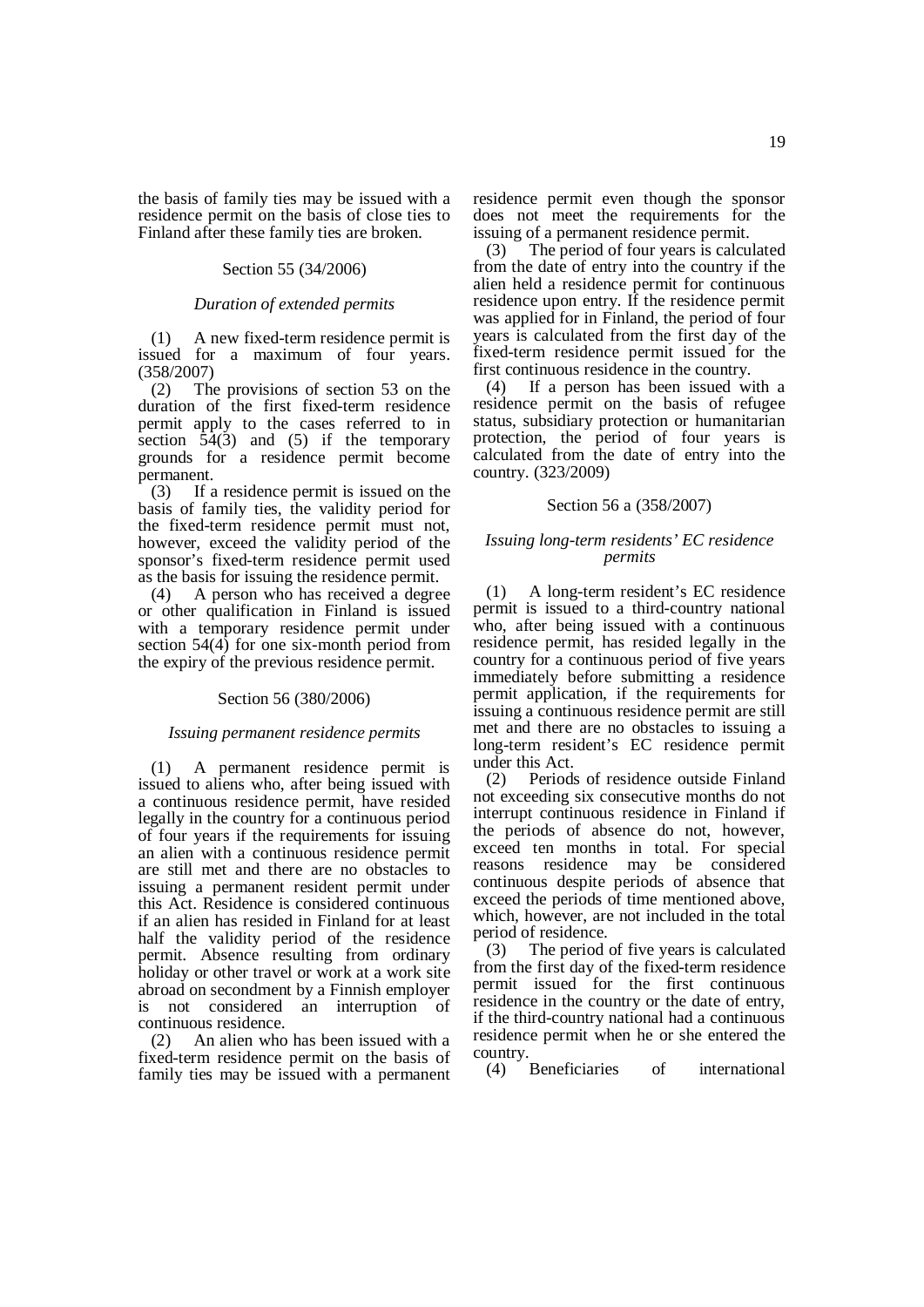the basis of family ties may be issued with a residence permit on the basis of close ties to Finland after these family ties are broken.

Section 55 (34/2006)

*Duration of extended permits*

(1) A new fixed-term residence permit is issued for a maximum of four years. (358/2007)

(2) The provisions of section 53 on the duration of the first fixed-term residence permit apply to the cases referred to in section 54(3) and (5) if the temporary grounds for a residence permit become permanent.

(3) If a residence permit is issued on the basis of family ties, the validity period for the fixed-term residence permit must not, however, exceed the validity period of the sponsor's fixed-term residence permit used as the basis for issuing the residence permit.

(4) A person who has received a degree or other qualification in Finland is issued with a temporary residence permit under section 54(4) for one six-month period from the expiry of the previous residence permit.

Section 56 (380/2006)

*Issuing permanent residence permits*

(1) A permanent residence permit is issued to aliens who, after being issued with a continuous residence permit, have resided legally in the country for a continuous period of four years if the requirements for issuing an alien with a continuous residence permit are still met and there are no obstacles to issuing a permanent resident permit under this Act. Residence is considered continuous if an alien has resided in Finland for at least half the validity period of the residence permit. Absence resulting from ordinary holiday or other travel or work at a work site abroad on secondment by a Finnish employer is not considered an interruption of continuous residence.

(2) An alien who has been issued with a fixed-term residence permit on the basis of family ties may be issued with a permanent residence permit even though the sponsor does not meet the requirements for the issuing of a permanent residence permit.

(3) The period of four years is calculated from the date of entry into the country if the alien held a residence permit for continuous residence upon entry. If the residence permit was applied for in Finland, the period of four years is calculated from the first day of the fixed-term residence permit issued for the first continuous residence in the country.

(4) If a person has been issued with a residence permit on the basis of refugee status, subsidiary protection or humanitarian protection, the period of four years is calculated from the date of entry into the country. (323/2009)

Section 56 a (358/2007)

*Issuing long-term residents' EC residence permits*

(1) A long-term resident's EC residence permit is issued to a third-country national who, after being issued with a continuous residence permit, has resided legally in the country for a continuous period of five years immediately before submitting a residence permit application, if the requirements for issuing a continuous residence permit are still met and there are no obstacles to issuing a long-term resident's EC residence permit under this Act.

(2) Periods of residence outside Finland not exceeding six consecutive months do not interrupt continuous residence in Finland if the periods of absence do not, however, exceed ten months in total. For special reasons residence may be considered continuous despite periods of absence that exceed the periods of time mentioned above, which, however, are not included in the total period of residence.

(3) The period of five years is calculated from the first day of the fixed-term residence permit issued for the first continuous residence in the country or the date of entry, if the third-country national had a continuous residence permit when he or she entered the country.

(4) Beneficiaries of international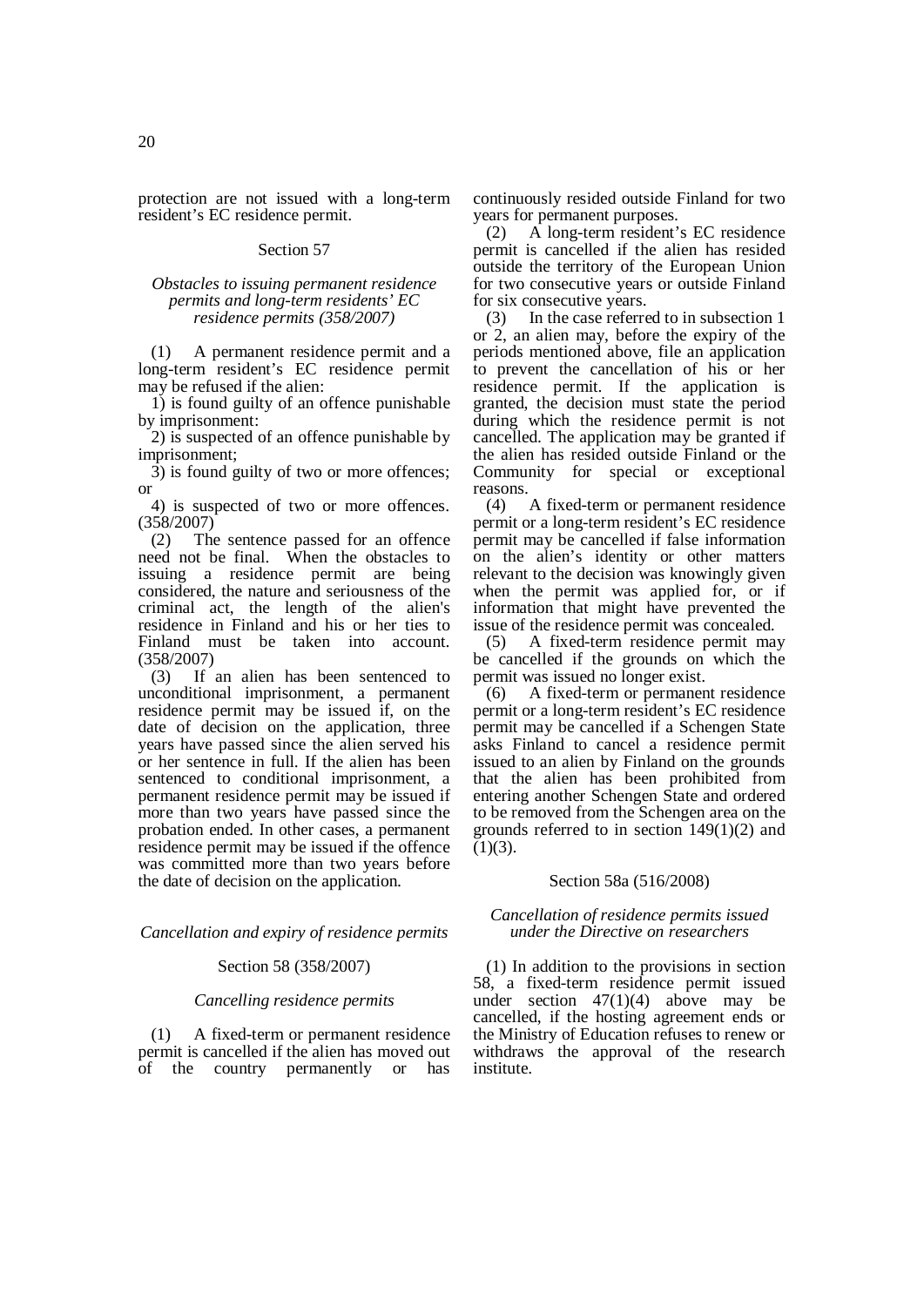protection are not issued with a long-term resident's EC residence permit.

Section 57

*Obstacles to issuing permanent residence permits and long-term residents' EC residence permits (358/2007)*

(1) A permanent residence permit and a long-term resident's EC residence permit may be refused if the alien:

1) is found guilty of an offence punishable by imprisonment:

2) is suspected of an offence punishable by imprisonment;

3) is found guilty of two or more offences; or

4) is suspected of two or more offences. (358/2007)

(2) The sentence passed for an offence need not be final. When the obstacles to issuing a residence permit are being considered, the nature and seriousness of the criminal act, the length of the alien's residence in Finland and his or her ties to Finland must be taken into account. (358/2007)

(3) If an alien has been sentenced to unconditional imprisonment, a permanent residence permit may be issued if, on the date of decision on the application, three years have passed since the alien served his or her sentence in full. If the alien has been sentenced to conditional imprisonment, a permanent residence permit may be issued if more than two years have passed since the probation ended. In other cases, a permanent residence permit may be issued if the offence was committed more than two years before the date of decision on the application.

*Cancellation and expiry of residence permits*

Section 58 (358/2007)

*Cancelling residence permits*

(1) A fixed-term or permanent residence permit is cancelled if the alien has moved out of the country permanently or has continuously resided outside Finland for two years for permanent purposes.

(2) A long-term resident's EC residence permit is cancelled if the alien has resided outside the territory of the European Union for two consecutive years or outside Finland for six consecutive years.

(3) In the case referred to in subsection 1 or 2, an alien may, before the expiry of the periods mentioned above, file an application to prevent the cancellation of his or her residence permit. If the application is granted, the decision must state the period during which the residence permit is not cancelled. The application may be granted if the alien has resided outside Finland or the Community for special or exceptional reasons.

(4) A fixed-term or permanent residence permit or a long-term resident's EC residence permit may be cancelled if false information on the alien's identity or other matters relevant to the decision was knowingly given when the permit was applied for, or if information that might have prevented the issue of the residence permit was concealed.

(5) A fixed-term residence permit may be cancelled if the grounds on which the permit was issued no longer exist.

(6) A fixed-term or permanent residence permit or a long-term resident's EC residence permit may be cancelled if a Schengen State asks Finland to cancel a residence permit issued to an alien by Finland on the grounds that the alien has been prohibited from entering another Schengen State and ordered to be removed from the Schengen area on the grounds referred to in section 149(1)(2) and (1)(3).

Section 58a (516/2008)

*Cancellation of residence permits issued under the Directive on researchers*

(1) In addition to the provisions in section 58, a fixed-term residence permit issued under section 47(1)(4) above may be cancelled, if the hosting agreement ends or the Ministry of Education refuses to renew or withdraws the approval of the research institute.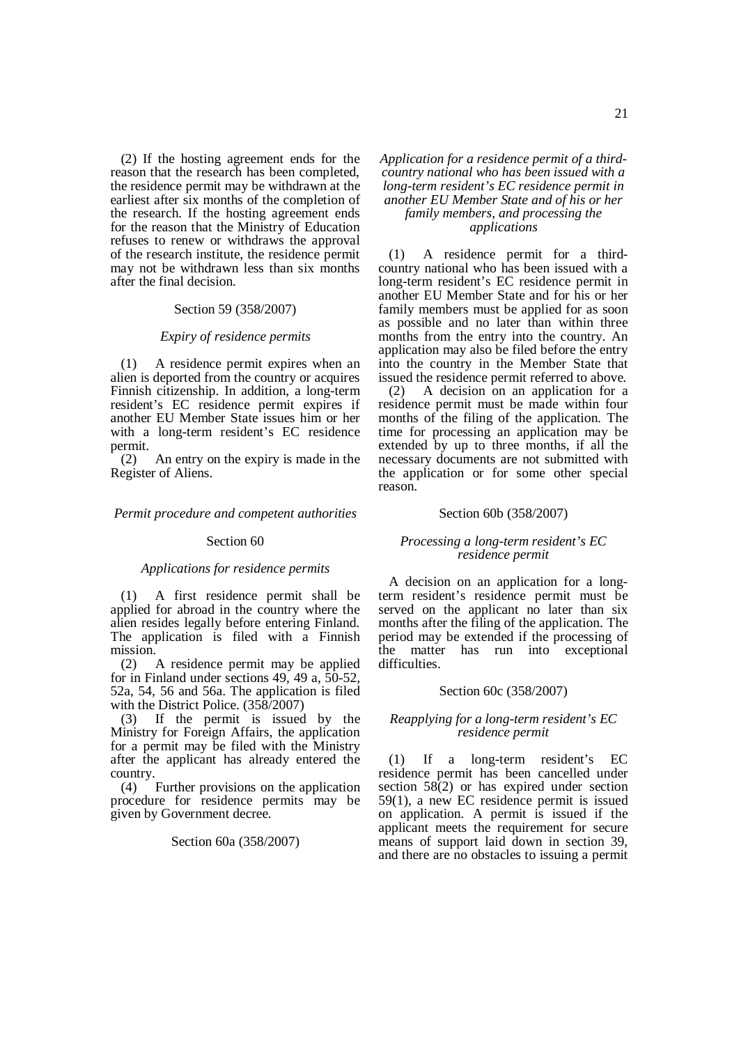(2) If the hosting agreement ends for the reason that the research has been completed, the residence permit may be withdrawn at the earliest after six months of the completion of the research. If the hosting agreement ends for the reason that the Ministry of Education refuses to renew or withdraws the approval of the research institute, the residence permit may not be withdrawn less than six months after the final decision.

Section 59 (358/2007)

*Expiry of residence permits*

(1) A residence permit expires when an alien is deported from the country or acquires Finnish citizenship. In addition, a long-term resident's EC residence permit expires if another EU Member State issues him or her with a long-term resident's EC residence permit.
(2) An entry on the expiry is made in the Register of Aliens.

*Permit procedure and competent authorities*

Section 60

*Applications for residence permits*

(1) A first residence permit shall be applied for abroad in the country where the alien resides legally before entering Finland. The application is filed with a Finnish mission.
(2) A residence permit may be applied for in Finland under sections 49, 49 a, 50-52, 52a, 54, 56 and 56a. The application is filed with the District Police. (358/2007)
(3) If the permit is issued by the Ministry for Foreign Affairs, the application for a permit may be filed with the Ministry after the applicant has already entered the country.
(4) Further provisions on the application procedure for residence permits may be given by Government decree.

Section 60a (358/2007)

*Application for a residence permit of a third-country national who has been issued with a long-term resident's EC residence permit in another EU Member State and of his or her family members, and processing the applications*

(1) A residence permit for a third-country national who has been issued with a long-term resident's EC residence permit in another EU Member State and for his or her family members must be applied for as soon as possible and no later than within three months from the entry into the country. An application may also be filed before the entry into the country in the Member State that issued the residence permit referred to above.
(2) A decision on an application for a residence permit must be made within four months of the filing of the application. The time for processing an application may be extended by up to three months, if all the necessary documents are not submitted with the application or for some other special reason.

Section 60b (358/2007)

*Processing a long-term resident's EC residence permit*

A decision on an application for a long-term resident's residence permit must be served on the applicant no later than six months after the filing of the application. The period may be extended if the processing of the matter has run into exceptional difficulties.

Section 60c (358/2007)

*Reapplying for a long-term resident's EC residence permit*

(1) If a long-term resident's EC residence permit has been cancelled under section 58(2) or has expired under section 59(1), a new EC residence permit is issued on application. A permit is issued if the applicant meets the requirement for secure means of support laid down in section 39, and there are no obstacles to issuing a permit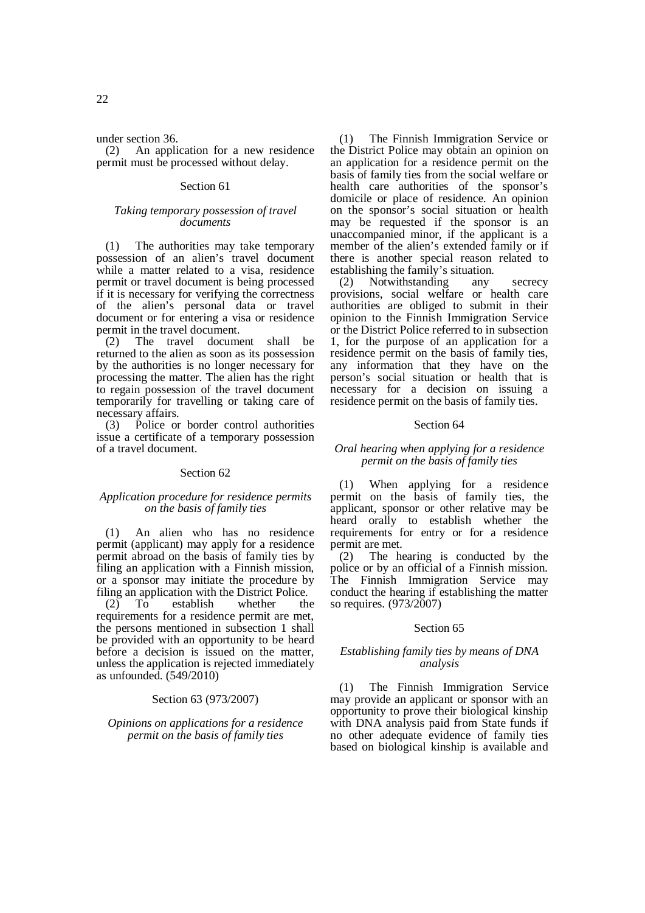under section 36.

(2) An application for a new residence permit must be processed without delay.

Section 61

*Taking temporary possession of travel documents*

(1) The authorities may take temporary possession of an alien's travel document while a matter related to a visa, residence permit or travel document is being processed if it is necessary for verifying the correctness of the alien's personal data or travel document or for entering a visa or residence permit in the travel document.

(2) The travel document shall be returned to the alien as soon as its possession by the authorities is no longer necessary for processing the matter. The alien has the right to regain possession of the travel document temporarily for travelling or taking care of necessary affairs.

(3) Police or border control authorities issue a certificate of a temporary possession of a travel document.

Section 62

*Application procedure for residence permits on the basis of family ties*

(1) An alien who has no residence permit (applicant) may apply for a residence permit abroad on the basis of family ties by filing an application with a Finnish mission, or a sponsor may initiate the procedure by filing an application with the District Police.

(2) To establish whether the requirements for a residence permit are met, the persons mentioned in subsection 1 shall be provided with an opportunity to be heard before a decision is issued on the matter, unless the application is rejected immediately as unfounded. (549/2010)

Section 63 (973/2007)

*Opinions on applications for a residence permit on the basis of family ties*

(1) The Finnish Immigration Service or the District Police may obtain an opinion on an application for a residence permit on the basis of family ties from the social welfare or health care authorities of the sponsor's domicile or place of residence. An opinion on the sponsor's social situation or health may be requested if the sponsor is an unaccompanied minor, if the applicant is a member of the alien's extended family or if there is another special reason related to establishing the family's situation.

(2) Notwithstanding any secrecy provisions, social welfare or health care authorities are obliged to submit in their opinion to the Finnish Immigration Service or the District Police referred to in subsection 1, for the purpose of an application for a residence permit on the basis of family ties, any information that they have on the person's social situation or health that is necessary for a decision on issuing a residence permit on the basis of family ties.

Section 64

*Oral hearing when applying for a residence permit on the basis of family ties*

(1) When applying for a residence permit on the basis of family ties, the applicant, sponsor or other relative may be heard orally to establish whether the requirements for entry or for a residence permit are met.

(2) The hearing is conducted by the police or by an official of a Finnish mission. The Finnish Immigration Service may conduct the hearing if establishing the matter so requires. (973/2007)

Section 65

*Establishing family ties by means of DNA analysis*

(1) The Finnish Immigration Service may provide an applicant or sponsor with an opportunity to prove their biological kinship with DNA analysis paid from State funds if no other adequate evidence of family ties based on biological kinship is available and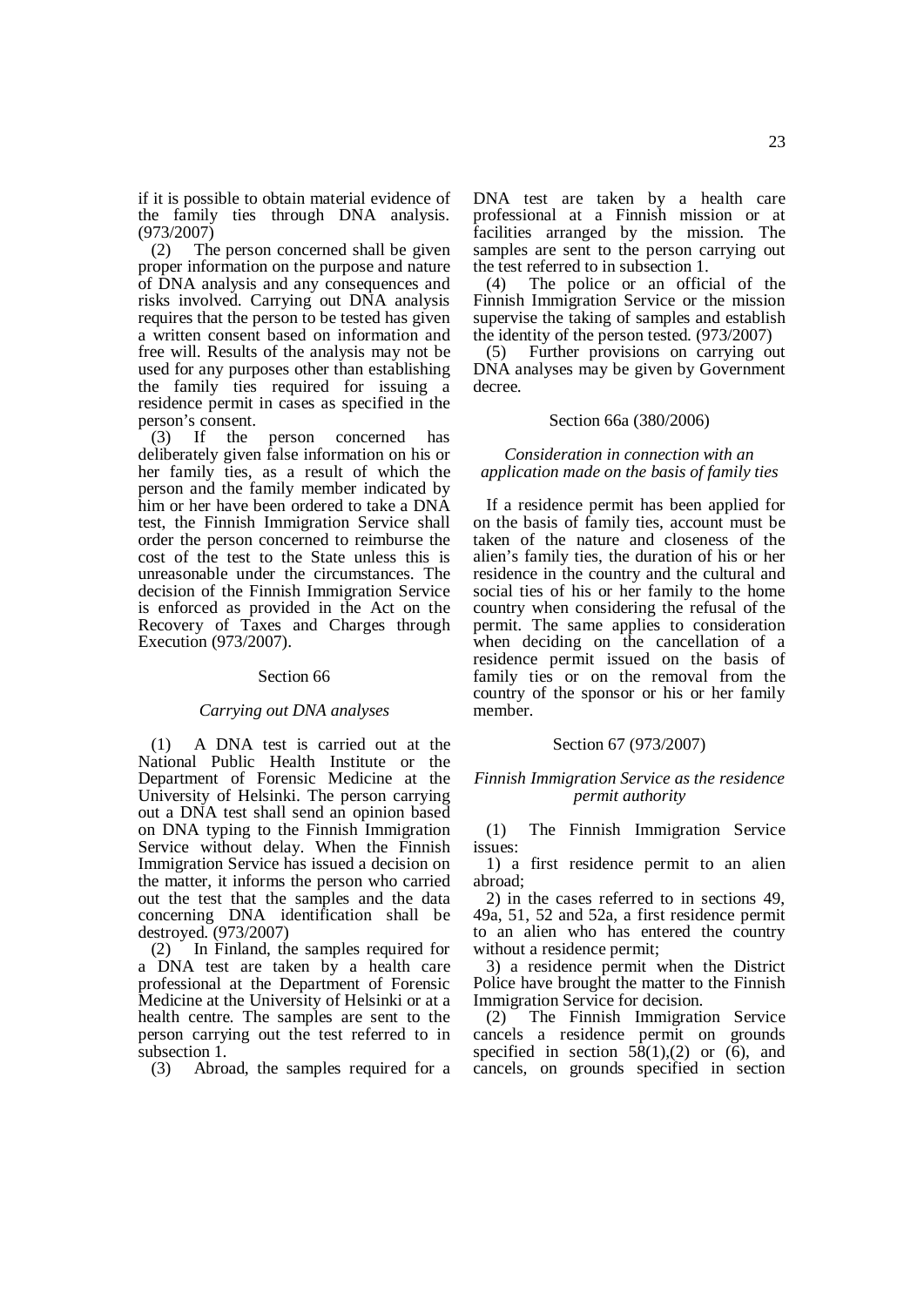if it is possible to obtain material evidence of the family ties through DNA analysis. (973/2007)

(2) The person concerned shall be given proper information on the purpose and nature of DNA analysis and any consequences and risks involved. Carrying out DNA analysis requires that the person to be tested has given a written consent based on information and free will. Results of the analysis may not be used for any purposes other than establishing the family ties required for issuing a residence permit in cases as specified in the person's consent.

(3) If the person concerned has deliberately given false information on his or her family ties, as a result of which the person and the family member indicated by him or her have been ordered to take a DNA test, the Finnish Immigration Service shall order the person concerned to reimburse the cost of the test to the State unless this is unreasonable under the circumstances. The decision of the Finnish Immigration Service is enforced as provided in the Act on the Recovery of Taxes and Charges through Execution (973/2007).

Section 66

*Carrying out DNA analyses*

(1) A DNA test is carried out at the National Public Health Institute or the Department of Forensic Medicine at the University of Helsinki. The person carrying out a DNA test shall send an opinion based on DNA typing to the Finnish Immigration Service without delay. When the Finnish Immigration Service has issued a decision on the matter, it informs the person who carried out the test that the samples and the data concerning DNA identification shall be destroyed. (973/2007)

(2) In Finland, the samples required for a DNA test are taken by a health care professional at the Department of Forensic Medicine at the University of Helsinki or at a health centre. The samples are sent to the person carrying out the test referred to in subsection 1.

(3) Abroad, the samples required for a DNA test are taken by a health care professional at a Finnish mission or at facilities arranged by the mission. The samples are sent to the person carrying out the test referred to in subsection 1.

(4) The police or an official of the Finnish Immigration Service or the mission supervise the taking of samples and establish the identity of the person tested. (973/2007)

(5) Further provisions on carrying out DNA analyses may be given by Government decree.

Section 66a (380/2006)

*Consideration in connection with an application made on the basis of family ties*

If a residence permit has been applied for on the basis of family ties, account must be taken of the nature and closeness of the alien's family ties, the duration of his or her residence in the country and the cultural and social ties of his or her family to the home country when considering the refusal of the permit. The same applies to consideration when deciding on the cancellation of a residence permit issued on the basis of family ties or on the removal from the country of the sponsor or his or her family member.

Section 67 (973/2007)

*Finnish Immigration Service as the residence permit authority*

(1) The Finnish Immigration Service issues:

1) a first residence permit to an alien abroad;

2) in the cases referred to in sections 49, 49a, 51, 52 and 52a, a first residence permit to an alien who has entered the country without a residence permit;

3) a residence permit when the District Police have brought the matter to the Finnish Immigration Service for decision.

(2) The Finnish Immigration Service cancels a residence permit on grounds specified in section 58(1),(2) or (6), and cancels, on grounds specified in section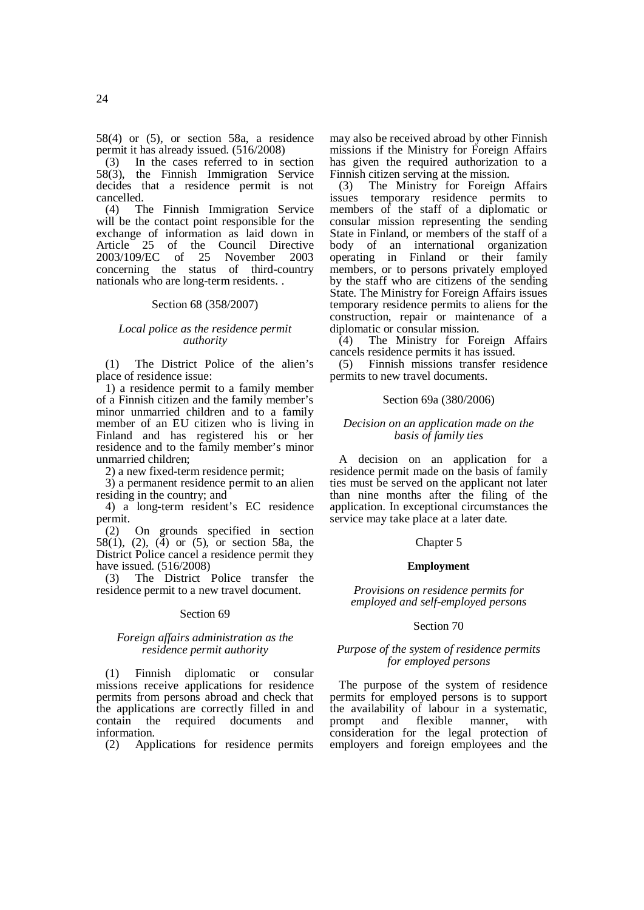58(4) or (5), or section 58a, a residence permit it has already issued. (516/2008)

(3) In the cases referred to in section 58(3), the Finnish Immigration Service decides that a residence permit is not cancelled.

(4) The Finnish Immigration Service will be the contact point responsible for the exchange of information as laid down in Article 25 of the Council Directive 2003/109/EC of 25 November 2003 concerning the status of third-country nationals who are long-term residents. .

Section 68 (358/2007)

*Local police as the residence permit authority*

(1) The District Police of the alien's place of residence issue:

1) a residence permit to a family member of a Finnish citizen and the family member's minor unmarried children and to a family member of an EU citizen who is living in Finland and has registered his or her residence and to the family member's minor unmarried children;

2) a new fixed-term residence permit;

3) a permanent residence permit to an alien residing in the country; and

4) a long-term resident's EC residence permit.

(2) On grounds specified in section 58(1), (2), (4) or (5), or section 58a, the District Police cancel a residence permit they have issued. (516/2008)

(3) The District Police transfer the residence permit to a new travel document.

Section 69

*Foreign affairs administration as the residence permit authority*

(1) Finnish diplomatic or consular missions receive applications for residence permits from persons abroad and check that the applications are correctly filled in and contain the required documents and information.

(2) Applications for residence permits may also be received abroad by other Finnish missions if the Ministry for Foreign Affairs has given the required authorization to a Finnish citizen serving at the mission.

(3) The Ministry for Foreign Affairs issues temporary residence permits to members of the staff of a diplomatic or consular mission representing the sending State in Finland, or members of the staff of a body of an international organization operating in Finland or their family members, or to persons privately employed by the staff who are citizens of the sending State. The Ministry for Foreign Affairs issues temporary residence permits to aliens for the construction, repair or maintenance of a diplomatic or consular mission.

(4) The Ministry for Foreign Affairs cancels residence permits it has issued.

(5) Finnish missions transfer residence permits to new travel documents.

Section 69a (380/2006)

*Decision on an application made on the basis of family ties*

A decision on an application for a residence permit made on the basis of family ties must be served on the applicant not later than nine months after the filing of the application. In exceptional circumstances the service may take place at a later date.

Chapter 5

**Employment**

*Provisions on residence permits for employed and self-employed persons*

Section 70

*Purpose of the system of residence permits for employed persons*

The purpose of the system of residence permits for employed persons is to support the availability of labour in a systematic, prompt and flexible manner, with consideration for the legal protection of employers and foreign employees and the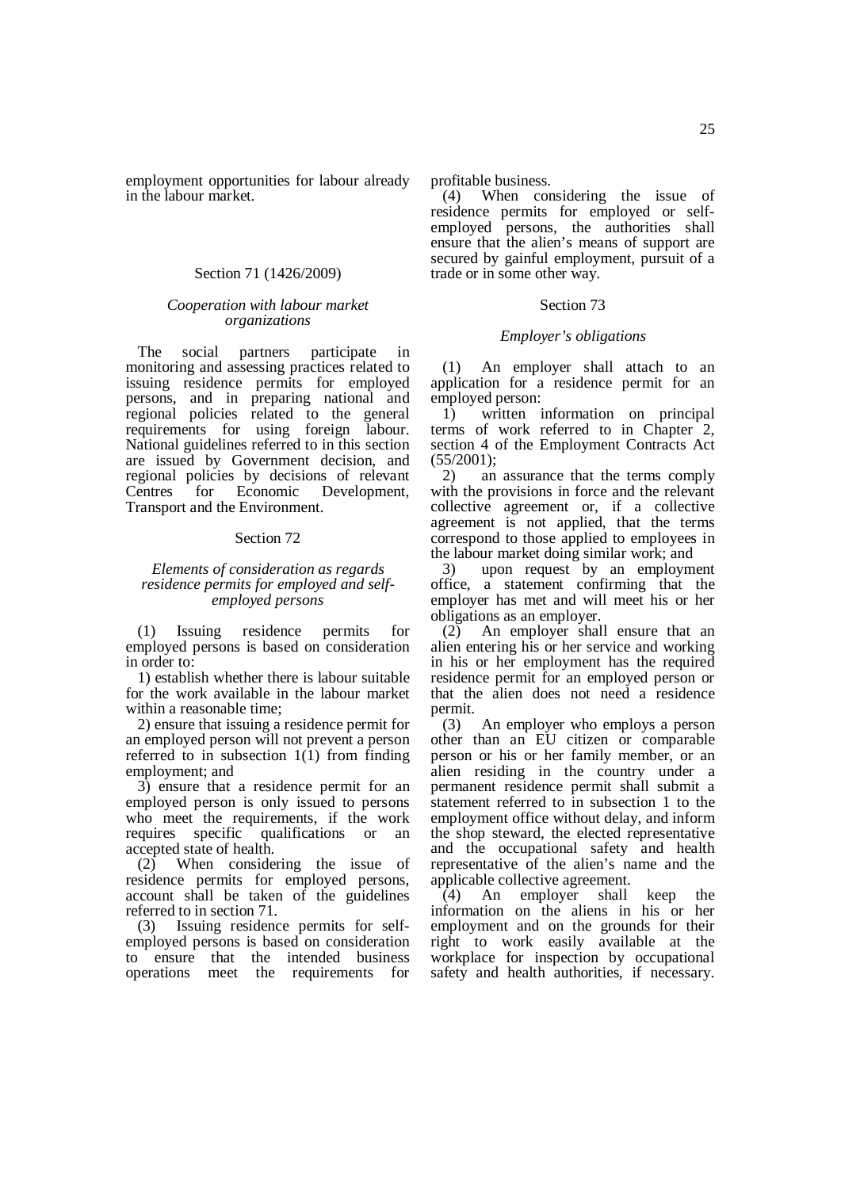employment opportunities for labour already in the labour market.

### Section 71 (1426/2009)

#### *Cooperation with labour market organizations*

The social partners participate in monitoring and assessing practices related to issuing residence permits for employed persons, and in preparing national and regional policies related to the general requirements for using foreign labour. National guidelines referred to in this section are issued by Government decision, and regional policies by decisions of relevant Centres for Economic Development, Transport and the Environment.

### Section 72

#### *Elements of consideration as regards residence permits for employed and self-employed persons*

(1) Issuing residence permits for employed persons is based on consideration in order to:

1) establish whether there is labour suitable for the work available in the labour market within a reasonable time;

2) ensure that issuing a residence permit for an employed person will not prevent a person referred to in subsection 1(1) from finding employment; and

3) ensure that a residence permit for an employed person is only issued to persons who meet the requirements, if the work requires specific qualifications or an accepted state of health.

(2) When considering the issue of residence permits for employed persons, account shall be taken of the guidelines referred to in section 71.

(3) Issuing residence permits for self-employed persons is based on consideration to ensure that the intended business operations meet the requirements for profitable business.

(4) When considering the issue of residence permits for employed or self-employed persons, the authorities shall ensure that the alien's means of support are secured by gainful employment, pursuit of a trade or in some other way.

### Section 73

#### *Employer's obligations*

(1) An employer shall attach to an application for a residence permit for an employed person:

1) written information on principal terms of work referred to in Chapter 2, section 4 of the Employment Contracts Act (55/2001);

2) an assurance that the terms comply with the provisions in force and the relevant collective agreement or, if a collective agreement is not applied, that the terms correspond to those applied to employees in the labour market doing similar work; and

3) upon request by an employment office, a statement confirming that the employer has met and will meet his or her obligations as an employer.

(2) An employer shall ensure that an alien entering his or her service and working in his or her employment has the required residence permit for an employed person or that the alien does not need a residence permit.

(3) An employer who employs a person other than an EU citizen or comparable person or his or her family member, or an alien residing in the country under a permanent residence permit shall submit a statement referred to in subsection 1 to the employment office without delay, and inform the shop steward, the elected representative and the occupational safety and health representative of the alien's name and the applicable collective agreement.

(4) An employer shall keep the information on the aliens in his or her employment and on the grounds for their right to work easily available at the workplace for inspection by occupational safety and health authorities, if necessary.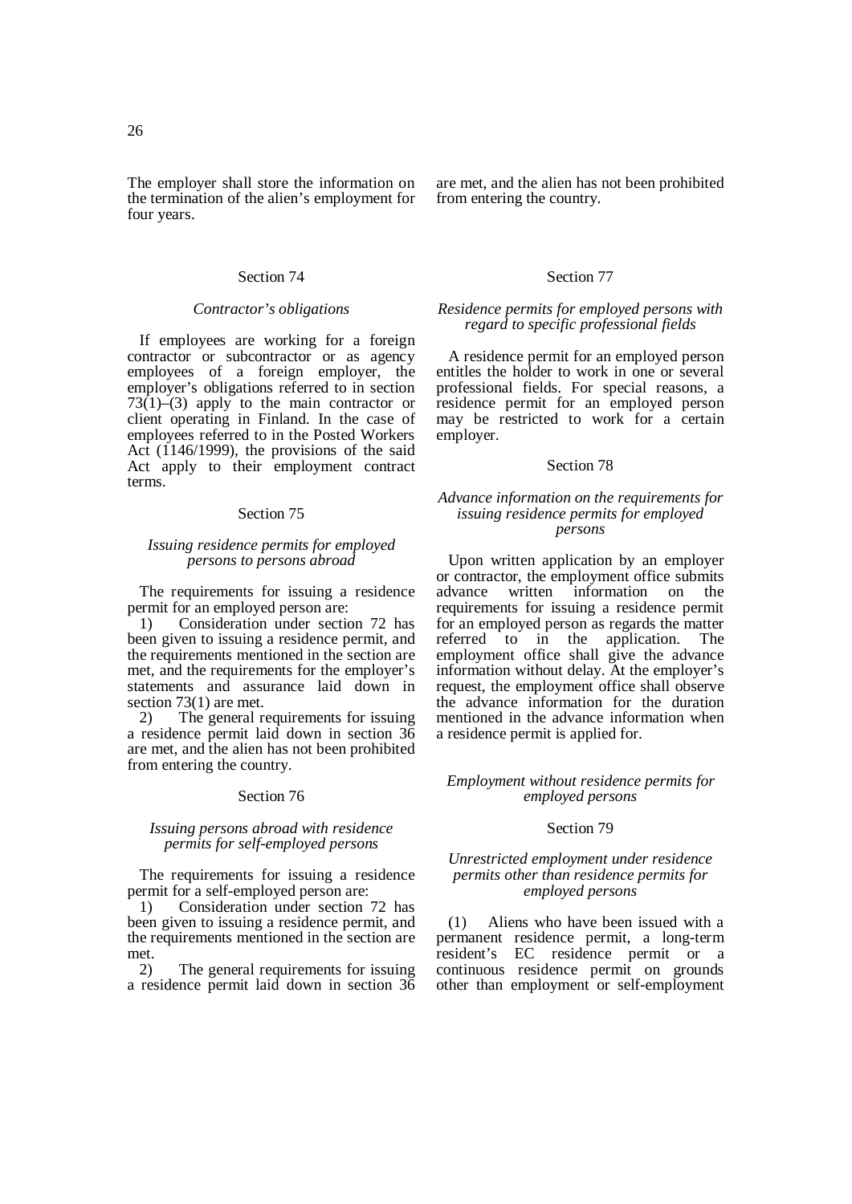The employer shall store the information on the termination of the alien's employment for four years.

### Section 74

#### *Contractor's obligations*

If employees are working for a foreign contractor or subcontractor or as agency employees of a foreign employer, the employer's obligations referred to in section 73(1)–(3) apply to the main contractor or client operating in Finland. In the case of employees referred to in the Posted Workers Act (1146/1999), the provisions of the said Act apply to their employment contract terms.

### Section 75

#### *Issuing residence permits for employed persons to persons abroad*

The requirements for issuing a residence permit for an employed person are:

1) Consideration under section 72 has been given to issuing a residence permit, and the requirements mentioned in the section are met, and the requirements for the employer's statements and assurance laid down in section 73(1) are met.

2) The general requirements for issuing a residence permit laid down in section 36 are met, and the alien has not been prohibited from entering the country.

### Section 76

#### *Issuing persons abroad with residence permits for self-employed persons*

The requirements for issuing a residence permit for a self-employed person are:

1) Consideration under section 72 has been given to issuing a residence permit, and the requirements mentioned in the section are met.

2) The general requirements for issuing a residence permit laid down in section 36 are met, and the alien has not been prohibited from entering the country.

### Section 77

#### *Residence permits for employed persons with regard to specific professional fields*

A residence permit for an employed person entitles the holder to work in one or several professional fields. For special reasons, a residence permit for an employed person may be restricted to work for a certain employer.

### Section 78

#### *Advance information on the requirements for issuing residence permits for employed persons*

Upon written application by an employer or contractor, the employment office submits advance written information on the requirements for issuing a residence permit for an employed person as regards the matter referred to in the application. The employment office shall give the advance information without delay. At the employer's request, the employment office shall observe the advance information for the duration mentioned in the advance information when a residence permit is applied for.

## *Employment without residence permits for employed persons*

### Section 79

#### *Unrestricted employment under residence permits other than residence permits for employed persons*

(1) Aliens who have been issued with a permanent residence permit, a long-term resident's EC residence permit or a continuous residence permit on grounds other than employment or self-employment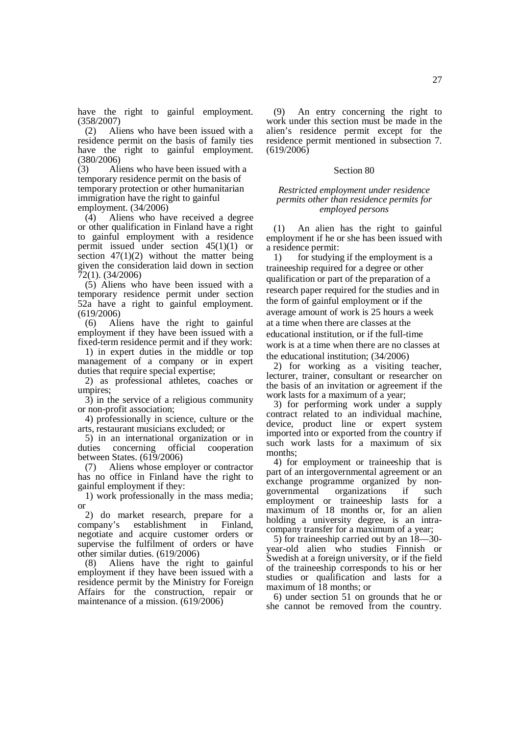have the right to gainful employment. (358/2007)

(2) Aliens who have been issued with a residence permit on the basis of family ties have the right to gainful employment. (380/2006)

(3) Aliens who have been issued with a temporary residence permit on the basis of temporary protection or other humanitarian immigration have the right to gainful employment. (34/2006)

(4) Aliens who have received a degree or other qualification in Finland have a right to gainful employment with a residence permit issued under section 45(1)(1) or section 47(1)(2) without the matter being given the consideration laid down in section 72(1). (34/2006)

(5) Aliens who have been issued with a temporary residence permit under section 52a have a right to gainful employment. (619/2006)

(6) Aliens have the right to gainful employment if they have been issued with a fixed-term residence permit and if they work:

1) in expert duties in the middle or top management of a company or in expert duties that require special expertise;

2) as professional athletes, coaches or umpires;

3) in the service of a religious community or non-profit association;

4) professionally in science, culture or the arts, restaurant musicians excluded; or

5) in an international organization or in duties concerning official cooperation between States. (619/2006)

(7) Aliens whose employer or contractor has no office in Finland have the right to gainful employment if they:

1) work professionally in the mass media; or

2) do market research, prepare for a company's establishment in Finland, negotiate and acquire customer orders or supervise the fulfilment of orders or have other similar duties. (619/2006)

(8) Aliens have the right to gainful employment if they have been issued with a residence permit by the Ministry for Foreign Affairs for the construction, repair or maintenance of a mission. (619/2006)

(9) An entry concerning the right to work under this section must be made in the alien's residence permit except for the residence permit mentioned in subsection 7. (619/2006)

## Section 80

### *Restricted employment under residence permits other than residence permits for employed persons*

(1) An alien has the right to gainful employment if he or she has been issued with a residence permit:

1) for studying if the employment is a traineeship required for a degree or other qualification or part of the preparation of a research paper required for the studies and in the form of gainful employment or if the average amount of work is 25 hours a week at a time when there are classes at the educational institution, or if the full-time work is at a time when there are no classes at the educational institution; (34/2006)

2) for working as a visiting teacher, lecturer, trainer, consultant or researcher on the basis of an invitation or agreement if the work lasts for a maximum of a year;

3) for performing work under a supply contract related to an individual machine, device, product line or expert system imported into or exported from the country if such work lasts for a maximum of six months;

4) for employment or traineeship that is part of an intergovernmental agreement or an exchange programme organized by non-governmental organizations if such employment or traineeship lasts for a maximum of 18 months or, for an alien holding a university degree, is an intra-company transfer for a maximum of a year;

5) for traineeship carried out by an 18—30-year-old alien who studies Finnish or Swedish at a foreign university, or if the field of the traineeship corresponds to his or her studies or qualification and lasts for a maximum of 18 months; or

6) under section 51 on grounds that he or she cannot be removed from the country.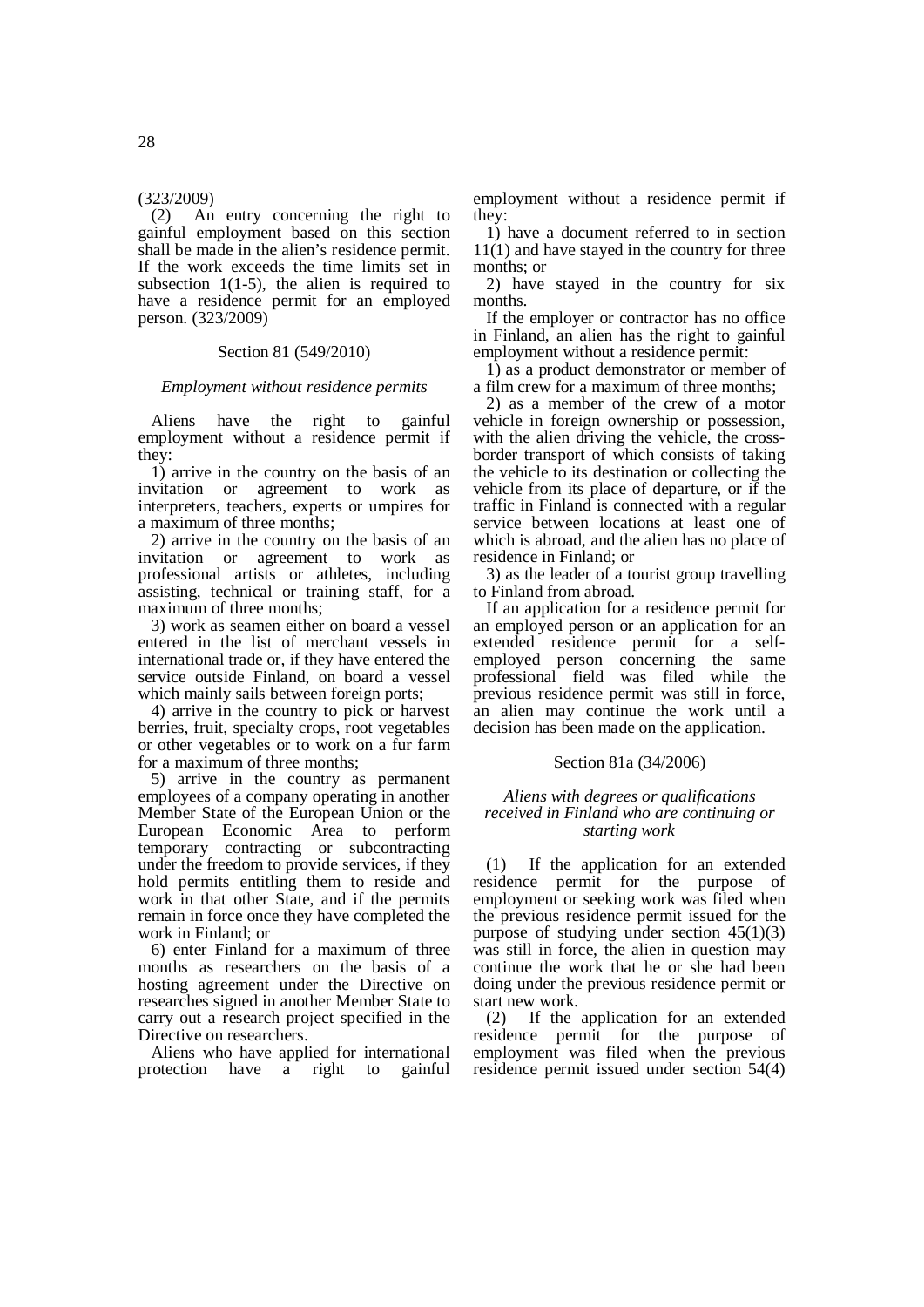(323/2009)

(2) An entry concerning the right to gainful employment based on this section shall be made in the alien's residence permit. If the work exceeds the time limits set in subsection 1(1-5), the alien is required to have a residence permit for an employed person. (323/2009)

### Section 81 (549/2010)

#### *Employment without residence permits*

Aliens have the right to gainful employment without a residence permit if they:

1) arrive in the country on the basis of an invitation or agreement to work as interpreters, teachers, experts or umpires for a maximum of three months;

2) arrive in the country on the basis of an invitation or agreement to work as professional artists or athletes, including assisting, technical or training staff, for a maximum of three months;

3) work as seamen either on board a vessel entered in the list of merchant vessels in international trade or, if they have entered the service outside Finland, on board a vessel which mainly sails between foreign ports;

4) arrive in the country to pick or harvest berries, fruit, specialty crops, root vegetables or other vegetables or to work on a fur farm for a maximum of three months;

5) arrive in the country as permanent employees of a company operating in another Member State of the European Union or the European Economic Area to perform temporary contracting or subcontracting under the freedom to provide services, if they hold permits entitling them to reside and work in that other State, and if the permits remain in force once they have completed the work in Finland; or

6) enter Finland for a maximum of three months as researchers on the basis of a hosting agreement under the Directive on researchers signed in another Member State to carry out a research project specified in the Directive on researchers.

Aliens who have applied for international protection have a right to gainful employment without a residence permit if they:

1) have a document referred to in section 11(1) and have stayed in the country for three months; or

2) have stayed in the country for six months.

If the employer or contractor has no office in Finland, an alien has the right to gainful employment without a residence permit:

1) as a product demonstrator or member of a film crew for a maximum of three months;

2) as a member of the crew of a motor vehicle in foreign ownership or possession, with the alien driving the vehicle, the cross-border transport of which consists of taking the vehicle to its destination or collecting the vehicle from its place of departure, or if the traffic in Finland is connected with a regular service between locations at least one of which is abroad, and the alien has no place of residence in Finland; or

3) as the leader of a tourist group travelling to Finland from abroad.

If an application for a residence permit for an employed person or an application for an extended residence permit for a self-employed person concerning the same professional field was filed while the previous residence permit was still in force, an alien may continue the work until a decision has been made on the application.

### Section 81a (34/2006)

#### *Aliens with degrees or qualifications received in Finland who are continuing or starting work*

(1) If the application for an extended residence permit for the purpose of employment or seeking work was filed when the previous residence permit issued for the purpose of studying under section 45(1)(3) was still in force, the alien in question may continue the work that he or she had been doing under the previous residence permit or start new work.

(2) If the application for an extended residence permit for the purpose of employment was filed when the previous residence permit issued under section 54(4)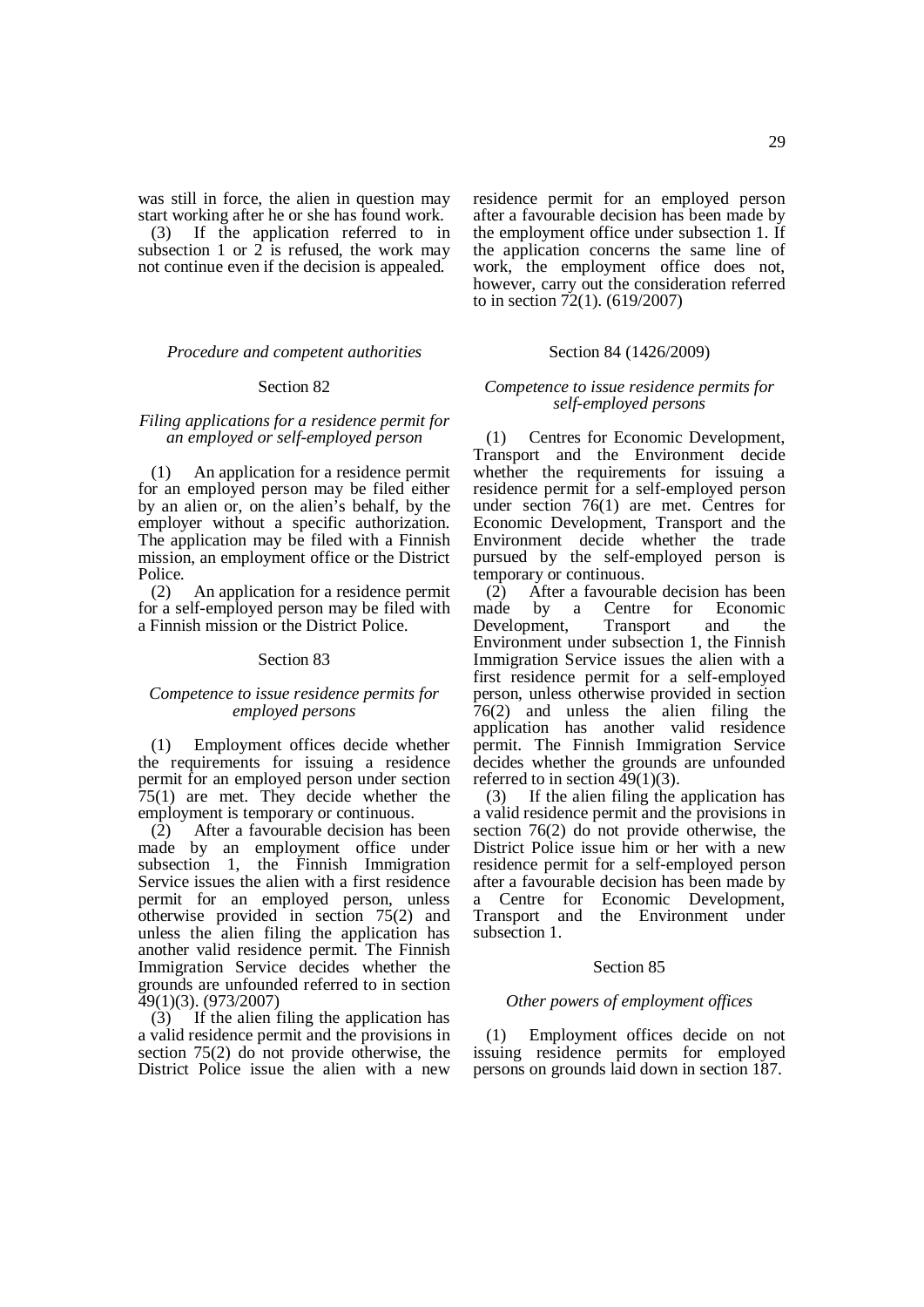was still in force, the alien in question may start working after he or she has found work.

(3) If the application referred to in subsection 1 or 2 is refused, the work may not continue even if the decision is appealed.

*Procedure and competent authorities*

Section 82

*Filing applications for a residence permit for an employed or self-employed person*

(1) An application for a residence permit for an employed person may be filed either by an alien or, on the alien's behalf, by the employer without a specific authorization. The application may be filed with a Finnish mission, an employment office or the District Police.

(2) An application for a residence permit for a self-employed person may be filed with a Finnish mission or the District Police.

Section 83

*Competence to issue residence permits for employed persons*

(1) Employment offices decide whether the requirements for issuing a residence permit for an employed person under section 75(1) are met. They decide whether the employment is temporary or continuous.

(2) After a favourable decision has been made by an employment office under subsection 1, the Finnish Immigration Service issues the alien with a first residence permit for an employed person, unless otherwise provided in section 75(2) and unless the alien filing the application has another valid residence permit. The Finnish Immigration Service decides whether the grounds are unfounded referred to in section 49(1)(3). (973/2007)

(3) If the alien filing the application has a valid residence permit and the provisions in section 75(2) do not provide otherwise, the District Police issue the alien with a new residence permit for an employed person after a favourable decision has been made by the employment office under subsection 1. If the application concerns the same line of work, the employment office does not, however, carry out the consideration referred to in section 72(1). (619/2007)

Section 84 (1426/2009)

*Competence to issue residence permits for self-employed persons*

(1) Centres for Economic Development, Transport and the Environment decide whether the requirements for issuing a residence permit for a self-employed person under section 76(1) are met. Centres for Economic Development, Transport and the Environment decide whether the trade pursued by the self-employed person is temporary or continuous.

(2) After a favourable decision has been made by a Centre for Economic Development, Transport and the Environment under subsection 1, the Finnish Immigration Service issues the alien with a first residence permit for a self-employed person, unless otherwise provided in section 76(2) and unless the alien filing the application has another valid residence permit. The Finnish Immigration Service decides whether the grounds are unfounded referred to in section 49(1)(3).

(3) If the alien filing the application has a valid residence permit and the provisions in section 76(2) do not provide otherwise, the District Police issue him or her with a new residence permit for a self-employed person after a favourable decision has been made by a Centre for Economic Development, Transport and the Environment under subsection 1.

Section 85

*Other powers of employment offices*

(1) Employment offices decide on not issuing residence permits for employed persons on grounds laid down in section 187.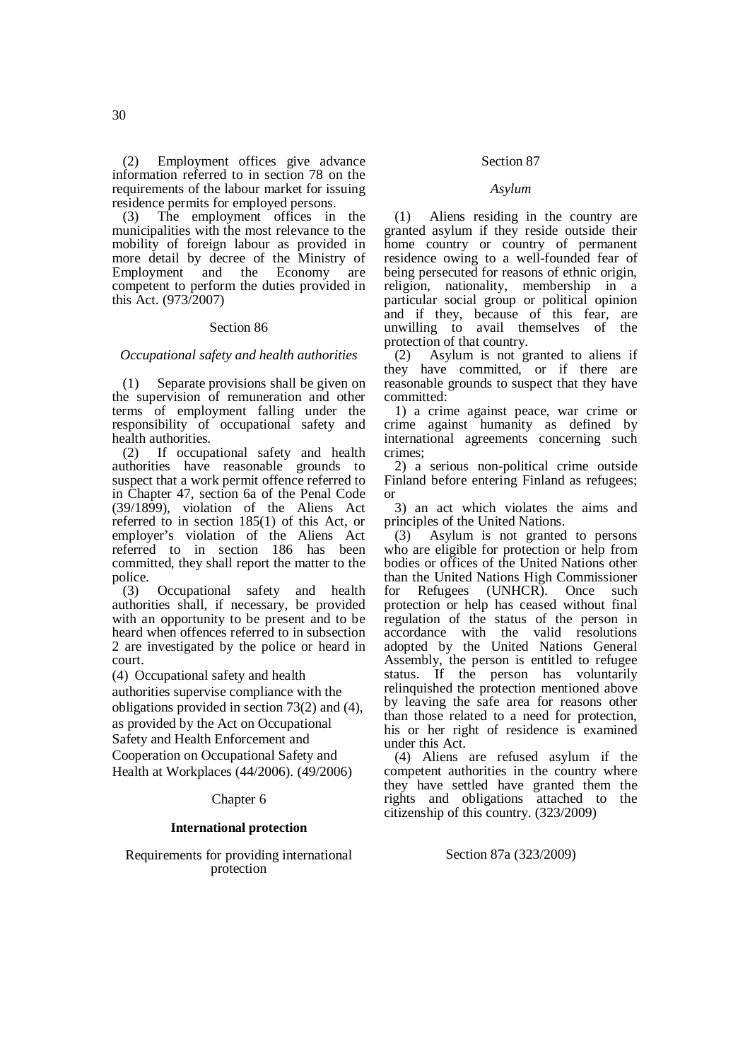(2) Employment offices give advance information referred to in section 78 on the requirements of the labour market for issuing residence permits for employed persons.

(3) The employment offices in the municipalities with the most relevance to the mobility of foreign labour as provided in more detail by decree of the Ministry of Employment and the Economy are competent to perform the duties provided in this Act. (973/2007)

### Section 86

*Occupational safety and health authorities*

(1) Separate provisions shall be given on the supervision of remuneration and other terms of employment falling under the responsibility of occupational safety and health authorities.

(2) If occupational safety and health authorities have reasonable grounds to suspect that a work permit offence referred to in Chapter 47, section 6a of the Penal Code (39/1899), violation of the Aliens Act referred to in section 185(1) of this Act, or employer's violation of the Aliens Act referred to in section 186 has been committed, they shall report the matter to the police.

(3) Occupational safety and health authorities shall, if necessary, be provided with an opportunity to be present and to be heard when offences referred to in subsection 2 are investigated by the police or heard in court.

(4) Occupational safety and health authorities supervise compliance with the obligations provided in section 73(2) and (4), as provided by the Act on Occupational Safety and Health Enforcement and Cooperation on Occupational Safety and Health at Workplaces (44/2006). (49/2006)

## Chapter 6

## International protection

Requirements for providing international protection

### Section 87

*Asylum*

(1) Aliens residing in the country are granted asylum if they reside outside their home country or country of permanent residence owing to a well-founded fear of being persecuted for reasons of ethnic origin, religion, nationality, membership in a particular social group or political opinion and if they, because of this fear, are unwilling to avail themselves of the protection of that country.

(2) Asylum is not granted to aliens if they have committed, or if there are reasonable grounds to suspect that they have committed:

1) a crime against peace, war crime or crime against humanity as defined by international agreements concerning such crimes;

2) a serious non-political crime outside Finland before entering Finland as refugees; or

3) an act which violates the aims and principles of the United Nations.

(3) Asylum is not granted to persons who are eligible for protection or help from bodies or offices of the United Nations other than the United Nations High Commissioner for Refugees (UNHCR). Once such protection or help has ceased without final regulation of the status of the person in accordance with the valid resolutions adopted by the United Nations General Assembly, the person is entitled to refugee status. If the person has voluntarily relinquished the protection mentioned above by leaving the safe area for reasons other than those related to a need for protection, his or her right of residence is examined under this Act.

(4) Aliens are refused asylum if the competent authorities in the country where they have settled have granted them the rights and obligations attached to the citizenship of this country. (323/2009)

### Section 87a (323/2009)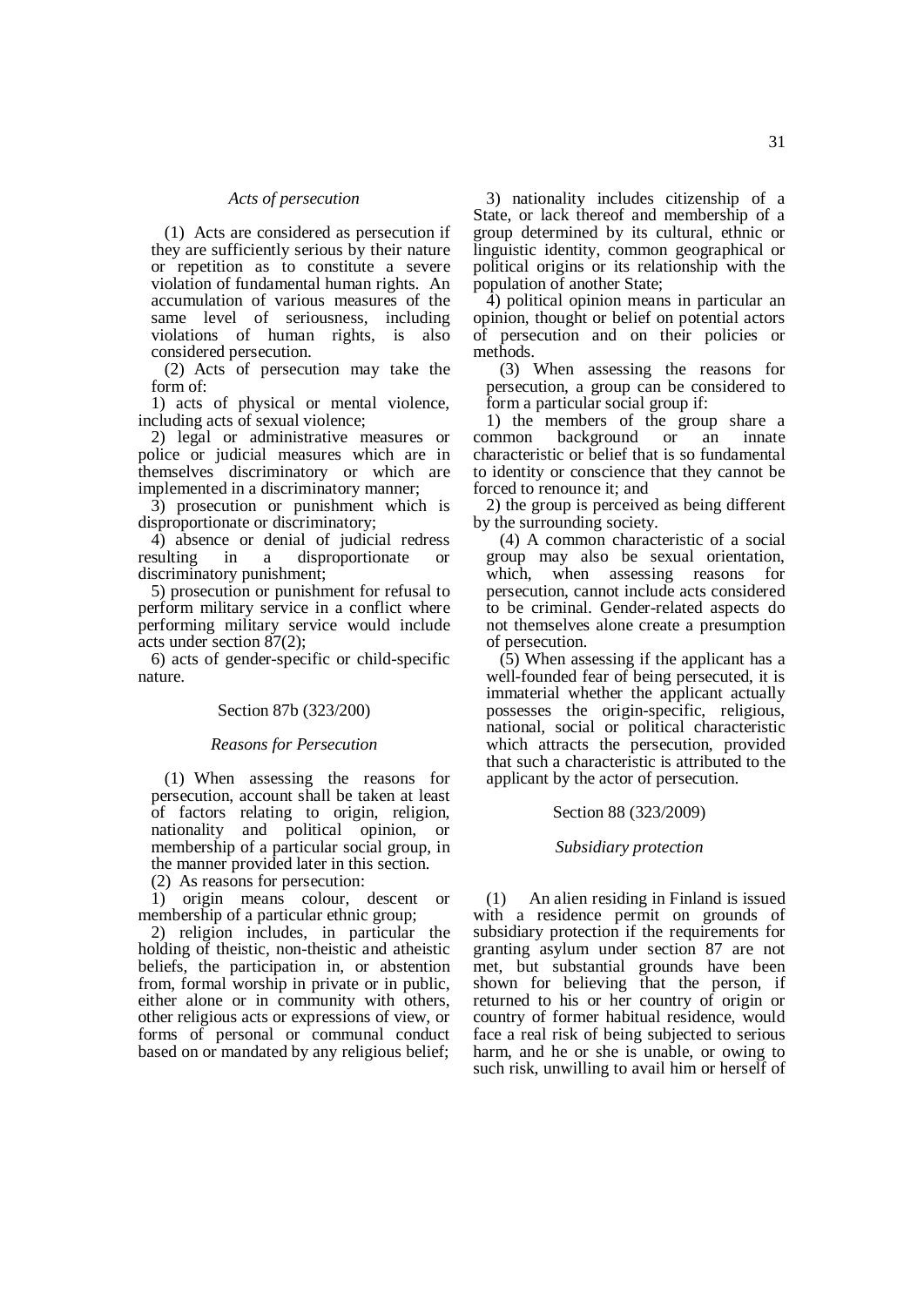### *Acts of persecution*

(1) Acts are considered as persecution if they are sufficiently serious by their nature or repetition as to constitute a severe violation of fundamental human rights. An accumulation of various measures of the same level of seriousness, including violations of human rights, is also considered persecution.

(2) Acts of persecution may take the form of:

1) acts of physical or mental violence, including acts of sexual violence;

2) legal or administrative measures or police or judicial measures which are in themselves discriminatory or which are implemented in a discriminatory manner;

3) prosecution or punishment which is disproportionate or discriminatory;

4) absence or denial of judicial redress resulting in a disproportionate or discriminatory punishment;

5) prosecution or punishment for refusal to perform military service in a conflict where performing military service would include acts under section 87(2);

6) acts of gender-specific or child-specific nature.

Section 87b (323/200)

### *Reasons for Persecution*

(1) When assessing the reasons for persecution, account shall be taken at least of factors relating to origin, religion, nationality and political opinion, or membership of a particular social group, in the manner provided later in this section.

(2) As reasons for persecution:

1) origin means colour, descent or membership of a particular ethnic group;

2) religion includes, in particular the holding of theistic, non-theistic and atheistic beliefs, the participation in, or abstention from, formal worship in private or in public, either alone or in community with others, other religious acts or expressions of view, or forms of personal or communal conduct based on or mandated by any religious belief;

3) nationality includes citizenship of a State, or lack thereof and membership of a group determined by its cultural, ethnic or linguistic identity, common geographical or political origins or its relationship with the population of another State;

4) political opinion means in particular an opinion, thought or belief on potential actors of persecution and on their policies or methods.

(3) When assessing the reasons for persecution, a group can be considered to form a particular social group if:

1) the members of the group share a common background or an innate characteristic or belief that is so fundamental to identity or conscience that they cannot be forced to renounce it; and

2) the group is perceived as being different by the surrounding society.

(4) A common characteristic of a social group may also be sexual orientation, which, when assessing reasons for persecution, cannot include acts considered to be criminal. Gender-related aspects do not themselves alone create a presumption of persecution.

(5) When assessing if the applicant has a well-founded fear of being persecuted, it is immaterial whether the applicant actually possesses the origin-specific, religious, national, social or political characteristic which attracts the persecution, provided that such a characteristic is attributed to the applicant by the actor of persecution.

Section 88 (323/2009)

### *Subsidiary protection*

(1) An alien residing in Finland is issued with a residence permit on grounds of subsidiary protection if the requirements for granting asylum under section 87 are not met, but substantial grounds have been shown for believing that the person, if returned to his or her country of origin or country of former habitual residence, would face a real risk of being subjected to serious harm, and he or she is unable, or owing to such risk, unwilling to avail him or herself of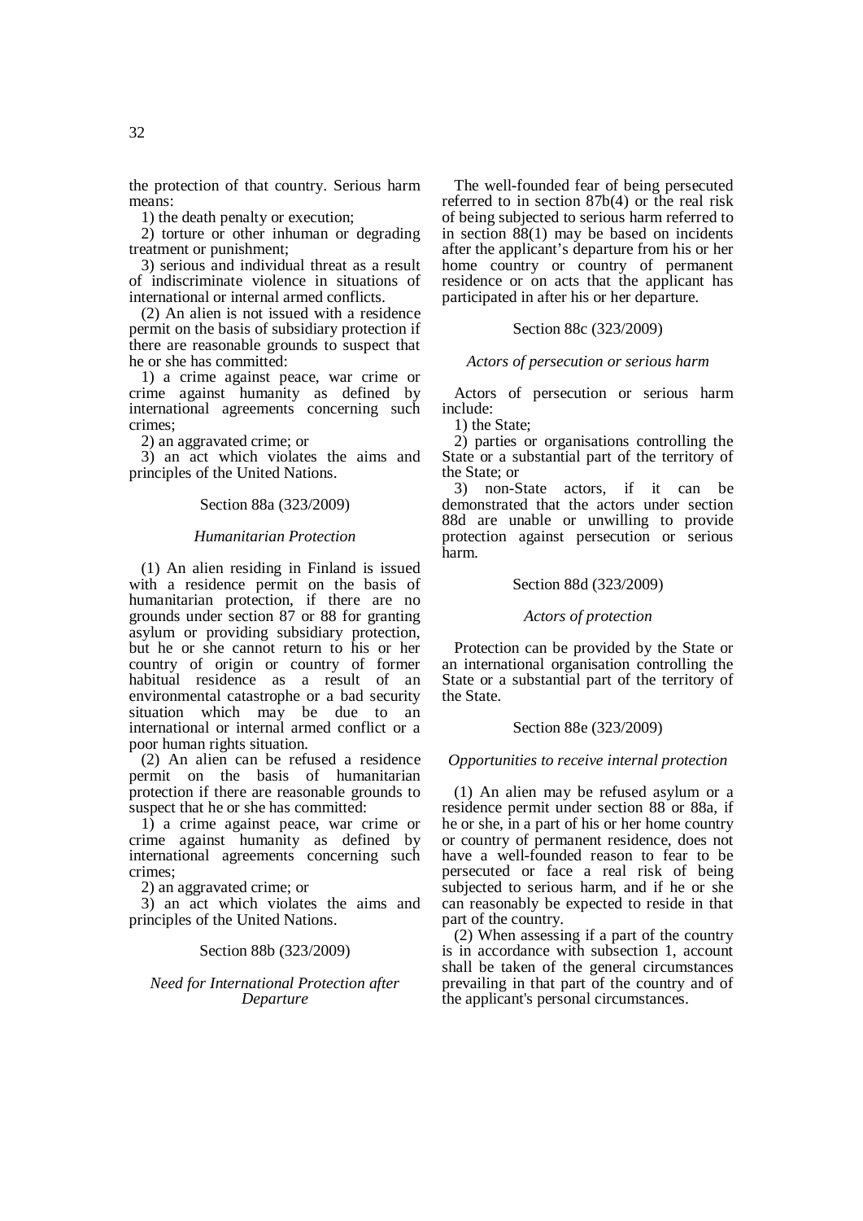the protection of that country. Serious harm means:

1) the death penalty or execution;

2) torture or other inhuman or degrading treatment or punishment;

3) serious and individual threat as a result of indiscriminate violence in situations of international or internal armed conflicts.

(2) An alien is not issued with a residence permit on the basis of subsidiary protection if there are reasonable grounds to suspect that he or she has committed:

1) a crime against peace, war crime or crime against humanity as defined by international agreements concerning such crimes;

2) an aggravated crime; or

3) an act which violates the aims and principles of the United Nations.

Section 88a (323/2009)

*Humanitarian Protection*

(1) An alien residing in Finland is issued with a residence permit on the basis of humanitarian protection, if there are no grounds under section 87 or 88 for granting asylum or providing subsidiary protection, but he or she cannot return to his or her country of origin or country of former habitual residence as a result of an environmental catastrophe or a bad security situation which may be due to an international or internal armed conflict or a poor human rights situation.

(2) An alien can be refused a residence permit on the basis of humanitarian protection if there are reasonable grounds to suspect that he or she has committed:

1) a crime against peace, war crime or crime against humanity as defined by international agreements concerning such crimes;

2) an aggravated crime; or

3) an act which violates the aims and principles of the United Nations.

Section 88b (323/2009)

*Need for International Protection after Departure*

The well-founded fear of being persecuted referred to in section 87b(4) or the real risk of being subjected to serious harm referred to in section 88(1) may be based on incidents after the applicant's departure from his or her home country or country of permanent residence or on acts that the applicant has participated in after his or her departure.

Section 88c (323/2009)

*Actors of persecution or serious harm*

Actors of persecution or serious harm include:

1) the State;

2) parties or organisations controlling the State or a substantial part of the territory of the State; or

3) non-State actors, if it can be demonstrated that the actors under section 88d are unable or unwilling to provide protection against persecution or serious harm.

Section 88d (323/2009)

*Actors of protection*

Protection can be provided by the State or an international organisation controlling the State or a substantial part of the territory of the State.

Section 88e (323/2009)

*Opportunities to receive internal protection*

(1) An alien may be refused asylum or a residence permit under section 88 or 88a, if he or she, in a part of his or her home country or country of permanent residence, does not have a well-founded reason to fear to be persecuted or face a real risk of being subjected to serious harm, and if he or she can reasonably be expected to reside in that part of the country.

(2) When assessing if a part of the country is in accordance with subsection 1, account shall be taken of the general circumstances prevailing in that part of the country and of the applicant's personal circumstances.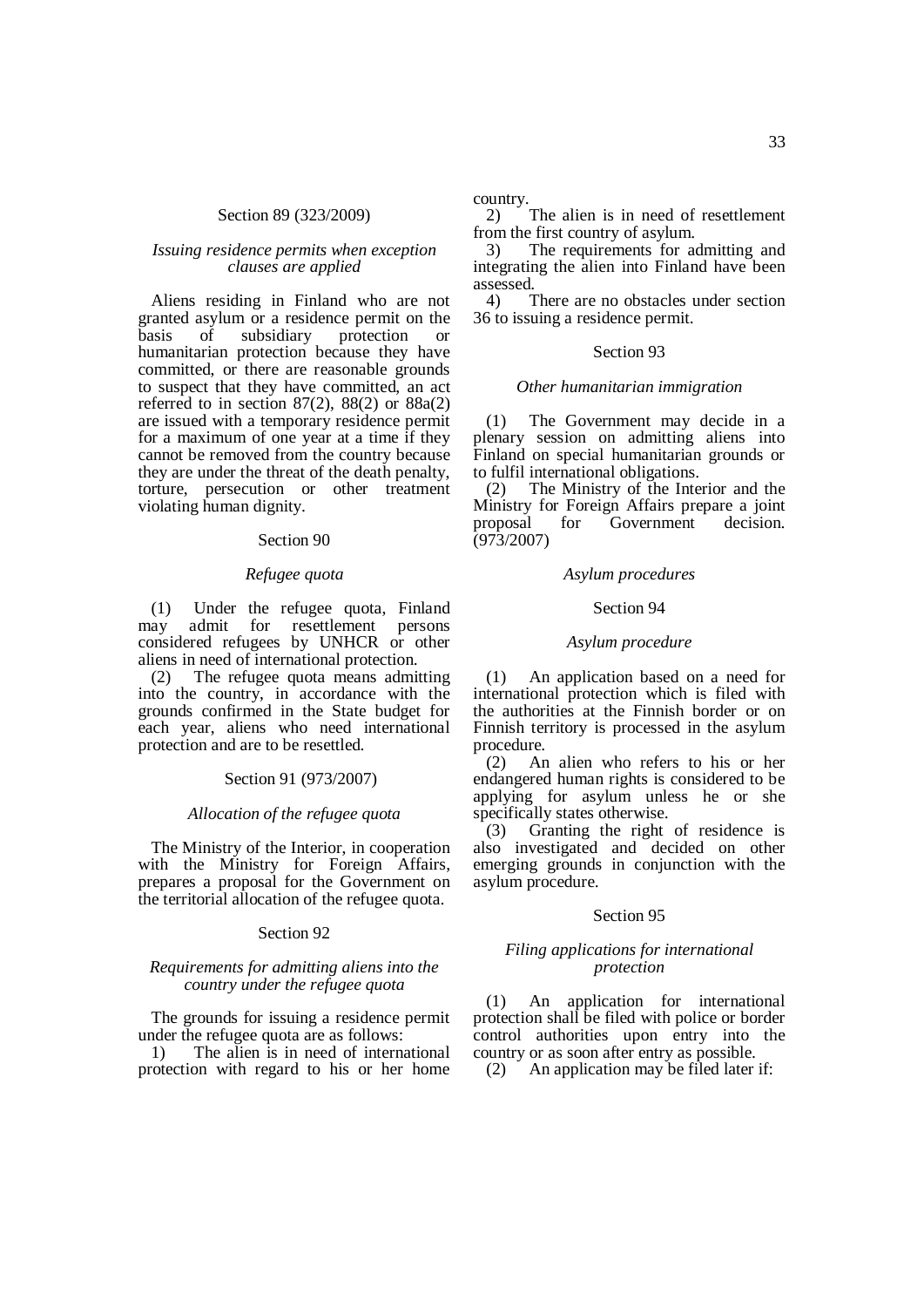### Section 89 (323/2009)

*Issuing residence permits when exception clauses are applied*

Aliens residing in Finland who are not granted asylum or a residence permit on the basis of subsidiary protection or humanitarian protection because they have committed, or there are reasonable grounds to suspect that they have committed, an act referred to in section 87(2), 88(2) or 88a(2) are issued with a temporary residence permit for a maximum of one year at a time if they cannot be removed from the country because they are under the threat of the death penalty, torture, persecution or other treatment violating human dignity.

### Section 90

*Refugee quota*

(1) Under the refugee quota, Finland may admit for resettlement persons considered refugees by UNHCR or other aliens in need of international protection.

(2) The refugee quota means admitting into the country, in accordance with the grounds confirmed in the State budget for each year, aliens who need international protection and are to be resettled.

### Section 91 (973/2007)

*Allocation of the refugee quota*

The Ministry of the Interior, in cooperation with the Ministry for Foreign Affairs, prepares a proposal for the Government on the territorial allocation of the refugee quota.

### Section 92

*Requirements for admitting aliens into the country under the refugee quota*

The grounds for issuing a residence permit under the refugee quota are as follows:

1) The alien is in need of international protection with regard to his or her home country.

2) The alien is in need of resettlement from the first country of asylum.

3) The requirements for admitting and integrating the alien into Finland have been assessed.

4) There are no obstacles under section 36 to issuing a residence permit.

### Section 93

*Other humanitarian immigration*

(1) The Government may decide in a plenary session on admitting aliens into Finland on special humanitarian grounds or to fulfil international obligations.

(2) The Ministry of the Interior and the Ministry for Foreign Affairs prepare a joint proposal for Government decision. (973/2007)

## *Asylum procedures*

### Section 94

*Asylum procedure*

(1) An application based on a need for international protection which is filed with the authorities at the Finnish border or on Finnish territory is processed in the asylum procedure.

(2) An alien who refers to his or her endangered human rights is considered to be applying for asylum unless he or she specifically states otherwise.

(3) Granting the right of residence is also investigated and decided on other emerging grounds in conjunction with the asylum procedure.

### Section 95

*Filing applications for international protection*

(1) An application for international protection shall be filed with police or border control authorities upon entry into the country or as soon after entry as possible.

(2) An application may be filed later if: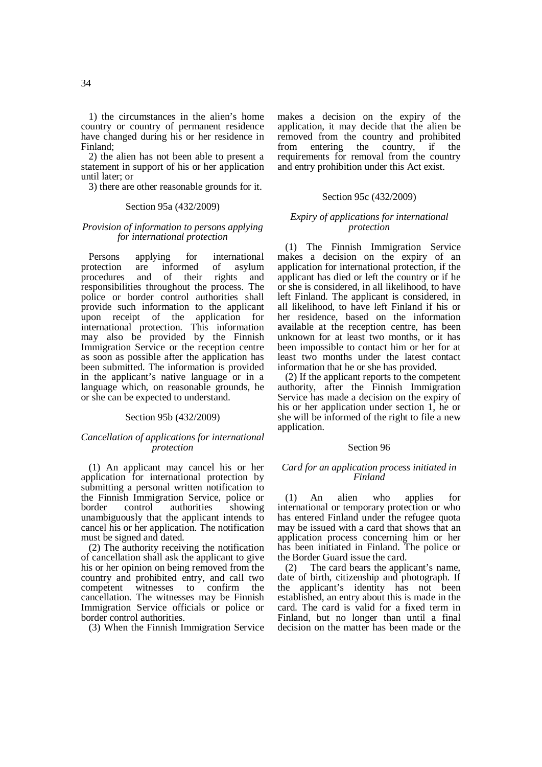1) the circumstances in the alien's home country or country of permanent residence have changed during his or her residence in Finland;

2) the alien has not been able to present a statement in support of his or her application until later; or

3) there are other reasonable grounds for it.

Section 95a (432/2009)

### *Provision of information to persons applying for international protection*

Persons applying for international protection are informed of asylum procedures and of their rights and responsibilities throughout the process. The police or border control authorities shall provide such information to the applicant upon receipt of the application for international protection. This information may also be provided by the Finnish Immigration Service or the reception centre as soon as possible after the application has been submitted. The information is provided in the applicant's native language or in a language which, on reasonable grounds, he or she can be expected to understand.

Section 95b (432/2009)

### *Cancellation of applications for international protection*

(1) An applicant may cancel his or her application for international protection by submitting a personal written notification to the Finnish Immigration Service, police or border control authorities showing unambiguously that the applicant intends to cancel his or her application. The notification must be signed and dated.

(2) The authority receiving the notification of cancellation shall ask the applicant to give his or her opinion on being removed from the country and prohibited entry, and call two competent witnesses to confirm the cancellation. The witnesses may be Finnish Immigration Service officials or police or border control authorities.

(3) When the Finnish Immigration Service makes a decision on the expiry of the application, it may decide that the alien be removed from the country and prohibited from entering the country, if the requirements for removal from the country and entry prohibition under this Act exist.

Section 95c (432/2009)

### *Expiry of applications for international protection*

(1) The Finnish Immigration Service makes a decision on the expiry of an application for international protection, if the applicant has died or left the country or if he or she is considered, in all likelihood, to have left Finland. The applicant is considered, in all likelihood, to have left Finland if his or her residence, based on the information available at the reception centre, has been unknown for at least two months, or it has been impossible to contact him or her for at least two months under the latest contact information that he or she has provided.

(2) If the applicant reports to the competent authority, after the Finnish Immigration Service has made a decision on the expiry of his or her application under section 1, he or she will be informed of the right to file a new application.

Section 96

### *Card for an application process initiated in Finland*

(1) An alien who applies for international or temporary protection or who has entered Finland under the refugee quota may be issued with a card that shows that an application process concerning him or her has been initiated in Finland. The police or the Border Guard issue the card.

(2) The card bears the applicant's name, date of birth, citizenship and photograph. If the applicant's identity has not been established, an entry about this is made in the card. The card is valid for a fixed term in Finland, but no longer than until a final decision on the matter has been made or the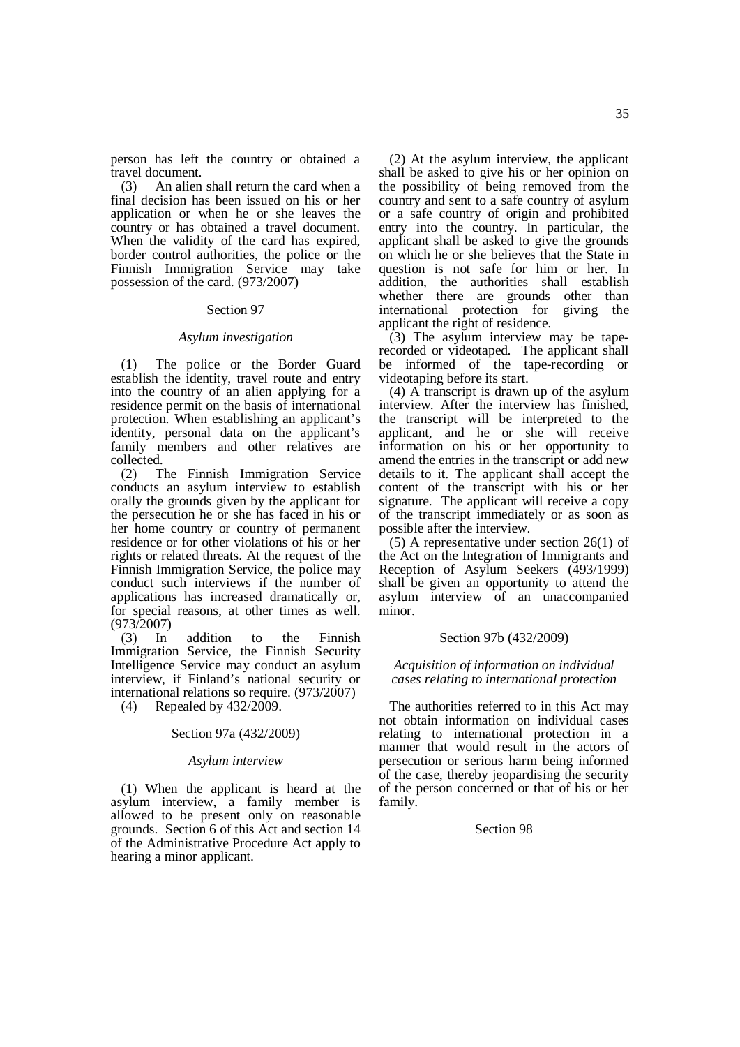person has left the country or obtained a travel document.

(3) An alien shall return the card when a final decision has been issued on his or her application or when he or she leaves the country or has obtained a travel document. When the validity of the card has expired, border control authorities, the police or the Finnish Immigration Service may take possession of the card. (973/2007)

Section 97

*Asylum investigation*

(1) The police or the Border Guard establish the identity, travel route and entry into the country of an alien applying for a residence permit on the basis of international protection. When establishing an applicant's identity, personal data on the applicant's family members and other relatives are collected.

(2) The Finnish Immigration Service conducts an asylum interview to establish orally the grounds given by the applicant for the persecution he or she has faced in his or her home country or country of permanent residence or for other violations of his or her rights or related threats. At the request of the Finnish Immigration Service, the police may conduct such interviews if the number of applications has increased dramatically or, for special reasons, at other times as well. (973/2007)

(3) In addition to the Finnish Immigration Service, the Finnish Security Intelligence Service may conduct an asylum interview, if Finland's national security or international relations so require. (973/2007)

(4) Repealed by 432/2009.

Section 97a (432/2009)

*Asylum interview*

(1) When the applicant is heard at the asylum interview, a family member is allowed to be present only on reasonable grounds. Section 6 of this Act and section 14 of the Administrative Procedure Act apply to hearing a minor applicant.

(2) At the asylum interview, the applicant shall be asked to give his or her opinion on the possibility of being removed from the country and sent to a safe country of asylum or a safe country of origin and prohibited entry into the country. In particular, the applicant shall be asked to give the grounds on which he or she believes that the State in question is not safe for him or her. In addition, the authorities shall establish whether there are grounds other than international protection for giving the applicant the right of residence.

(3) The asylum interview may be tape-recorded or videotaped. The applicant shall be informed of the tape-recording or videotaping before its start.

(4) A transcript is drawn up of the asylum interview. After the interview has finished, the transcript will be interpreted to the applicant, and he or she will receive information on his or her opportunity to amend the entries in the transcript or add new details to it. The applicant shall accept the content of the transcript with his or her signature. The applicant will receive a copy of the transcript immediately or as soon as possible after the interview.

(5) A representative under section 26(1) of the Act on the Integration of Immigrants and Reception of Asylum Seekers (493/1999) shall be given an opportunity to attend the asylum interview of an unaccompanied minor.

Section 97b (432/2009)

*Acquisition of information on individual cases relating to international protection*

The authorities referred to in this Act may not obtain information on individual cases relating to international protection in a manner that would result in the actors of persecution or serious harm being informed of the case, thereby jeopardising the security of the person concerned or that of his or her family.

Section 98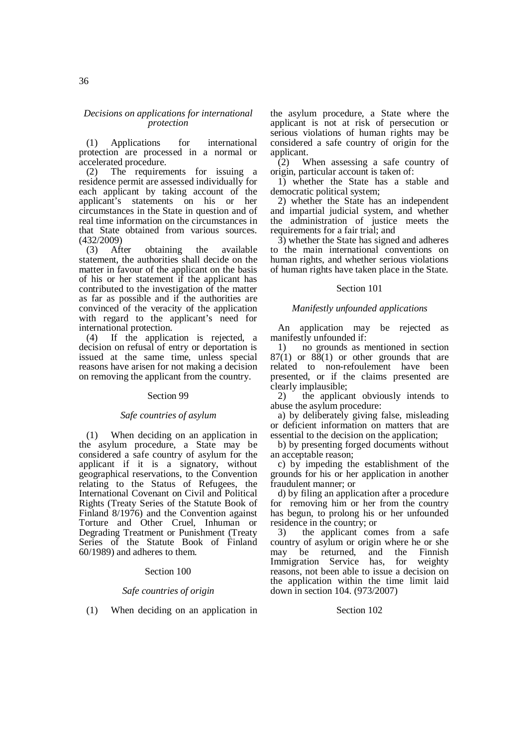### *Decisions on applications for international protection*

(1) Applications for international protection are processed in a normal or accelerated procedure.

(2) The requirements for issuing a residence permit are assessed individually for each applicant by taking account of the applicant's statements on his or her circumstances in the State in question and of real time information on the circumstances in that State obtained from various sources. (432/2009)

(3) After obtaining the available statement, the authorities shall decide on the matter in favour of the applicant on the basis of his or her statement if the applicant has contributed to the investigation of the matter as far as possible and if the authorities are convinced of the veracity of the application with regard to the applicant's need for international protection.

(4) If the application is rejected, a decision on refusal of entry or deportation is issued at the same time, unless special reasons have arisen for not making a decision on removing the applicant from the country.

## Section 99

### *Safe countries of asylum*

(1) When deciding on an application in the asylum procedure, a State may be considered a safe country of asylum for the applicant if it is a signatory, without geographical reservations, to the Convention relating to the Status of Refugees, the International Covenant on Civil and Political Rights (Treaty Series of the Statute Book of Finland 8/1976) and the Convention against Torture and Other Cruel, Inhuman or Degrading Treatment or Punishment (Treaty Series of the Statute Book of Finland 60/1989) and adheres to them.

## Section 100

### *Safe countries of origin*

(1) When deciding on an application in the asylum procedure, a State where the applicant is not at risk of persecution or serious violations of human rights may be considered a safe country of origin for the applicant.

(2) When assessing a safe country of origin, particular account is taken of:

1) whether the State has a stable and democratic political system;

2) whether the State has an independent and impartial judicial system, and whether the administration of justice meets the requirements for a fair trial; and

3) whether the State has signed and adheres to the main international conventions on human rights, and whether serious violations of human rights have taken place in the State.

## Section 101

### *Manifestly unfounded applications*

An application may be rejected as manifestly unfounded if:

1) no grounds as mentioned in section 87(1) or 88(1) or other grounds that are related to non-refoulement have been presented, or if the claims presented are clearly implausible;

2) the applicant obviously intends to abuse the asylum procedure:

a) by deliberately giving false, misleading or deficient information on matters that are essential to the decision on the application;

b) by presenting forged documents without an acceptable reason;

c) by impeding the establishment of the grounds for his or her application in another fraudulent manner; or

d) by filing an application after a procedure for removing him or her from the country has begun, to prolong his or her unfounded residence in the country; or

3) the applicant comes from a safe country of asylum or origin where he or she may be returned, and the Finnish Immigration Service has, for weighty reasons, not been able to issue a decision on the application within the time limit laid down in section 104. (973/2007)

## Section 102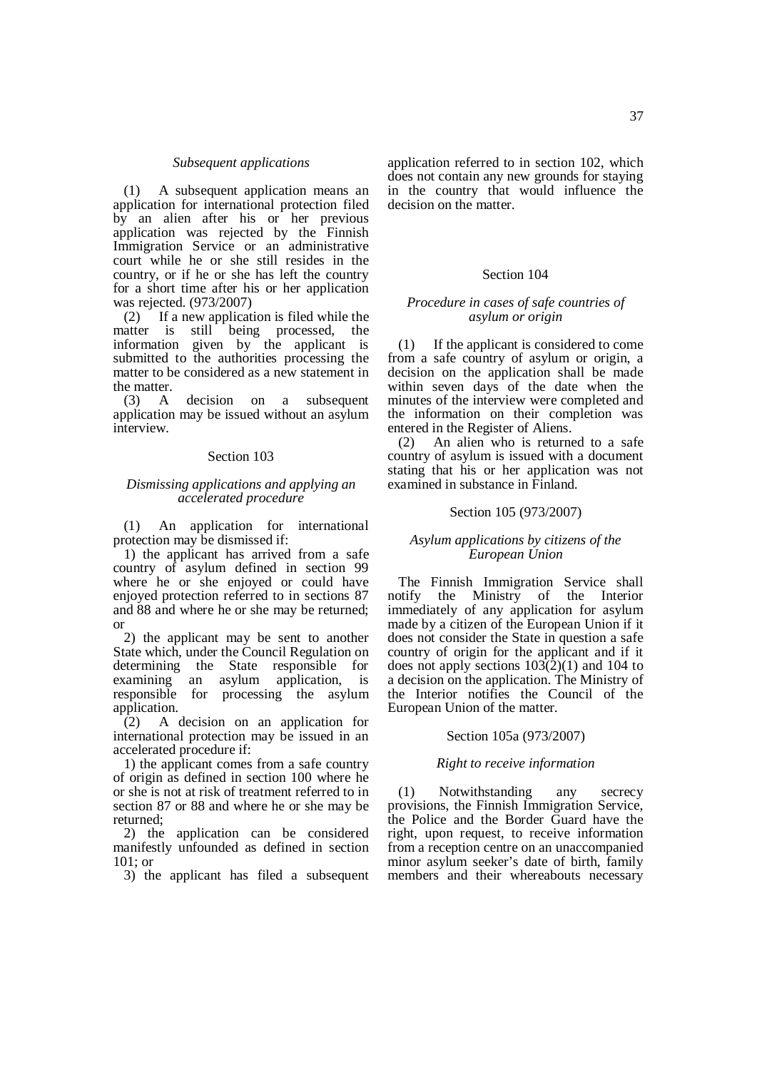*Subsequent applications*

(1) A subsequent application means an application for international protection filed by an alien after his or her previous application was rejected by the Finnish Immigration Service or an administrative court while he or she still resides in the country, or if he or she has left the country for a short time after his or her application was rejected. (973/2007)

(2) If a new application is filed while the matter is still being processed, the information given by the applicant is submitted to the authorities processing the matter to be considered as a new statement in the matter.

(3) A decision on a subsequent application may be issued without an asylum interview.

Section 103

*Dismissing applications and applying an accelerated procedure*

(1) An application for international protection may be dismissed if:

1) the applicant has arrived from a safe country of asylum defined in section 99 where he or she enjoyed or could have enjoyed protection referred to in sections 87 and 88 and where he or she may be returned; or

2) the applicant may be sent to another State which, under the Council Regulation on determining the State responsible for examining an asylum application, is responsible for processing the asylum application.

(2) A decision on an application for international protection may be issued in an accelerated procedure if:

1) the applicant comes from a safe country of origin as defined in section 100 where he or she is not at risk of treatment referred to in section 87 or 88 and where he or she may be returned;

2) the application can be considered manifestly unfounded as defined in section 101; or

3) the applicant has filed a subsequent application referred to in section 102, which does not contain any new grounds for staying in the country that would influence the decision on the matter.

Section 104

*Procedure in cases of safe countries of asylum or origin*

(1) If the applicant is considered to come from a safe country of asylum or origin, a decision on the application shall be made within seven days of the date when the minutes of the interview were completed and the information on their completion was entered in the Register of Aliens.

(2) An alien who is returned to a safe country of asylum is issued with a document stating that his or her application was not examined in substance in Finland.

Section 105 (973/2007)

*Asylum applications by citizens of the European Union*

The Finnish Immigration Service shall notify the Ministry of the Interior immediately of any application for asylum made by a citizen of the European Union if it does not consider the State in question a safe country of origin for the applicant and if it does not apply sections 103(2)(1) and 104 to a decision on the application. The Ministry of the Interior notifies the Council of the European Union of the matter.

Section 105a (973/2007)

*Right to receive information*

(1) Notwithstanding any secrecy provisions, the Finnish Immigration Service, the Police and the Border Guard have the right, upon request, to receive information from a reception centre on an unaccompanied minor asylum seeker's date of birth, family members and their whereabouts necessary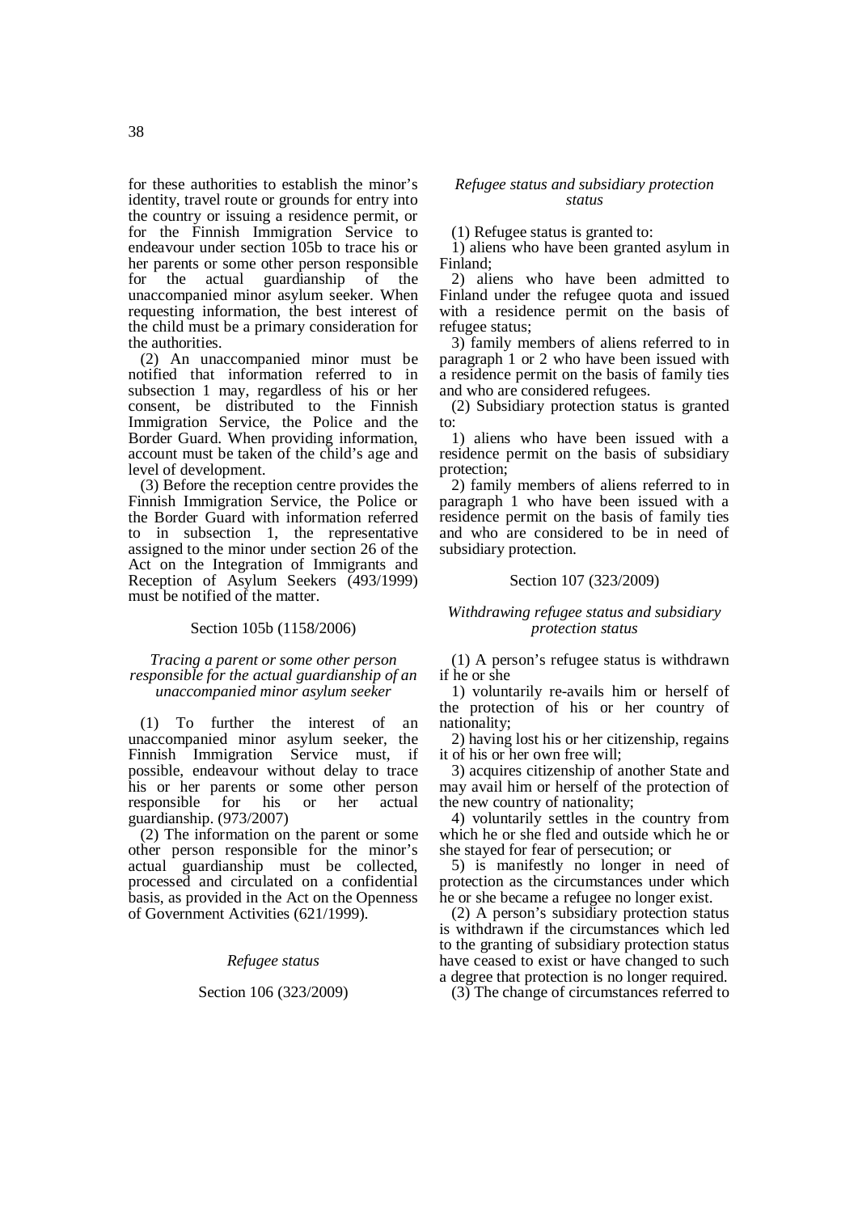for these authorities to establish the minor's identity, travel route or grounds for entry into the country or issuing a residence permit, or for the Finnish Immigration Service to endeavour under section 105b to trace his or her parents or some other person responsible for the actual guardianship of the unaccompanied minor asylum seeker. When requesting information, the best interest of the child must be a primary consideration for the authorities.

(2) An unaccompanied minor must be notified that information referred to in subsection 1 may, regardless of his or her consent, be distributed to the Finnish Immigration Service, the Police and the Border Guard. When providing information, account must be taken of the child's age and level of development.

(3) Before the reception centre provides the Finnish Immigration Service, the Police or the Border Guard with information referred to in subsection 1, the representative assigned to the minor under section 26 of the Act on the Integration of Immigrants and Reception of Asylum Seekers (493/1999) must be notified of the matter.

Section 105b (1158/2006)

*Tracing a parent or some other person responsible for the actual guardianship of an unaccompanied minor asylum seeker*

(1) To further the interest of an unaccompanied minor asylum seeker, the Finnish Immigration Service must, if possible, endeavour without delay to trace his or her parents or some other person responsible for his or her actual guardianship. (973/2007)

(2) The information on the parent or some other person responsible for the minor's actual guardianship must be collected, processed and circulated on a confidential basis, as provided in the Act on the Openness of Government Activities (621/1999).

*Refugee status*

Section 106 (323/2009)

*Refugee status and subsidiary protection status*

(1) Refugee status is granted to:

1) aliens who have been granted asylum in Finland;

2) aliens who have been admitted to Finland under the refugee quota and issued with a residence permit on the basis of refugee status;

3) family members of aliens referred to in paragraph 1 or 2 who have been issued with a residence permit on the basis of family ties and who are considered refugees.

(2) Subsidiary protection status is granted to:

1) aliens who have been issued with a residence permit on the basis of subsidiary protection;

2) family members of aliens referred to in paragraph 1 who have been issued with a residence permit on the basis of family ties and who are considered to be in need of subsidiary protection.

Section 107 (323/2009)

*Withdrawing refugee status and subsidiary protection status*

(1) A person's refugee status is withdrawn if he or she

1) voluntarily re-avails him or herself of the protection of his or her country of nationality;

2) having lost his or her citizenship, regains it of his or her own free will;

3) acquires citizenship of another State and may avail him or herself of the protection of the new country of nationality;

4) voluntarily settles in the country from which he or she fled and outside which he or she stayed for fear of persecution; or

5) is manifestly no longer in need of protection as the circumstances under which he or she became a refugee no longer exist.

(2) A person's subsidiary protection status is withdrawn if the circumstances which led to the granting of subsidiary protection status have ceased to exist or have changed to such a degree that protection is no longer required.

(3) The change of circumstances referred to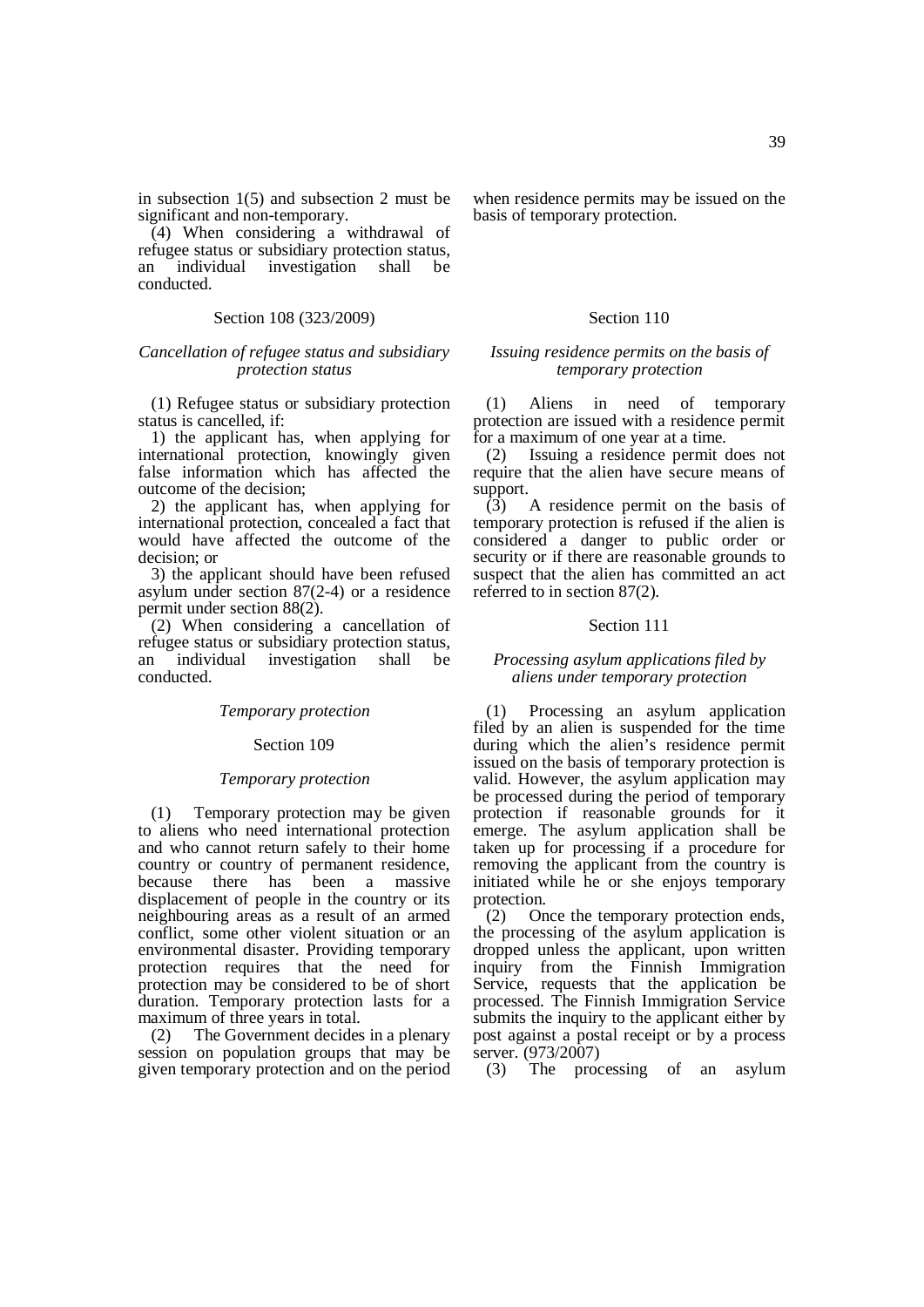in subsection 1(5) and subsection 2 must be significant and non-temporary.

(4) When considering a withdrawal of refugee status or subsidiary protection status, an individual investigation shall be conducted.

Section 108 (323/2009)

*Cancellation of refugee status and subsidiary protection status*

(1) Refugee status or subsidiary protection status is cancelled, if:

1) the applicant has, when applying for international protection, knowingly given false information which has affected the outcome of the decision;

2) the applicant has, when applying for international protection, concealed a fact that would have affected the outcome of the decision; or

3) the applicant should have been refused asylum under section 87(2-4) or a residence permit under section 88(2).

(2) When considering a cancellation of refugee status or subsidiary protection status, an individual investigation shall be conducted.

*Temporary protection*

Section 109

*Temporary protection*

(1) Temporary protection may be given to aliens who need international protection and who cannot return safely to their home country or country of permanent residence, because there has been a massive displacement of people in the country or its neighbouring areas as a result of an armed conflict, some other violent situation or an environmental disaster. Providing temporary protection requires that the need for protection may be considered to be of short duration. Temporary protection lasts for a maximum of three years in total.

(2) The Government decides in a plenary session on population groups that may be given temporary protection and on the period when residence permits may be issued on the basis of temporary protection.

Section 110

*Issuing residence permits on the basis of temporary protection*

(1) Aliens in need of temporary protection are issued with a residence permit for a maximum of one year at a time.

(2) Issuing a residence permit does not require that the alien have secure means of support.

(3) A residence permit on the basis of temporary protection is refused if the alien is considered a danger to public order or security or if there are reasonable grounds to suspect that the alien has committed an act referred to in section 87(2).

Section 111

*Processing asylum applications filed by aliens under temporary protection*

(1) Processing an asylum application filed by an alien is suspended for the time during which the alien's residence permit issued on the basis of temporary protection is valid. However, the asylum application may be processed during the period of temporary protection if reasonable grounds for it emerge. The asylum application shall be taken up for processing if a procedure for removing the applicant from the country is initiated while he or she enjoys temporary protection.

(2) Once the temporary protection ends, the processing of the asylum application is dropped unless the applicant, upon written inquiry from the Finnish Immigration Service, requests that the application be processed. The Finnish Immigration Service submits the inquiry to the applicant either by post against a postal receipt or by a process server. (973/2007)

(3) The processing of an asylum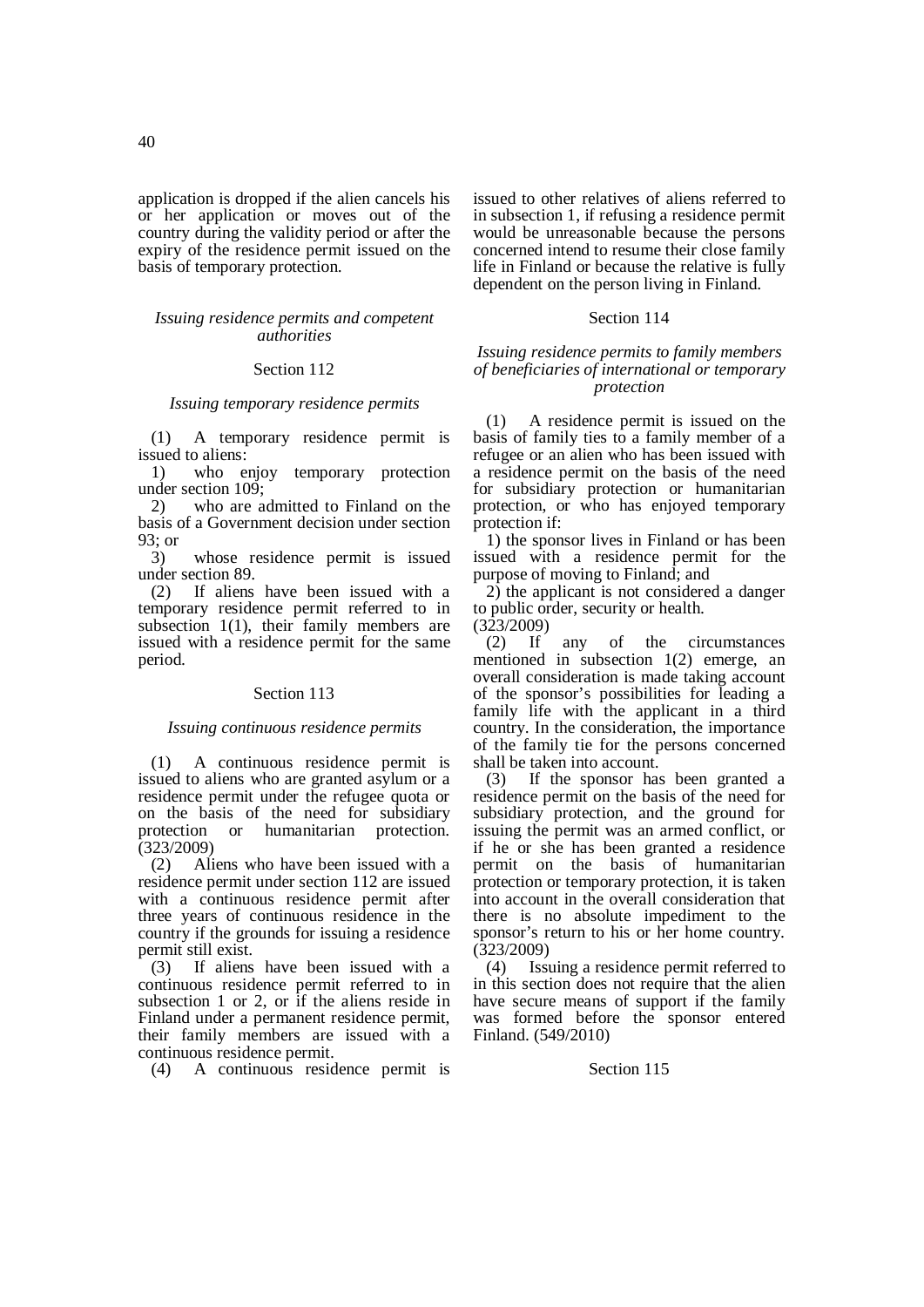application is dropped if the alien cancels his or her application or moves out of the country during the validity period or after the expiry of the residence permit issued on the basis of temporary protection.

*Issuing residence permits and competent authorities*

Section 112

*Issuing temporary residence permits*

(1) A temporary residence permit is issued to aliens:

1) who enjoy temporary protection under section 109;

2) who are admitted to Finland on the basis of a Government decision under section 93; or

3) whose residence permit is issued under section 89.

(2) If aliens have been issued with a temporary residence permit referred to in subsection 1(1), their family members are issued with a residence permit for the same period.

Section 113

*Issuing continuous residence permits*

(1) A continuous residence permit is issued to aliens who are granted asylum or a residence permit under the refugee quota or on the basis of the need for subsidiary protection or humanitarian protection. (323/2009)

(2) Aliens who have been issued with a residence permit under section 112 are issued with a continuous residence permit after three years of continuous residence in the country if the grounds for issuing a residence permit still exist.

(3) If aliens have been issued with a continuous residence permit referred to in subsection 1 or 2, or if the aliens reside in Finland under a permanent residence permit, their family members are issued with a continuous residence permit.

(4) A continuous residence permit is issued to other relatives of aliens referred to in subsection 1, if refusing a residence permit would be unreasonable because the persons concerned intend to resume their close family life in Finland or because the relative is fully dependent on the person living in Finland.

Section 114

*Issuing residence permits to family members of beneficiaries of international or temporary protection*

(1) A residence permit is issued on the basis of family ties to a family member of a refugee or an alien who has been issued with a residence permit on the basis of the need for subsidiary protection or humanitarian protection, or who has enjoyed temporary protection if:

1) the sponsor lives in Finland or has been issued with a residence permit for the purpose of moving to Finland; and

2) the applicant is not considered a danger to public order, security or health.

(323/2009)

(2) If any of the circumstances mentioned in subsection 1(2) emerge, an overall consideration is made taking account of the sponsor's possibilities for leading a family life with the applicant in a third country. In the consideration, the importance of the family tie for the persons concerned shall be taken into account.

(3) If the sponsor has been granted a residence permit on the basis of the need for subsidiary protection, and the ground for issuing the permit was an armed conflict, or if he or she has been granted a residence permit on the basis of humanitarian protection or temporary protection, it is taken into account in the overall consideration that there is no absolute impediment to the sponsor's return to his or her home country. (323/2009)

(4) Issuing a residence permit referred to in this section does not require that the alien have secure means of support if the family was formed before the sponsor entered Finland. (549/2010)

Section 115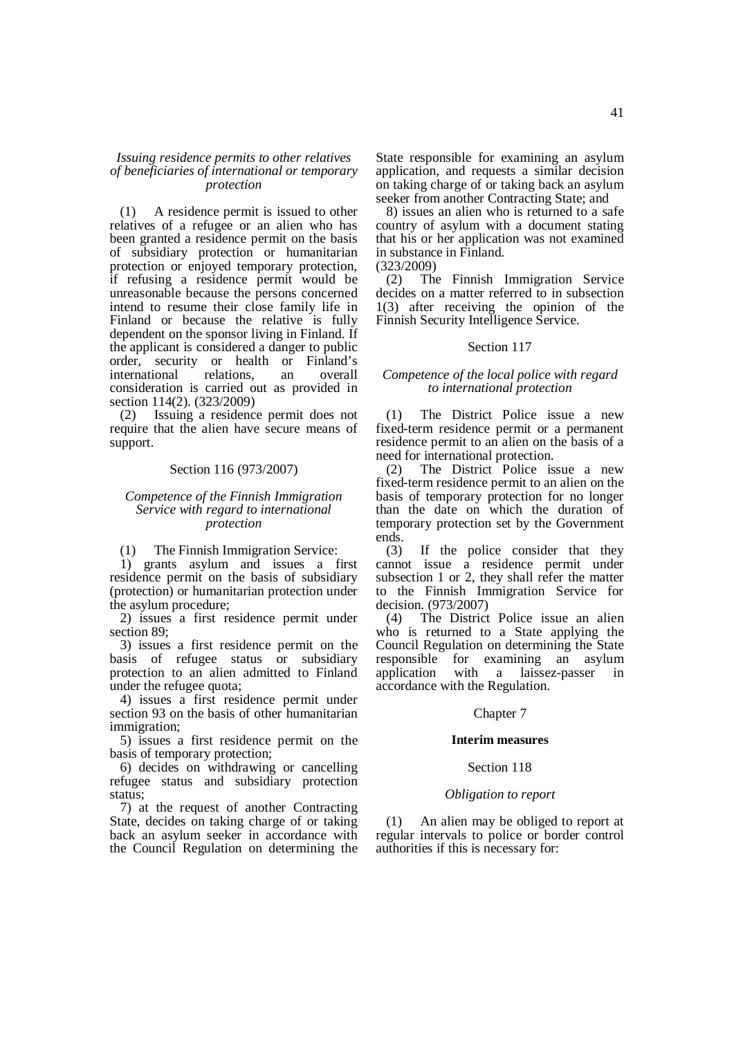*Issuing residence permits to other relatives of beneficiaries of international or temporary protection*

(1) A residence permit is issued to other relatives of a refugee or an alien who has been granted a residence permit on the basis of subsidiary protection or humanitarian protection or enjoyed temporary protection, if refusing a residence permit would be unreasonable because the persons concerned intend to resume their close family life in Finland or because the relative is fully dependent on the sponsor living in Finland. If the applicant is considered a danger to public order, security or health or Finland's international relations, an overall consideration is carried out as provided in section 114(2). (323/2009)

(2) Issuing a residence permit does not require that the alien have secure means of support.

Section 116 (973/2007)

*Competence of the Finnish Immigration Service with regard to international protection*

(1) The Finnish Immigration Service:

1) grants asylum and issues a first residence permit on the basis of subsidiary (protection) or humanitarian protection under the asylum procedure;

2) issues a first residence permit under section 89;

3) issues a first residence permit on the basis of refugee status or subsidiary protection to an alien admitted to Finland under the refugee quota;

4) issues a first residence permit under section 93 on the basis of other humanitarian immigration;

5) issues a first residence permit on the basis of temporary protection;

6) decides on withdrawing or cancelling refugee status and subsidiary protection status;

7) at the request of another Contracting State, decides on taking charge of or taking back an asylum seeker in accordance with the Council Regulation on determining the State responsible for examining an asylum application, and requests a similar decision on taking charge of or taking back an asylum seeker from another Contracting State; and

8) issues an alien who is returned to a safe country of asylum with a document stating that his or her application was not examined in substance in Finland.

(323/2009)

(2) The Finnish Immigration Service decides on a matter referred to in subsection 1(3) after receiving the opinion of the Finnish Security Intelligence Service.

Section 117

*Competence of the local police with regard to international protection*

(1) The District Police issue a new fixed-term residence permit or a permanent residence permit to an alien on the basis of a need for international protection.

(2) The District Police issue a new fixed-term residence permit to an alien on the basis of temporary protection for no longer than the date on which the duration of temporary protection set by the Government ends.

(3) If the police consider that they cannot issue a residence permit under subsection 1 or 2, they shall refer the matter to the Finnish Immigration Service for decision. (973/2007)

(4) The District Police issue an alien who is returned to a State applying the Council Regulation on determining the State responsible for examining an asylum application with a laissez-passer in accordance with the Regulation.

Chapter 7

**Interim measures**

Section 118

*Obligation to report*

(1) An alien may be obliged to report at regular intervals to police or border control authorities if this is necessary for: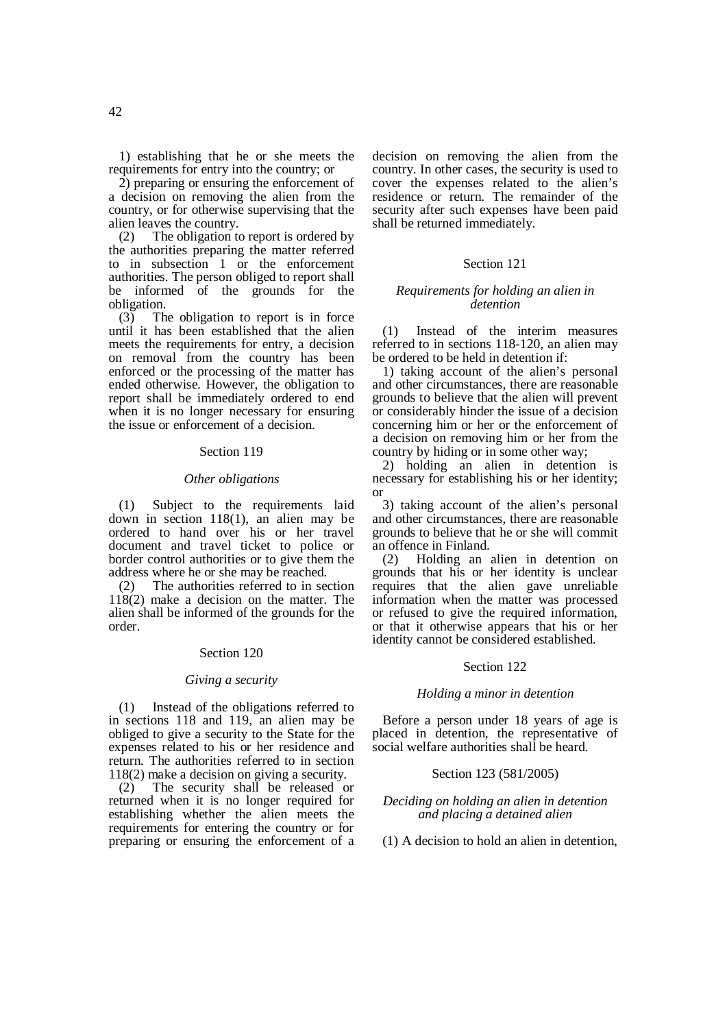1) establishing that he or she meets the requirements for entry into the country; or

2) preparing or ensuring the enforcement of a decision on removing the alien from the country, or for otherwise supervising that the alien leaves the country.

(2) The obligation to report is ordered by the authorities preparing the matter referred to in subsection 1 or the enforcement authorities. The person obliged to report shall be informed of the grounds for the obligation.

(3) The obligation to report is in force until it has been established that the alien meets the requirements for entry, a decision on removal from the country has been enforced or the processing of the matter has ended otherwise. However, the obligation to report shall be immediately ordered to end when it is no longer necessary for ensuring the issue or enforcement of a decision.

### Section 119

*Other obligations*

(1) Subject to the requirements laid down in section 118(1), an alien may be ordered to hand over his or her travel document and travel ticket to police or border control authorities or to give them the address where he or she may be reached.

(2) The authorities referred to in section 118(2) make a decision on the matter. The alien shall be informed of the grounds for the order.

### Section 120

*Giving a security*

(1) Instead of the obligations referred to in sections 118 and 119, an alien may be obliged to give a security to the State for the expenses related to his or her residence and return. The authorities referred to in section 118(2) make a decision on giving a security.

(2) The security shall be released or returned when it is no longer required for establishing whether the alien meets the requirements for entering the country or for preparing or ensuring the enforcement of a decision on removing the alien from the country. In other cases, the security is used to cover the expenses related to the alien's residence or return. The remainder of the security after such expenses have been paid shall be returned immediately.

### Section 121

*Requirements for holding an alien in detention*

(1) Instead of the interim measures referred to in sections 118-120, an alien may be ordered to be held in detention if:

1) taking account of the alien's personal and other circumstances, there are reasonable grounds to believe that the alien will prevent or considerably hinder the issue of a decision concerning him or her or the enforcement of a decision on removing him or her from the country by hiding or in some other way;

2) holding an alien in detention is necessary for establishing his or her identity; or

3) taking account of the alien's personal and other circumstances, there are reasonable grounds to believe that he or she will commit an offence in Finland.

(2) Holding an alien in detention on grounds that his or her identity is unclear requires that the alien gave unreliable information when the matter was processed or refused to give the required information, or that it otherwise appears that his or her identity cannot be considered established.

### Section 122

*Holding a minor in detention*

Before a person under 18 years of age is placed in detention, the representative of social welfare authorities shall be heard.

### Section 123 (581/2005)

*Deciding on holding an alien in detention and placing a detained alien*

(1) A decision to hold an alien in detention,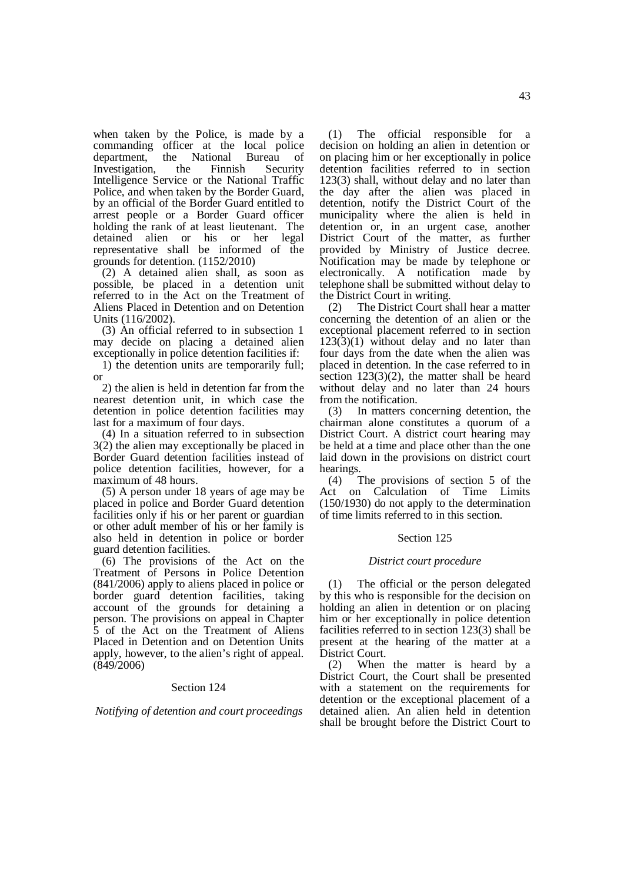when taken by the Police, is made by a commanding officer at the local police department, the National Bureau of Investigation, the Finnish Security Intelligence Service or the National Traffic Police, and when taken by the Border Guard, by an official of the Border Guard entitled to arrest people or a Border Guard officer holding the rank of at least lieutenant. The detained alien or his or her legal representative shall be informed of the grounds for detention. (1152/2010)

(2) A detained alien shall, as soon as possible, be placed in a detention unit referred to in the Act on the Treatment of Aliens Placed in Detention and on Detention Units (116/2002).

(3) An official referred to in subsection 1 may decide on placing a detained alien exceptionally in police detention facilities if:

1) the detention units are temporarily full; or

2) the alien is held in detention far from the nearest detention unit, in which case the detention in police detention facilities may last for a maximum of four days.

(4) In a situation referred to in subsection 3(2) the alien may exceptionally be placed in Border Guard detention facilities instead of police detention facilities, however, for a maximum of 48 hours.

(5) A person under 18 years of age may be placed in police and Border Guard detention facilities only if his or her parent or guardian or other adult member of his or her family is also held in detention in police or border guard detention facilities.

(6) The provisions of the Act on the Treatment of Persons in Police Detention (841/2006) apply to aliens placed in police or border guard detention facilities, taking account of the grounds for detaining a person. The provisions on appeal in Chapter 5 of the Act on the Treatment of Aliens Placed in Detention and on Detention Units apply, however, to the alien's right of appeal. (849/2006)

### Section 124

*Notifying of detention and court proceedings*

(1) The official responsible for a decision on holding an alien in detention or on placing him or her exceptionally in police detention facilities referred to in section 123(3) shall, without delay and no later than the day after the alien was placed in detention, notify the District Court of the municipality where the alien is held in detention or, in an urgent case, another District Court of the matter, as further provided by Ministry of Justice decree. Notification may be made by telephone or electronically. A notification made by telephone shall be submitted without delay to the District Court in writing.

(2) The District Court shall hear a matter concerning the detention of an alien or the exceptional placement referred to in section 123(3)(1) without delay and no later than four days from the date when the alien was placed in detention. In the case referred to in section 123(3)(2), the matter shall be heard without delay and no later than 24 hours from the notification.

(3) In matters concerning detention, the chairman alone constitutes a quorum of a District Court. A district court hearing may be held at a time and place other than the one laid down in the provisions on district court hearings.

(4) The provisions of section 5 of the Act on Calculation of Time Limits (150/1930) do not apply to the determination of time limits referred to in this section.

### Section 125

*District court procedure*

(1) The official or the person delegated by this who is responsible for the decision on holding an alien in detention or on placing him or her exceptionally in police detention facilities referred to in section 123(3) shall be present at the hearing of the matter at a District Court.

(2) When the matter is heard by a District Court, the Court shall be presented with a statement on the requirements for detention or the exceptional placement of a detained alien. An alien held in detention shall be brought before the District Court to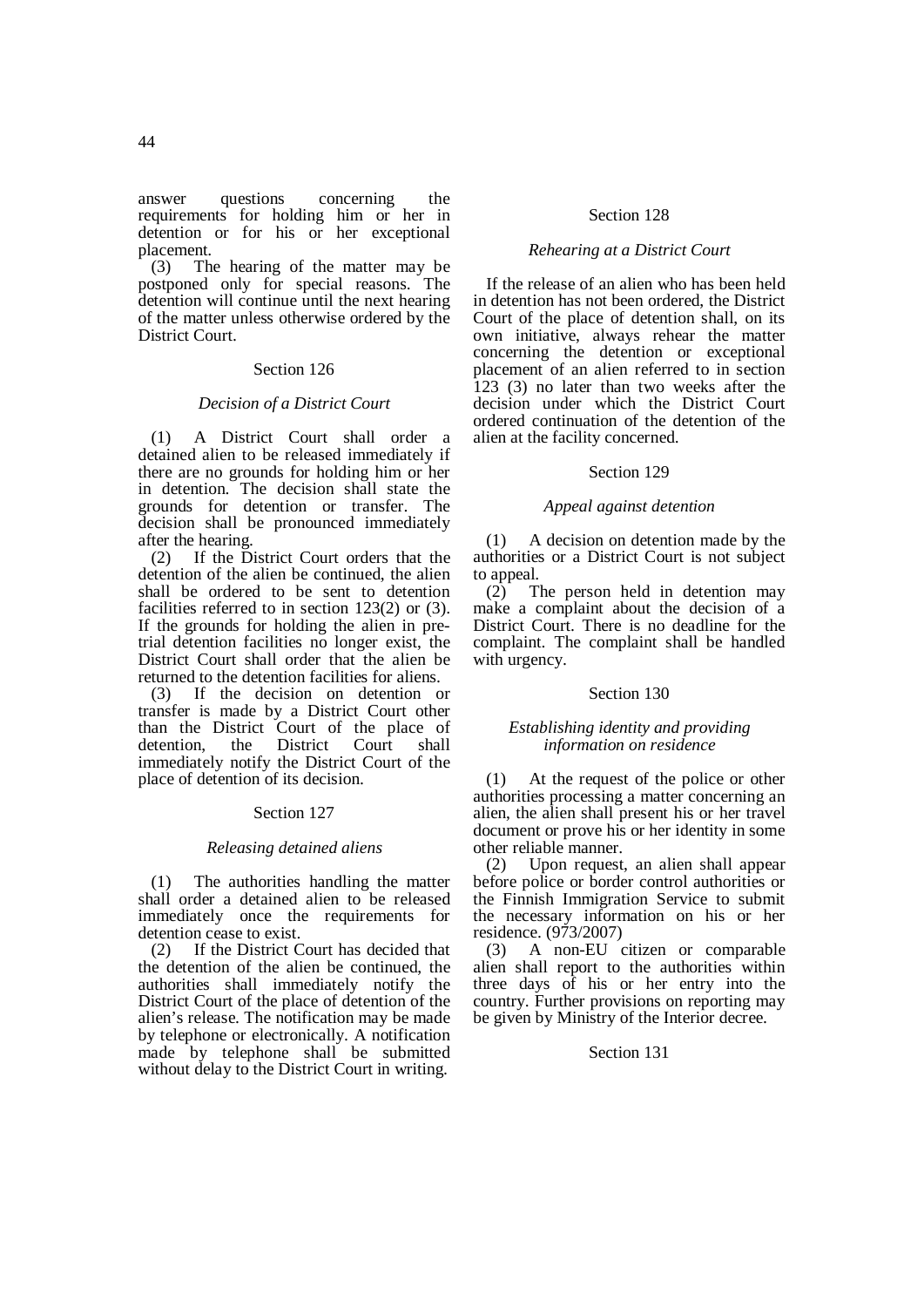answer questions concerning the requirements for holding him or her in detention or for his or her exceptional placement.

(3) The hearing of the matter may be postponed only for special reasons. The detention will continue until the next hearing of the matter unless otherwise ordered by the District Court.

Section 126

*Decision of a District Court*

(1) A District Court shall order a detained alien to be released immediately if there are no grounds for holding him or her in detention. The decision shall state the grounds for detention or transfer. The decision shall be pronounced immediately after the hearing.

(2) If the District Court orders that the detention of the alien be continued, the alien shall be ordered to be sent to detention facilities referred to in section 123(2) or (3). If the grounds for holding the alien in pre-trial detention facilities no longer exist, the District Court shall order that the alien be returned to the detention facilities for aliens.

(3) If the decision on detention or transfer is made by a District Court other than the District Court of the place of detention, the District Court shall immediately notify the District Court of the place of detention of its decision.

Section 127

*Releasing detained aliens*

(1) The authorities handling the matter shall order a detained alien to be released immediately once the requirements for detention cease to exist.

(2) If the District Court has decided that the detention of the alien be continued, the authorities shall immediately notify the District Court of the place of detention of the alien's release. The notification may be made by telephone or electronically. A notification made by telephone shall be submitted without delay to the District Court in writing.

Section 128

*Rehearing at a District Court*

If the release of an alien who has been held in detention has not been ordered, the District Court of the place of detention shall, on its own initiative, always rehear the matter concerning the detention or exceptional placement of an alien referred to in section 123 (3) no later than two weeks after the decision under which the District Court ordered continuation of the detention of the alien at the facility concerned.

Section 129

*Appeal against detention*

(1) A decision on detention made by the authorities or a District Court is not subject to appeal.

(2) The person held in detention may make a complaint about the decision of a District Court. There is no deadline for the complaint. The complaint shall be handled with urgency.

Section 130

*Establishing identity and providing information on residence*

(1) At the request of the police or other authorities processing a matter concerning an alien, the alien shall present his or her travel document or prove his or her identity in some other reliable manner.

(2) Upon request, an alien shall appear before police or border control authorities or the Finnish Immigration Service to submit the necessary information on his or her residence. (973/2007)

(3) A non-EU citizen or comparable alien shall report to the authorities within three days of his or her entry into the country. Further provisions on reporting may be given by Ministry of the Interior decree.

Section 131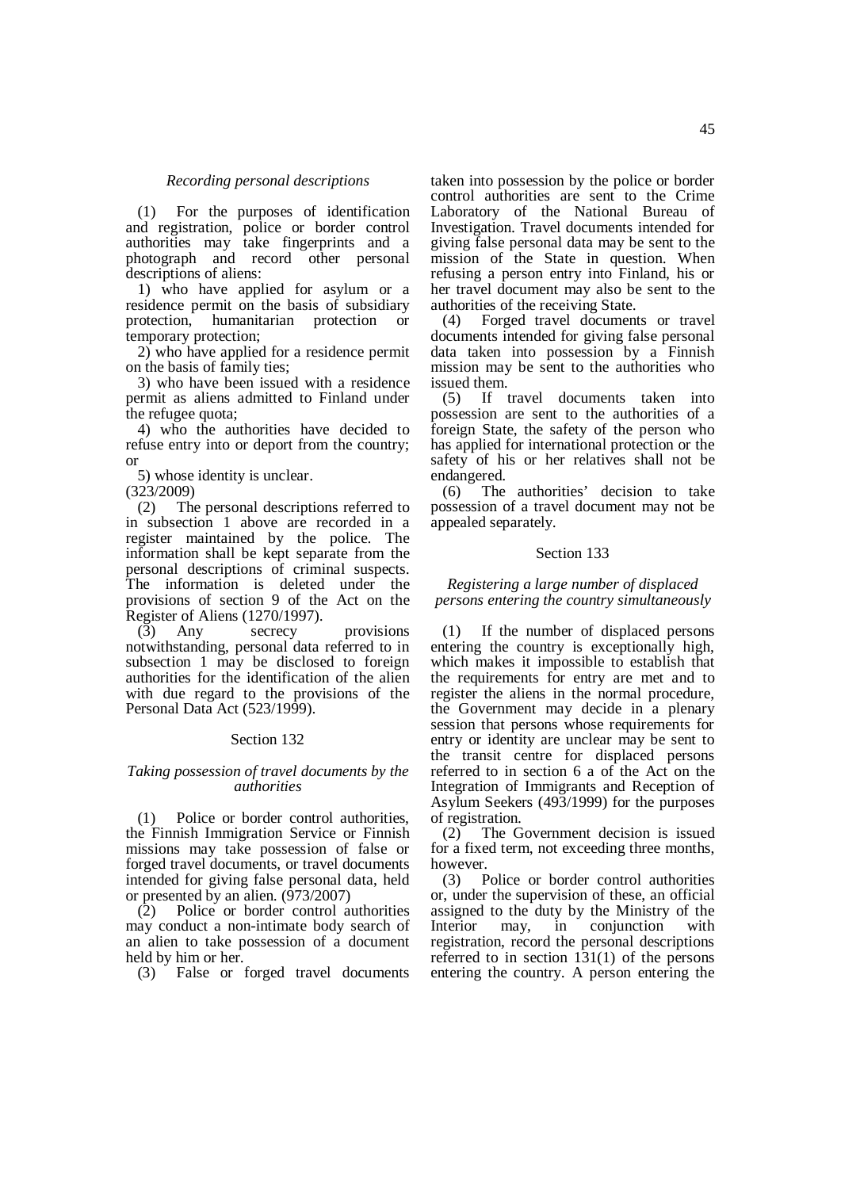*Recording personal descriptions*

(1) For the purposes of identification and registration, police or border control authorities may take fingerprints and a photograph and record other personal descriptions of aliens:

1) who have applied for asylum or a residence permit on the basis of subsidiary protection, humanitarian protection or temporary protection;

2) who have applied for a residence permit on the basis of family ties;

3) who have been issued with a residence permit as aliens admitted to Finland under the refugee quota;

4) who the authorities have decided to refuse entry into or deport from the country; or

5) whose identity is unclear.

(323/2009)

(2) The personal descriptions referred to in subsection 1 above are recorded in a register maintained by the police. The information shall be kept separate from the personal descriptions of criminal suspects. The information is deleted under the provisions of section 9 of the Act on the Register of Aliens (1270/1997).

(3) Any secrecy provisions notwithstanding, personal data referred to in subsection 1 may be disclosed to foreign authorities for the identification of the alien with due regard to the provisions of the Personal Data Act (523/1999).

## Section 132

*Taking possession of travel documents by the authorities*

(1) Police or border control authorities, the Finnish Immigration Service or Finnish missions may take possession of false or forged travel documents, or travel documents intended for giving false personal data, held or presented by an alien. (973/2007)

(2) Police or border control authorities may conduct a non-intimate body search of an alien to take possession of a document held by him or her.

(3) False or forged travel documents taken into possession by the police or border control authorities are sent to the Crime Laboratory of the National Bureau of Investigation. Travel documents intended for giving false personal data may be sent to the mission of the State in question. When refusing a person entry into Finland, his or her travel document may also be sent to the authorities of the receiving State.

(4) Forged travel documents or travel documents intended for giving false personal data taken into possession by a Finnish mission may be sent to the authorities who issued them.

(5) If travel documents taken into possession are sent to the authorities of a foreign State, the safety of the person who has applied for international protection or the safety of his or her relatives shall not be endangered.

(6) The authorities' decision to take possession of a travel document may not be appealed separately.

## Section 133

*Registering a large number of displaced persons entering the country simultaneously*

(1) If the number of displaced persons entering the country is exceptionally high, which makes it impossible to establish that the requirements for entry are met and to register the aliens in the normal procedure, the Government may decide in a plenary session that persons whose requirements for entry or identity are unclear may be sent to the transit centre for displaced persons referred to in section 6 a of the Act on the Integration of Immigrants and Reception of Asylum Seekers (493/1999) for the purposes of registration.

(2) The Government decision is issued for a fixed term, not exceeding three months, however.

(3) Police or border control authorities or, under the supervision of these, an official assigned to the duty by the Ministry of the Interior may, in conjunction with registration, record the personal descriptions referred to in section 131(1) of the persons entering the country. A person entering the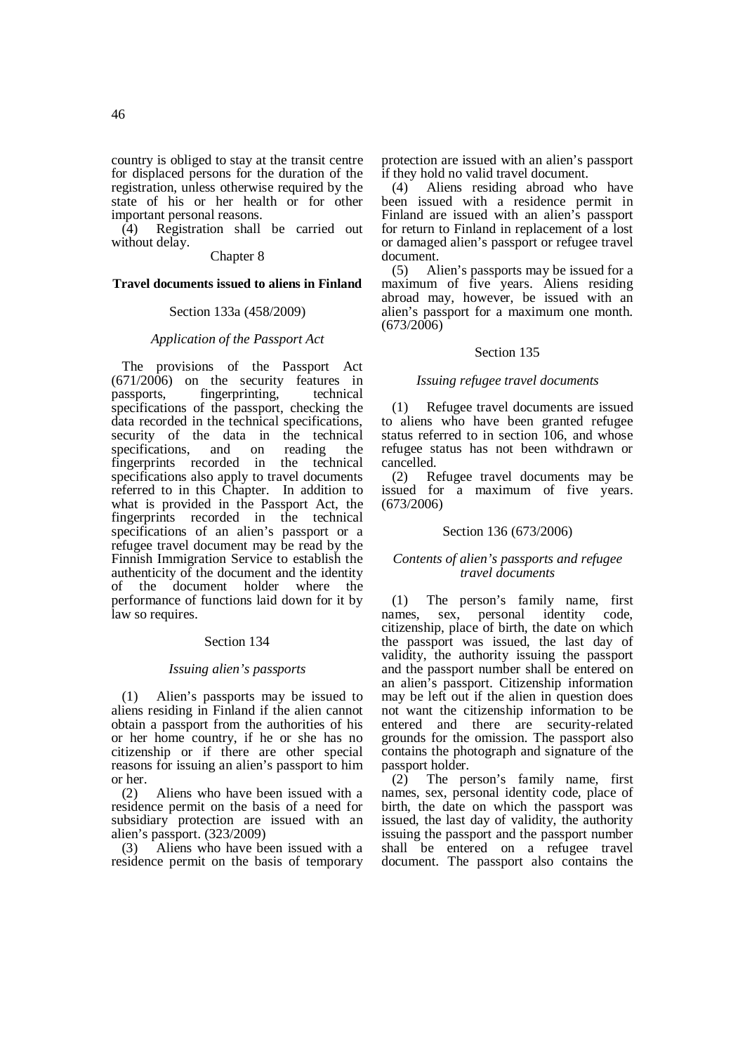country is obliged to stay at the transit centre for displaced persons for the duration of the registration, unless otherwise required by the state of his or her health or for other important personal reasons.

(4) Registration shall be carried out without delay.

Chapter 8

**Travel documents issued to aliens in Finland**

Section 133a (458/2009)

*Application of the Passport Act*

The provisions of the Passport Act (671/2006) on the security features in passports, fingerprinting, technical specifications of the passport, checking the data recorded in the technical specifications, security of the data in the technical specifications, and on reading the fingerprints recorded in the technical specifications also apply to travel documents referred to in this Chapter. In addition to what is provided in the Passport Act, the fingerprints recorded in the technical specifications of an alien's passport or a refugee travel document may be read by the Finnish Immigration Service to establish the authenticity of the document and the identity of the document holder where the performance of functions laid down for it by law so requires.

Section 134

*Issuing alien's passports*

(1) Alien's passports may be issued to aliens residing in Finland if the alien cannot obtain a passport from the authorities of his or her home country, if he or she has no citizenship or if there are other special reasons for issuing an alien's passport to him or her.

(2) Aliens who have been issued with a residence permit on the basis of a need for subsidiary protection are issued with an alien's passport. (323/2009)

(3) Aliens who have been issued with a residence permit on the basis of temporary protection are issued with an alien's passport if they hold no valid travel document.

(4) Aliens residing abroad who have been issued with a residence permit in Finland are issued with an alien's passport for return to Finland in replacement of a lost or damaged alien's passport or refugee travel document.

(5) Alien's passports may be issued for a maximum of five years. Aliens residing abroad may, however, be issued with an alien's passport for a maximum one month. (673/2006)

Section 135

*Issuing refugee travel documents*

(1) Refugee travel documents are issued to aliens who have been granted refugee status referred to in section 106, and whose refugee status has not been withdrawn or cancelled.

(2) Refugee travel documents may be issued for a maximum of five years. (673/2006)

Section 136 (673/2006)

*Contents of alien's passports and refugee travel documents*

(1) The person's family name, first names, sex, personal identity code, citizenship, place of birth, the date on which the passport was issued, the last day of validity, the authority issuing the passport and the passport number shall be entered on an alien's passport. Citizenship information may be left out if the alien in question does not want the citizenship information to be entered and there are security-related grounds for the omission. The passport also contains the photograph and signature of the passport holder.

(2) The person's family name, first names, sex, personal identity code, place of birth, the date on which the passport was issued, the last day of validity, the authority issuing the passport and the passport number shall be entered on a refugee travel document. The passport also contains the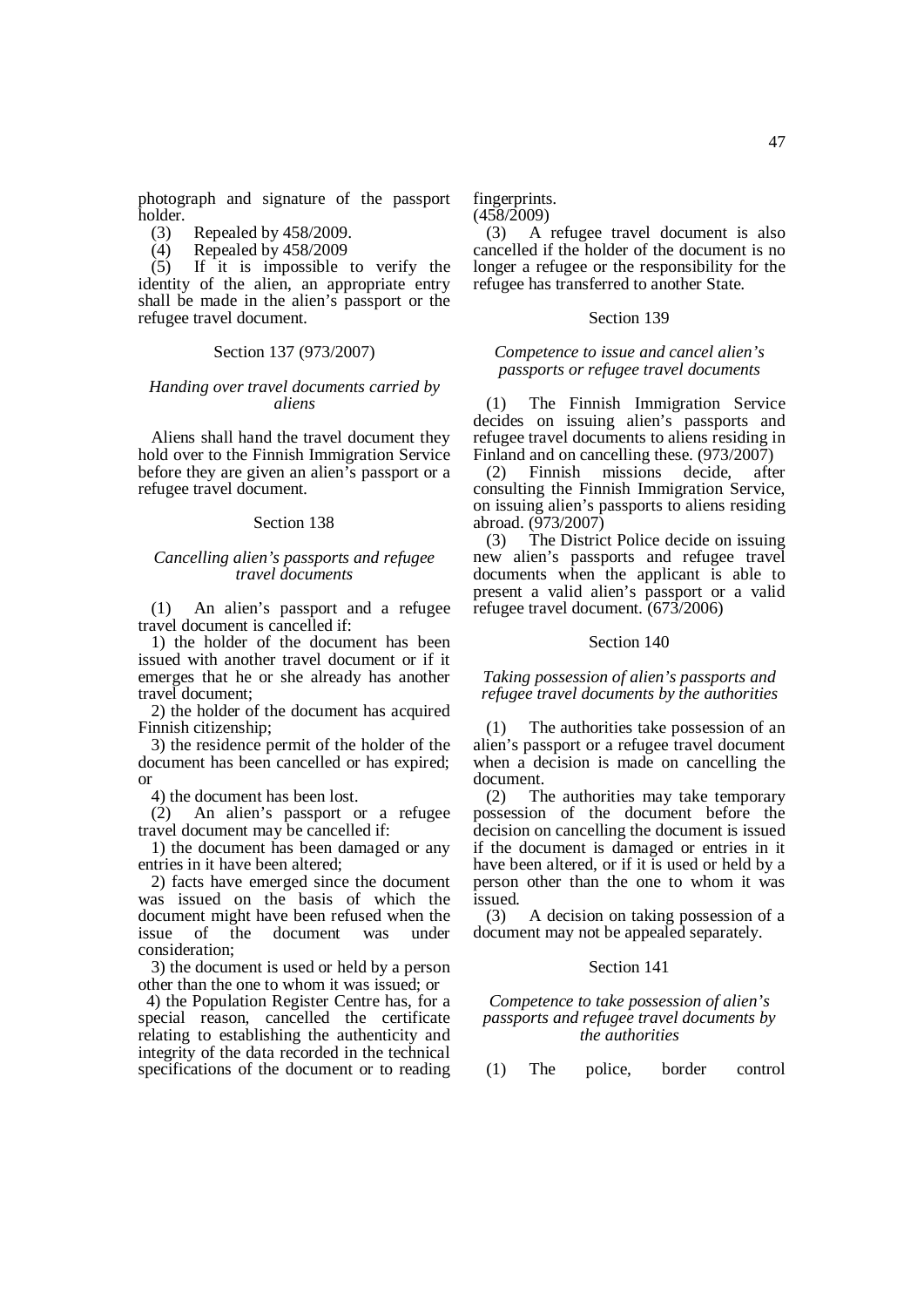photograph and signature of the passport holder.

(3) Repealed by 458/2009.

(4) Repealed by 458/2009

(5) If it is impossible to verify the identity of the alien, an appropriate entry shall be made in the alien's passport or the refugee travel document.

Section 137 (973/2007)

*Handing over travel documents carried by aliens*

Aliens shall hand the travel document they hold over to the Finnish Immigration Service before they are given an alien's passport or a refugee travel document.

Section 138

*Cancelling alien's passports and refugee travel documents*

(1) An alien's passport and a refugee travel document is cancelled if:

1) the holder of the document has been issued with another travel document or if it emerges that he or she already has another travel document;

2) the holder of the document has acquired Finnish citizenship;

3) the residence permit of the holder of the document has been cancelled or has expired; or

4) the document has been lost.

(2) An alien's passport or a refugee travel document may be cancelled if:

1) the document has been damaged or any entries in it have been altered;

2) facts have emerged since the document was issued on the basis of which the document might have been refused when the issue of the document was under consideration;

3) the document is used or held by a person other than the one to whom it was issued; or

4) the Population Register Centre has, for a special reason, cancelled the certificate relating to establishing the authenticity and integrity of the data recorded in the technical specifications of the document or to reading fingerprints.
(458/2009)

(3) A refugee travel document is also cancelled if the holder of the document is no longer a refugee or the responsibility for the refugee has transferred to another State.

Section 139

*Competence to issue and cancel alien's passports or refugee travel documents*

(1) The Finnish Immigration Service decides on issuing alien's passports and refugee travel documents to aliens residing in Finland and on cancelling these. (973/2007)

(2) Finnish missions decide, after consulting the Finnish Immigration Service, on issuing alien's passports to aliens residing abroad. (973/2007)

(3) The District Police decide on issuing new alien's passports and refugee travel documents when the applicant is able to present a valid alien's passport or a valid refugee travel document. (673/2006)

Section 140

*Taking possession of alien's passports and refugee travel documents by the authorities*

(1) The authorities take possession of an alien's passport or a refugee travel document when a decision is made on cancelling the document.

(2) The authorities may take temporary possession of the document before the decision on cancelling the document is issued if the document is damaged or entries in it have been altered, or if it is used or held by a person other than the one to whom it was issued.

(3) A decision on taking possession of a document may not be appealed separately.

Section 141

*Competence to take possession of alien's passports and refugee travel documents by the authorities*

(1) The police, border control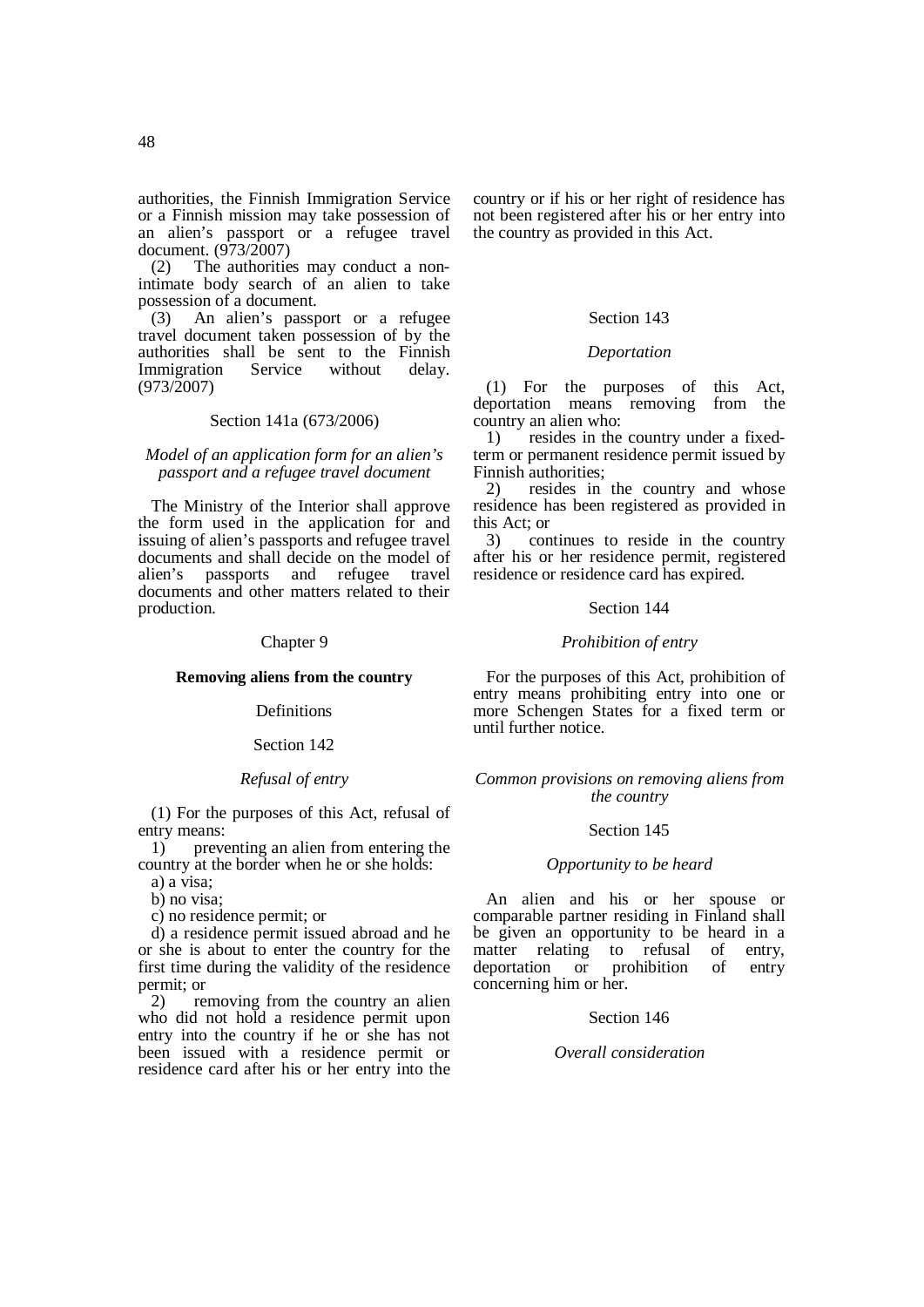authorities, the Finnish Immigration Service or a Finnish mission may take possession of an alien's passport or a refugee travel document. (973/2007)

(2) The authorities may conduct a non-intimate body search of an alien to take possession of a document.

(3) An alien's passport or a refugee travel document taken possession of by the authorities shall be sent to the Finnish Immigration Service without delay. (973/2007)

Section 141a (673/2006)

*Model of an application form for an alien's passport and a refugee travel document*

The Ministry of the Interior shall approve the form used in the application for and issuing of alien's passports and refugee travel documents and shall decide on the model of alien's passports and refugee travel documents and other matters related to their production.

Chapter 9

**Removing aliens from the country**

Definitions

Section 142

*Refusal of entry*

(1) For the purposes of this Act, refusal of entry means:

1) preventing an alien from entering the country at the border when he or she holds:

a) a visa;

b) no visa;

c) no residence permit; or

d) a residence permit issued abroad and he or she is about to enter the country for the first time during the validity of the residence permit; or

2) removing from the country an alien who did not hold a residence permit upon entry into the country if he or she has not been issued with a residence permit or residence card after his or her entry into the country or if his or her right of residence has not been registered after his or her entry into the country as provided in this Act.

Section 143

*Deportation*

(1) For the purposes of this Act, deportation means removing from the country an alien who:

1) resides in the country under a fixed-term or permanent residence permit issued by Finnish authorities;

2) resides in the country and whose residence has been registered as provided in this Act; or

3) continues to reside in the country after his or her residence permit, registered residence or residence card has expired.

Section 144

*Prohibition of entry*

For the purposes of this Act, prohibition of entry means prohibiting entry into one or more Schengen States for a fixed term or until further notice.

*Common provisions on removing aliens from the country*

Section 145

*Opportunity to be heard*

An alien and his or her spouse or comparable partner residing in Finland shall be given an opportunity to be heard in a matter relating to refusal of entry, deportation or prohibition of entry concerning him or her.

Section 146

*Overall consideration*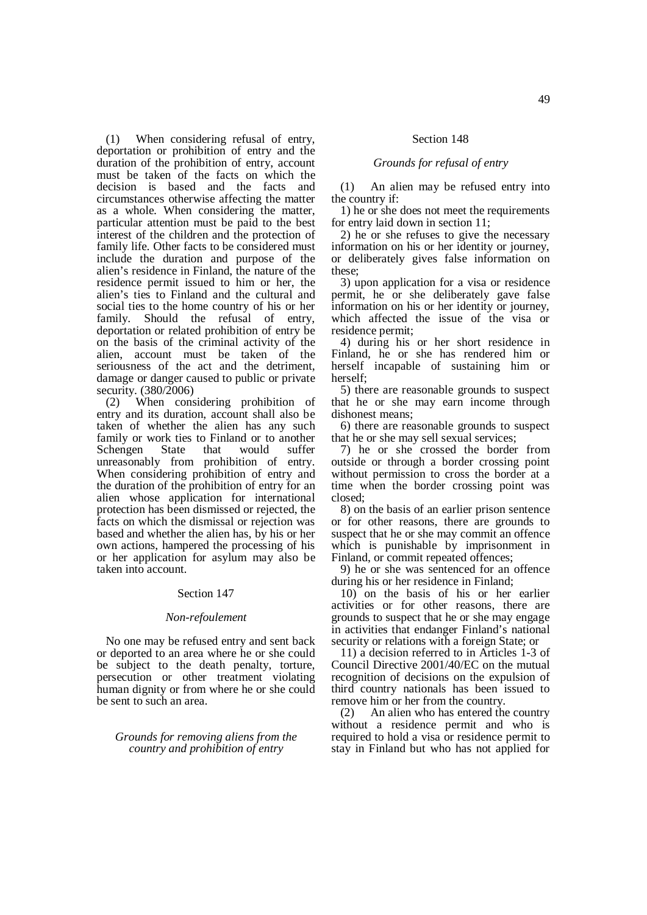(1) When considering refusal of entry, deportation or prohibition of entry and the duration of the prohibition of entry, account must be taken of the facts on which the decision is based and the facts and circumstances otherwise affecting the matter as a whole. When considering the matter, particular attention must be paid to the best interest of the children and the protection of family life. Other facts to be considered must include the duration and purpose of the alien's residence in Finland, the nature of the residence permit issued to him or her, the alien's ties to Finland and the cultural and social ties to the home country of his or her family. Should the refusal of entry, deportation or related prohibition of entry be on the basis of the criminal activity of the alien, account must be taken of the seriousness of the act and the detriment, damage or danger caused to public or private security. (380/2006)

(2) When considering prohibition of entry and its duration, account shall also be taken of whether the alien has any such family or work ties to Finland or to another Schengen State that would suffer unreasonably from prohibition of entry. When considering prohibition of entry and the duration of the prohibition of entry for an alien whose application for international protection has been dismissed or rejected, the facts on which the dismissal or rejection was based and whether the alien has, by his or her own actions, hampered the processing of his or her application for asylum may also be taken into account.

### Section 147

*Non-refoulement*

No one may be refused entry and sent back or deported to an area where he or she could be subject to the death penalty, torture, persecution or other treatment violating human dignity or from where he or she could be sent to such an area.

## *Grounds for removing aliens from the country and prohibition of entry*

### Section 148

*Grounds for refusal of entry*

(1) An alien may be refused entry into the country if:

1) he or she does not meet the requirements for entry laid down in section 11;

2) he or she refuses to give the necessary information on his or her identity or journey, or deliberately gives false information on these;

3) upon application for a visa or residence permit, he or she deliberately gave false information on his or her identity or journey, which affected the issue of the visa or residence permit;

4) during his or her short residence in Finland, he or she has rendered him or herself incapable of sustaining him or herself;

5) there are reasonable grounds to suspect that he or she may earn income through dishonest means;

6) there are reasonable grounds to suspect that he or she may sell sexual services;

7) he or she crossed the border from outside or through a border crossing point without permission to cross the border at a time when the border crossing point was closed;

8) on the basis of an earlier prison sentence or for other reasons, there are grounds to suspect that he or she may commit an offence which is punishable by imprisonment in Finland, or commit repeated offences;

9) he or she was sentenced for an offence during his or her residence in Finland;

10) on the basis of his or her earlier activities or for other reasons, there are grounds to suspect that he or she may engage in activities that endanger Finland's national security or relations with a foreign State; or

11) a decision referred to in Articles 1-3 of Council Directive 2001/40/EC on the mutual recognition of decisions on the expulsion of third country nationals has been issued to remove him or her from the country.

(2) An alien who has entered the country without a residence permit and who is required to hold a visa or residence permit to stay in Finland but who has not applied for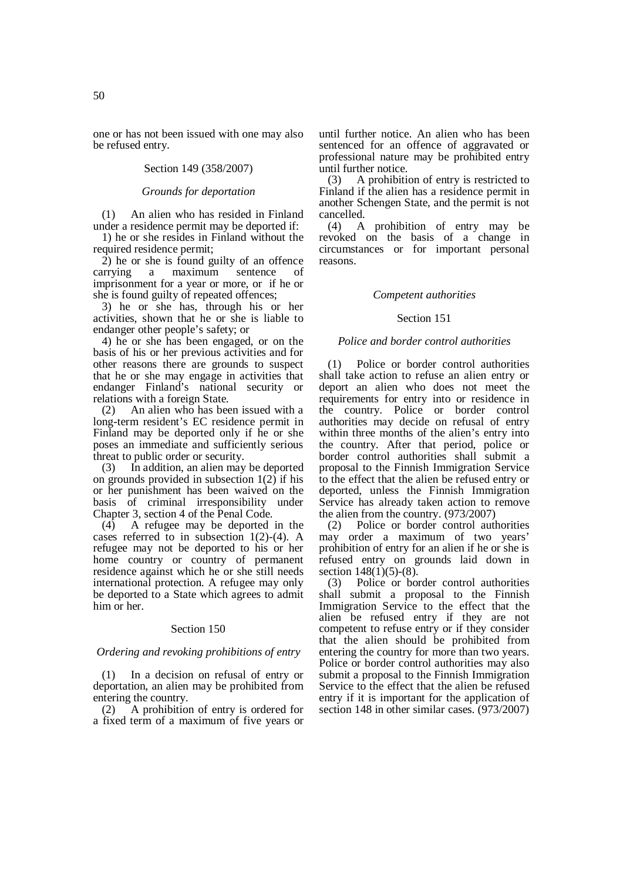one or has not been issued with one may also be refused entry.

Section 149 (358/2007)

*Grounds for deportation*

(1) An alien who has resided in Finland under a residence permit may be deported if:

1) he or she resides in Finland without the required residence permit;

2) he or she is found guilty of an offence carrying a maximum sentence of imprisonment for a year or more, or if he or she is found guilty of repeated offences;

3) he or she has, through his or her activities, shown that he or she is liable to endanger other people's safety; or

4) he or she has been engaged, or on the basis of his or her previous activities and for other reasons there are grounds to suspect that he or she may engage in activities that endanger Finland's national security or relations with a foreign State.

(2) An alien who has been issued with a long-term resident's EC residence permit in Finland may be deported only if he or she poses an immediate and sufficiently serious threat to public order or security.

(3) In addition, an alien may be deported on grounds provided in subsection 1(2) if his or her punishment has been waived on the basis of criminal irresponsibility under Chapter 3, section 4 of the Penal Code.

(4) A refugee may be deported in the cases referred to in subsection 1(2)-(4). A refugee may not be deported to his or her home country or country of permanent residence against which he or she still needs international protection. A refugee may only be deported to a State which agrees to admit him or her.

Section 150

*Ordering and revoking prohibitions of entry*

(1) In a decision on refusal of entry or deportation, an alien may be prohibited from entering the country.

(2) A prohibition of entry is ordered for a fixed term of a maximum of five years or until further notice. An alien who has been sentenced for an offence of aggravated or professional nature may be prohibited entry until further notice.

(3) A prohibition of entry is restricted to Finland if the alien has a residence permit in another Schengen State, and the permit is not cancelled.

(4) A prohibition of entry may be revoked on the basis of a change in circumstances or for important personal reasons.

*Competent authorities*

Section 151

*Police and border control authorities*

(1) Police or border control authorities shall take action to refuse an alien entry or deport an alien who does not meet the requirements for entry into or residence in the country. Police or border control authorities may decide on refusal of entry within three months of the alien's entry into the country. After that period, police or border control authorities shall submit a proposal to the Finnish Immigration Service to the effect that the alien be refused entry or deported, unless the Finnish Immigration Service has already taken action to remove the alien from the country. (973/2007)

(2) Police or border control authorities may order a maximum of two years' prohibition of entry for an alien if he or she is refused entry on grounds laid down in section 148(1)(5)-(8).

(3) Police or border control authorities shall submit a proposal to the Finnish Immigration Service to the effect that the alien be refused entry if they are not competent to refuse entry or if they consider that the alien should be prohibited from entering the country for more than two years. Police or border control authorities may also submit a proposal to the Finnish Immigration Service to the effect that the alien be refused entry if it is important for the application of section 148 in other similar cases. (973/2007)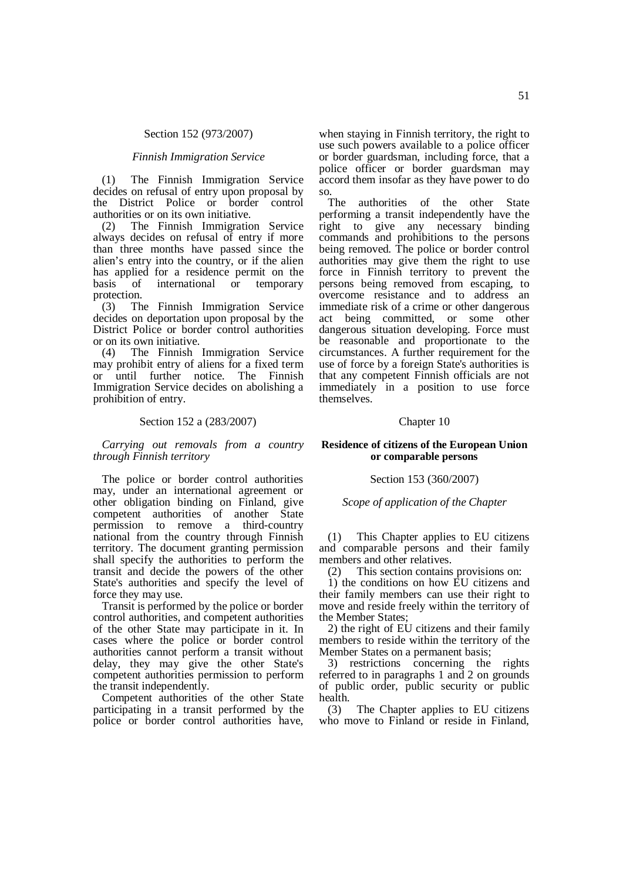Section 152 (973/2007)

*Finnish Immigration Service*

(1) The Finnish Immigration Service decides on refusal of entry upon proposal by the District Police or border control authorities or on its own initiative.

(2) The Finnish Immigration Service always decides on refusal of entry if more than three months have passed since the alien's entry into the country, or if the alien has applied for a residence permit on the basis of international or temporary protection.

(3) The Finnish Immigration Service decides on deportation upon proposal by the District Police or border control authorities or on its own initiative.

(4) The Finnish Immigration Service may prohibit entry of aliens for a fixed term or until further notice. The Finnish Immigration Service decides on abolishing a prohibition of entry.

Section 152 a (283/2007)

*Carrying out removals from a country through Finnish territory*

The police or border control authorities may, under an international agreement or other obligation binding on Finland, give competent authorities of another State permission to remove a third-country national from the country through Finnish territory. The document granting permission shall specify the authorities to perform the transit and decide the powers of the other State's authorities and specify the level of force they may use.

Transit is performed by the police or border control authorities, and competent authorities of the other State may participate in it. In cases where the police or border control authorities cannot perform a transit without delay, they may give the other State's competent authorities permission to perform the transit independently.

Competent authorities of the other State participating in a transit performed by the police or border control authorities have, when staying in Finnish territory, the right to use such powers available to a police officer or border guardsman, including force, that a police officer or border guardsman may accord them insofar as they have power to do so.

The authorities of the other State performing a transit independently have the right to give any necessary binding commands and prohibitions to the persons being removed. The police or border control authorities may give them the right to use force in Finnish territory to prevent the persons being removed from escaping, to overcome resistance and to address an immediate risk of a crime or other dangerous act being committed, or some other dangerous situation developing. Force must be reasonable and proportionate to the circumstances. A further requirement for the use of force by a foreign State's authorities is that any competent Finnish officials are not immediately in a position to use force themselves.

## Chapter 10

## Residence of citizens of the European Union or comparable persons

Section 153 (360/2007)

*Scope of application of the Chapter*

(1) This Chapter applies to EU citizens and comparable persons and their family members and other relatives.

(2) This section contains provisions on:

1) the conditions on how EU citizens and their family members can use their right to move and reside freely within the territory of the Member States;

2) the right of EU citizens and their family members to reside within the territory of the Member States on a permanent basis;

3) restrictions concerning the rights referred to in paragraphs 1 and 2 on grounds of public order, public security or public health.

(3) The Chapter applies to EU citizens who move to Finland or reside in Finland,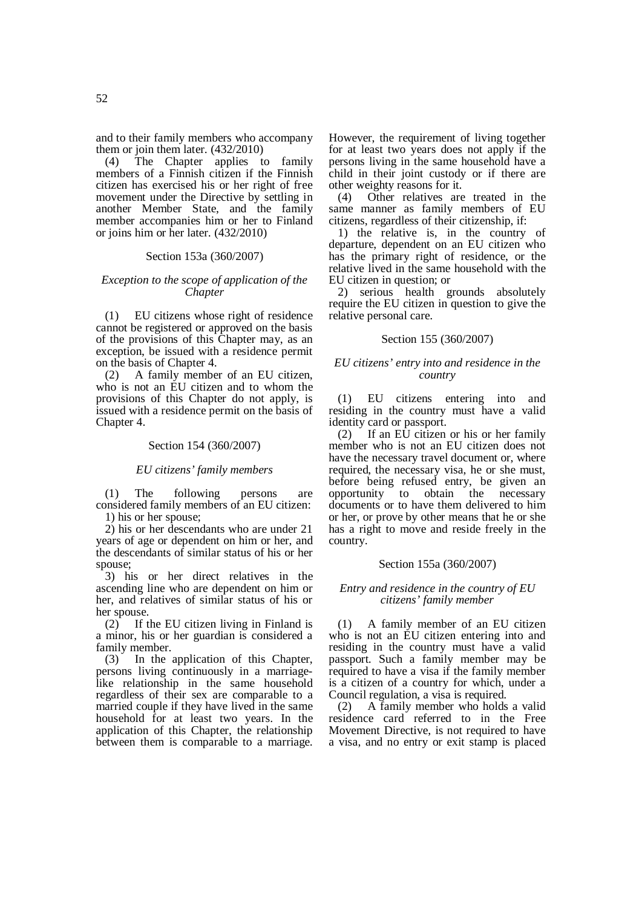and to their family members who accompany them or join them later. (432/2010)

(4) The Chapter applies to family members of a Finnish citizen if the Finnish citizen has exercised his or her right of free movement under the Directive by settling in another Member State, and the family member accompanies him or her to Finland or joins him or her later. (432/2010)

Section 153a (360/2007)

*Exception to the scope of application of the Chapter*

(1) EU citizens whose right of residence cannot be registered or approved on the basis of the provisions of this Chapter may, as an exception, be issued with a residence permit on the basis of Chapter 4.

(2) A family member of an EU citizen, who is not an EU citizen and to whom the provisions of this Chapter do not apply, is issued with a residence permit on the basis of Chapter 4.

Section 154 (360/2007)

*EU citizens' family members*

(1) The following persons are considered family members of an EU citizen:

1) his or her spouse;

2) his or her descendants who are under 21 years of age or dependent on him or her, and the descendants of similar status of his or her spouse;

3) his or her direct relatives in the ascending line who are dependent on him or her, and relatives of similar status of his or her spouse.

(2) If the EU citizen living in Finland is a minor, his or her guardian is considered a family member.

(3) In the application of this Chapter, persons living continuously in a marriage-like relationship in the same household regardless of their sex are comparable to a married couple if they have lived in the same household for at least two years. In the application of this Chapter, the relationship between them is comparable to a marriage. However, the requirement of living together for at least two years does not apply if the persons living in the same household have a child in their joint custody or if there are other weighty reasons for it.

(4) Other relatives are treated in the same manner as family members of EU citizens, regardless of their citizenship, if:

1) the relative is, in the country of departure, dependent on an EU citizen who has the primary right of residence, or the relative lived in the same household with the EU citizen in question; or

2) serious health grounds absolutely require the EU citizen in question to give the relative personal care.

Section 155 (360/2007)

*EU citizens' entry into and residence in the country*

(1) EU citizens entering into and residing in the country must have a valid identity card or passport.

(2) If an EU citizen or his or her family member who is not an EU citizen does not have the necessary travel document or, where required, the necessary visa, he or she must, before being refused entry, be given an opportunity to obtain the necessary documents or to have them delivered to him or her, or prove by other means that he or she has a right to move and reside freely in the country.

Section 155a (360/2007)

*Entry and residence in the country of EU citizens' family member*

(1) A family member of an EU citizen who is not an EU citizen entering into and residing in the country must have a valid passport. Such a family member may be required to have a visa if the family member is a citizen of a country for which, under a Council regulation, a visa is required.

(2) A family member who holds a valid residence card referred to in the Free Movement Directive, is not required to have a visa, and no entry or exit stamp is placed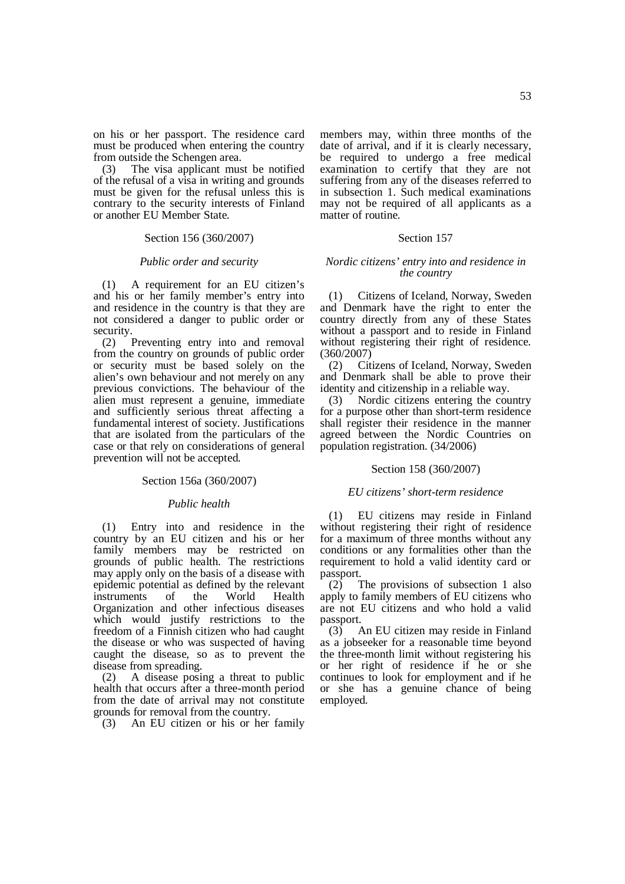on his or her passport. The residence card must be produced when entering the country from outside the Schengen area.

(3) The visa applicant must be notified of the refusal of a visa in writing and grounds must be given for the refusal unless this is contrary to the security interests of Finland or another EU Member State.

Section 156 (360/2007)

*Public order and security*

(1) A requirement for an EU citizen's and his or her family member's entry into and residence in the country is that they are not considered a danger to public order or security.

(2) Preventing entry into and removal from the country on grounds of public order or security must be based solely on the alien's own behaviour and not merely on any previous convictions. The behaviour of the alien must represent a genuine, immediate and sufficiently serious threat affecting a fundamental interest of society. Justifications that are isolated from the particulars of the case or that rely on considerations of general prevention will not be accepted.

Section 156a (360/2007)

*Public health*

(1) Entry into and residence in the country by an EU citizen and his or her family members may be restricted on grounds of public health. The restrictions may apply only on the basis of a disease with epidemic potential as defined by the relevant instruments of the World Health Organization and other infectious diseases which would justify restrictions to the freedom of a Finnish citizen who had caught the disease or who was suspected of having caught the disease, so as to prevent the disease from spreading.

(2) A disease posing a threat to public health that occurs after a three-month period from the date of arrival may not constitute grounds for removal from the country.

(3) An EU citizen or his or her family members may, within three months of the date of arrival, and if it is clearly necessary, be required to undergo a free medical examination to certify that they are not suffering from any of the diseases referred to in subsection 1. Such medical examinations may not be required of all applicants as a matter of routine.

Section 157

*Nordic citizens' entry into and residence in the country*

(1) Citizens of Iceland, Norway, Sweden and Denmark have the right to enter the country directly from any of these States without a passport and to reside in Finland without registering their right of residence. (360/2007)

(2) Citizens of Iceland, Norway, Sweden and Denmark shall be able to prove their identity and citizenship in a reliable way.

(3) Nordic citizens entering the country for a purpose other than short-term residence shall register their residence in the manner agreed between the Nordic Countries on population registration. (34/2006)

Section 158 (360/2007)

*EU citizens' short-term residence*

(1) EU citizens may reside in Finland without registering their right of residence for a maximum of three months without any conditions or any formalities other than the requirement to hold a valid identity card or passport.

(2) The provisions of subsection 1 also apply to family members of EU citizens who are not EU citizens and who hold a valid passport.

(3) An EU citizen may reside in Finland as a jobseeker for a reasonable time beyond the three-month limit without registering his or her right of residence if he or she continues to look for employment and if he or she has a genuine chance of being employed.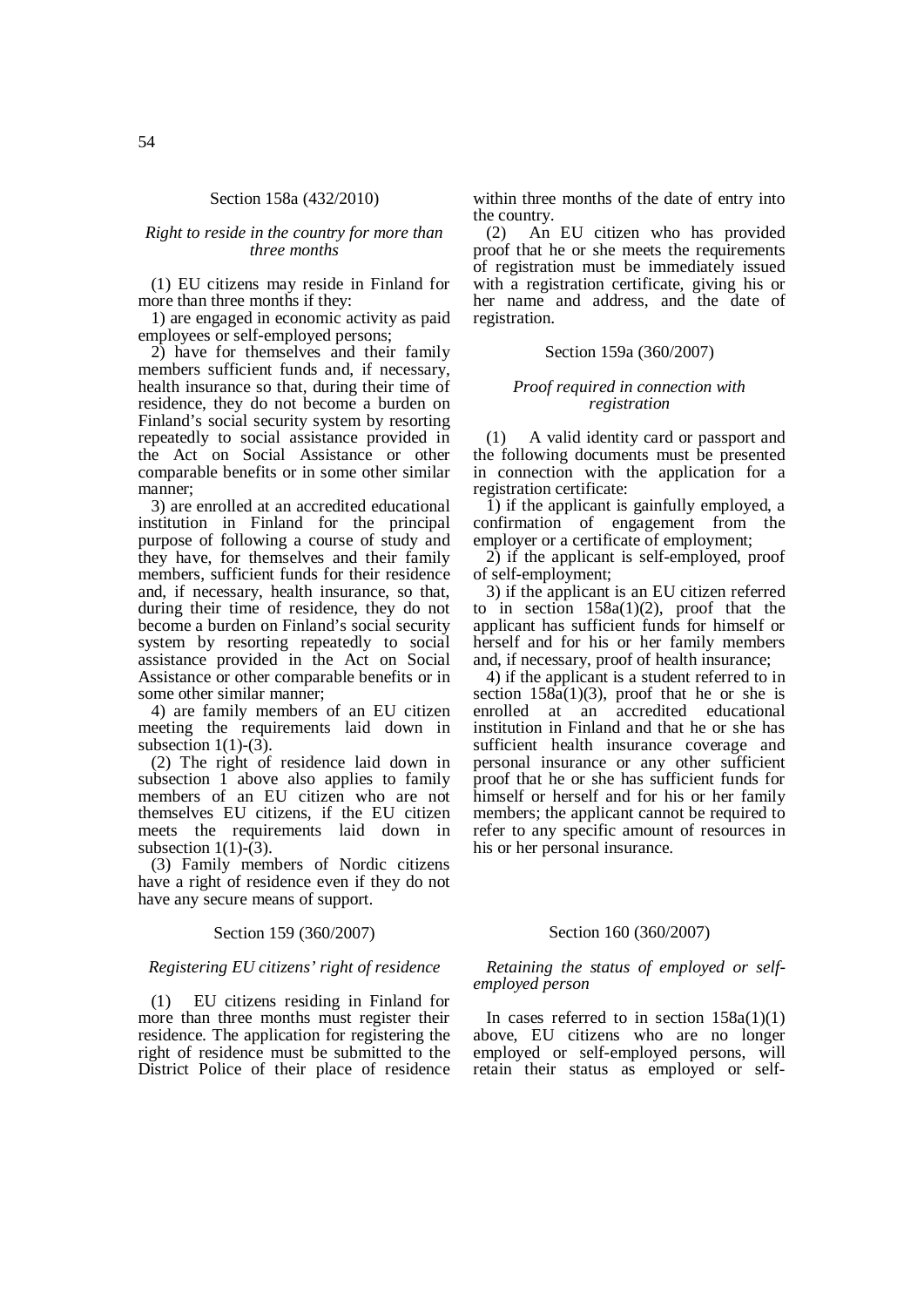### Section 158a (432/2010)

#### *Right to reside in the country for more than three months*

(1) EU citizens may reside in Finland for more than three months if they:

1) are engaged in economic activity as paid employees or self-employed persons;

2) have for themselves and their family members sufficient funds and, if necessary, health insurance so that, during their time of residence, they do not become a burden on Finland's social security system by resorting repeatedly to social assistance provided in the Act on Social Assistance or other comparable benefits or in some other similar manner;

3) are enrolled at an accredited educational institution in Finland for the principal purpose of following a course of study and they have, for themselves and their family members, sufficient funds for their residence and, if necessary, health insurance, so that, during their time of residence, they do not become a burden on Finland's social security system by resorting repeatedly to social assistance provided in the Act on Social Assistance or other comparable benefits or in some other similar manner;

4) are family members of an EU citizen meeting the requirements laid down in subsection 1(1)-(3).

(2) The right of residence laid down in subsection 1 above also applies to family members of an EU citizen who are not themselves EU citizens, if the EU citizen meets the requirements laid down in subsection 1(1)-(3).

(3) Family members of Nordic citizens have a right of residence even if they do not have any secure means of support.

### Section 159 (360/2007)

#### *Registering EU citizens' right of residence*

(1) EU citizens residing in Finland for more than three months must register their residence. The application for registering the right of residence must be submitted to the District Police of their place of residence within three months of the date of entry into the country.

(2) An EU citizen who has provided proof that he or she meets the requirements of registration must be immediately issued with a registration certificate, giving his or her name and address, and the date of registration.

### Section 159a (360/2007)

#### *Proof required in connection with registration*

(1) A valid identity card or passport and the following documents must be presented in connection with the application for a registration certificate:

1) if the applicant is gainfully employed, a confirmation of engagement from the employer or a certificate of employment;

2) if the applicant is self-employed, proof of self-employment;

3) if the applicant is an EU citizen referred to in section 158a(1)(2), proof that the applicant has sufficient funds for himself or herself and for his or her family members and, if necessary, proof of health insurance;

4) if the applicant is a student referred to in section 158a(1)(3), proof that he or she is enrolled at an accredited educational institution in Finland and that he or she has sufficient health insurance coverage and personal insurance or any other sufficient proof that he or she has sufficient funds for himself or herself and for his or her family members; the applicant cannot be required to refer to any specific amount of resources in his or her personal insurance.

### Section 160 (360/2007)

#### *Retaining the status of employed or self-employed person*

In cases referred to in section 158a(1)(1) above, EU citizens who are no longer employed or self-employed persons, will retain their status as employed or self-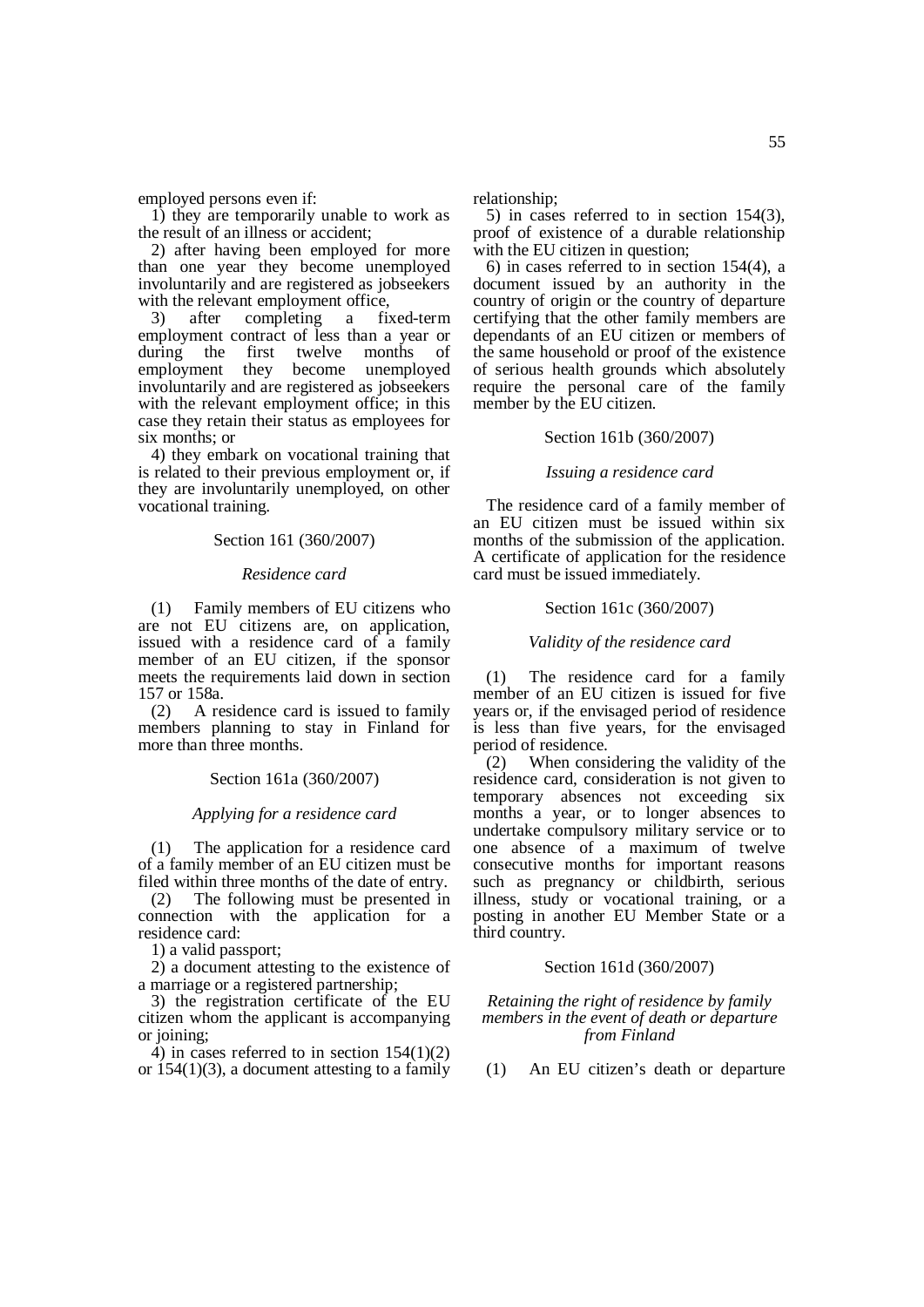employed persons even if:

1) they are temporarily unable to work as the result of an illness or accident;

2) after having been employed for more than one year they become unemployed involuntarily and are registered as jobseekers with the relevant employment office,

3) after completing a fixed-term employment contract of less than a year or during the first twelve months of employment they become unemployed involuntarily and are registered as jobseekers with the relevant employment office; in this case they retain their status as employees for six months; or

4) they embark on vocational training that is related to their previous employment or, if they are involuntarily unemployed, on other vocational training.

Section 161 (360/2007)

*Residence card*

(1) Family members of EU citizens who are not EU citizens are, on application, issued with a residence card of a family member of an EU citizen, if the sponsor meets the requirements laid down in section 157 or 158a.

(2) A residence card is issued to family members planning to stay in Finland for more than three months.

Section 161a (360/2007)

*Applying for a residence card*

(1) The application for a residence card of a family member of an EU citizen must be filed within three months of the date of entry.

(2) The following must be presented in connection with the application for a residence card:

1) a valid passport;

2) a document attesting to the existence of a marriage or a registered partnership;

3) the registration certificate of the EU citizen whom the applicant is accompanying or joining;

4) in cases referred to in section 154(1)(2) or 154(1)(3), a document attesting to a family relationship;

5) in cases referred to in section 154(3), proof of existence of a durable relationship with the EU citizen in question;

6) in cases referred to in section 154(4), a document issued by an authority in the country of origin or the country of departure certifying that the other family members are dependants of an EU citizen or members of the same household or proof of the existence of serious health grounds which absolutely require the personal care of the family member by the EU citizen.

Section 161b (360/2007)

*Issuing a residence card*

The residence card of a family member of an EU citizen must be issued within six months of the submission of the application. A certificate of application for the residence card must be issued immediately.

Section 161c (360/2007)

*Validity of the residence card*

(1) The residence card for a family member of an EU citizen is issued for five years or, if the envisaged period of residence is less than five years, for the envisaged period of residence.

(2) When considering the validity of the residence card, consideration is not given to temporary absences not exceeding six months a year, or to longer absences to undertake compulsory military service or to one absence of a maximum of twelve consecutive months for important reasons such as pregnancy or childbirth, serious illness, study or vocational training, or a posting in another EU Member State or a third country.

Section 161d (360/2007)

*Retaining the right of residence by family members in the event of death or departure from Finland*

(1) An EU citizen's death or departure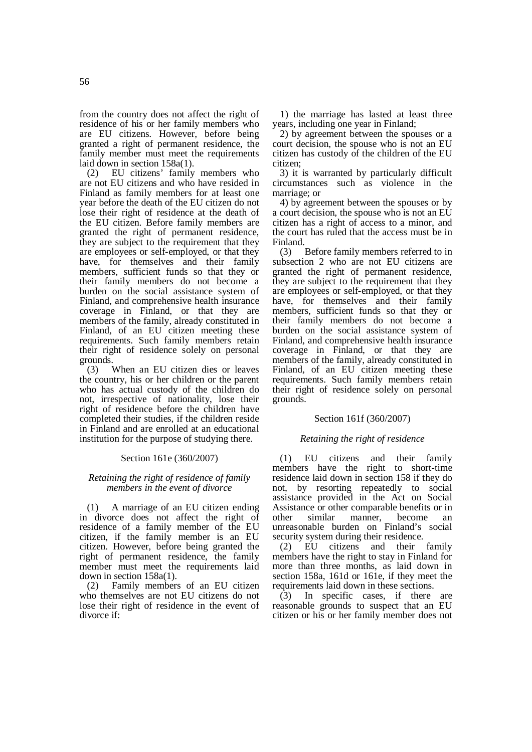from the country does not affect the right of residence of his or her family members who are EU citizens. However, before being granted a right of permanent residence, the family member must meet the requirements laid down in section 158a(1).

(2) EU citizens' family members who are not EU citizens and who have resided in Finland as family members for at least one year before the death of the EU citizen do not lose their right of residence at the death of the EU citizen. Before family members are granted the right of permanent residence, they are subject to the requirement that they are employees or self-employed, or that they have, for themselves and their family members, sufficient funds so that they or their family members do not become a burden on the social assistance system of Finland, and comprehensive health insurance coverage in Finland, or that they are members of the family, already constituted in Finland, of an EU citizen meeting these requirements. Such family members retain their right of residence solely on personal grounds.

(3) When an EU citizen dies or leaves the country, his or her children or the parent who has actual custody of the children do not, irrespective of nationality, lose their right of residence before the children have completed their studies, if the children reside in Finland and are enrolled at an educational institution for the purpose of studying there.

Section 161e (360/2007)

*Retaining the right of residence of family members in the event of divorce*

(1) A marriage of an EU citizen ending in divorce does not affect the right of residence of a family member of the EU citizen, if the family member is an EU citizen. However, before being granted the right of permanent residence, the family member must meet the requirements laid down in section 158a(1).

(2) Family members of an EU citizen who themselves are not EU citizens do not lose their right of residence in the event of divorce if:

1) the marriage has lasted at least three years, including one year in Finland;

2) by agreement between the spouses or a court decision, the spouse who is not an EU citizen has custody of the children of the EU citizen;

3) it is warranted by particularly difficult circumstances such as violence in the marriage; or

4) by agreement between the spouses or by a court decision, the spouse who is not an EU citizen has a right of access to a minor, and the court has ruled that the access must be in Finland.

(3) Before family members referred to in subsection 2 who are not EU citizens are granted the right of permanent residence, they are subject to the requirement that they are employees or self-employed, or that they have, for themselves and their family members, sufficient funds so that they or their family members do not become a burden on the social assistance system of Finland, and comprehensive health insurance coverage in Finland, or that they are members of the family, already constituted in Finland, of an EU citizen meeting these requirements. Such family members retain their right of residence solely on personal grounds.

Section 161f (360/2007)

*Retaining the right of residence*

(1) EU citizens and their family members have the right to short-time residence laid down in section 158 if they do not, by resorting repeatedly to social assistance provided in the Act on Social Assistance or other comparable benefits or in other similar manner, become an unreasonable burden on Finland's social security system during their residence.

(2) EU citizens and their family members have the right to stay in Finland for more than three months, as laid down in section 158a, 161d or 161e, if they meet the requirements laid down in these sections.

(3) In specific cases, if there are reasonable grounds to suspect that an EU citizen or his or her family member does not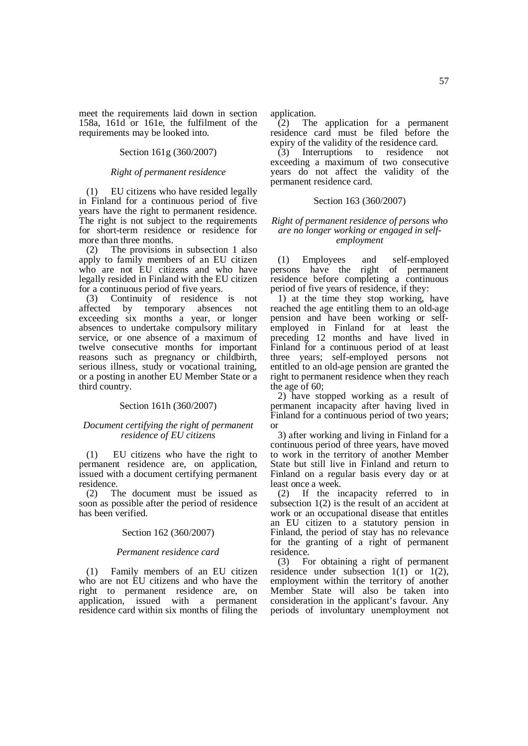meet the requirements laid down in section 158a, 161d or 161e, the fulfilment of the requirements may be looked into.

Section 161g (360/2007)

*Right of permanent residence*

(1) EU citizens who have resided legally in Finland for a continuous period of five years have the right to permanent residence. The right is not subject to the requirements for short-term residence or residence for more than three months.

(2) The provisions in subsection 1 also apply to family members of an EU citizen who are not EU citizens and who have legally resided in Finland with the EU citizen for a continuous period of five years.

(3) Continuity of residence is not affected by temporary absences not exceeding six months a year, or longer absences to undertake compulsory military service, or one absence of a maximum of twelve consecutive months for important reasons such as pregnancy or childbirth, serious illness, study or vocational training, or a posting in another EU Member State or a third country.

Section 161h (360/2007)

*Document certifying the right of permanent residence of EU citizens*

(1) EU citizens who have the right to permanent residence are, on application, issued with a document certifying permanent residence.

(2) The document must be issued as soon as possible after the period of residence has been verified.

Section 162 (360/2007)

*Permanent residence card*

(1) Family members of an EU citizen who are not EU citizens and who have the right to permanent residence are, on application, issued with a permanent residence card within six months of filing the application.

(2) The application for a permanent residence card must be filed before the expiry of the validity of the residence card.

(3) Interruptions to residence not exceeding a maximum of two consecutive years do not affect the validity of the permanent residence card.

Section 163 (360/2007)

*Right of permanent residence of persons who are no longer working or engaged in self-employment*

(1) Employees and self-employed persons have the right of permanent residence before completing a continuous period of five years of residence, if they:

1) at the time they stop working, have reached the age entitling them to an old-age pension and have been working or self-employed in Finland for at least the preceding 12 months and have lived in Finland for a continuous period of at least three years; self-employed persons not entitled to an old-age pension are granted the right to permanent residence when they reach the age of 60;

2) have stopped working as a result of permanent incapacity after having lived in Finland for a continuous period of two years; or

3) after working and living in Finland for a continuous period of three years, have moved to work in the territory of another Member State but still live in Finland and return to Finland on a regular basis every day or at least once a week.

(2) If the incapacity referred to in subsection 1(2) is the result of an accident at work or an occupational disease that entitles an EU citizen to a statutory pension in Finland, the period of stay has no relevance for the granting of a right of permanent residence.

(3) For obtaining a right of permanent residence under subsection 1(1) or 1(2), employment within the territory of another Member State will also be taken into consideration in the applicant's favour. Any periods of involuntary unemployment not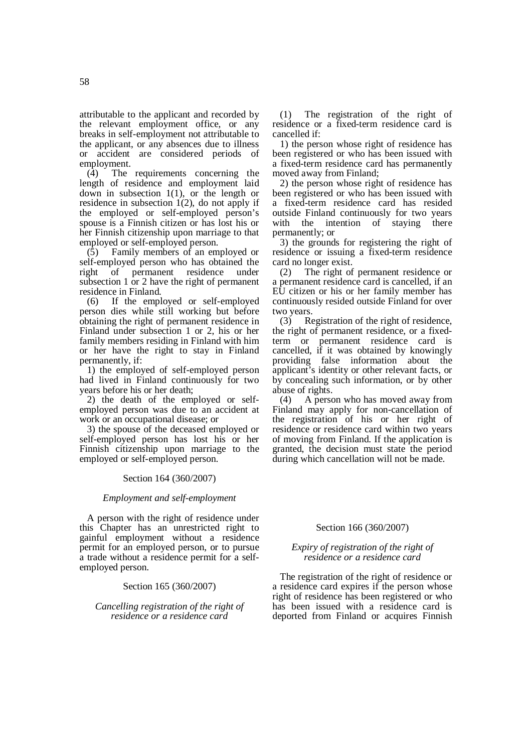attributable to the applicant and recorded by the relevant employment office, or any breaks in self-employment not attributable to the applicant, or any absences due to illness or accident are considered periods of employment.

(4) The requirements concerning the length of residence and employment laid down in subsection 1(1), or the length or residence in subsection 1(2), do not apply if the employed or self-employed person's spouse is a Finnish citizen or has lost his or her Finnish citizenship upon marriage to that employed or self-employed person.

(5) Family members of an employed or self-employed person who has obtained the right of permanent residence under subsection 1 or 2 have the right of permanent residence in Finland.

(6) If the employed or self-employed person dies while still working but before obtaining the right of permanent residence in Finland under subsection 1 or 2, his or her family members residing in Finland with him or her have the right to stay in Finland permanently, if:

1) the employed of self-employed person had lived in Finland continuously for two years before his or her death;

2) the death of the employed or self-employed person was due to an accident at work or an occupational disease; or

3) the spouse of the deceased employed or self-employed person has lost his or her Finnish citizenship upon marriage to the employed or self-employed person.

Section 164 (360/2007)

*Employment and self-employment*

A person with the right of residence under this Chapter has an unrestricted right to gainful employment without a residence permit for an employed person, or to pursue a trade without a residence permit for a self-employed person.

Section 165 (360/2007)

*Cancelling registration of the right of residence or a residence card*

(1) The registration of the right of residence or a fixed-term residence card is cancelled if:

1) the person whose right of residence has been registered or who has been issued with a fixed-term residence card has permanently moved away from Finland;

2) the person whose right of residence has been registered or who has been issued with a fixed-term residence card has resided outside Finland continuously for two years with the intention of staying there permanently; or

3) the grounds for registering the right of residence or issuing a fixed-term residence card no longer exist.

(2) The right of permanent residence or a permanent residence card is cancelled, if an EU citizen or his or her family member has continuously resided outside Finland for over two years.

(3) Registration of the right of residence, the right of permanent residence, or a fixed-term or permanent residence card is cancelled, if it was obtained by knowingly providing false information about the applicant's identity or other relevant facts, or by concealing such information, or by other abuse of rights.

(4) A person who has moved away from Finland may apply for non-cancellation of the registration of his or her right of residence or residence card within two years of moving from Finland. If the application is granted, the decision must state the period during which cancellation will not be made.

Section 166 (360/2007)

*Expiry of registration of the right of residence or a residence card*

The registration of the right of residence or a residence card expires if the person whose right of residence has been registered or who has been issued with a residence card is deported from Finland or acquires Finnish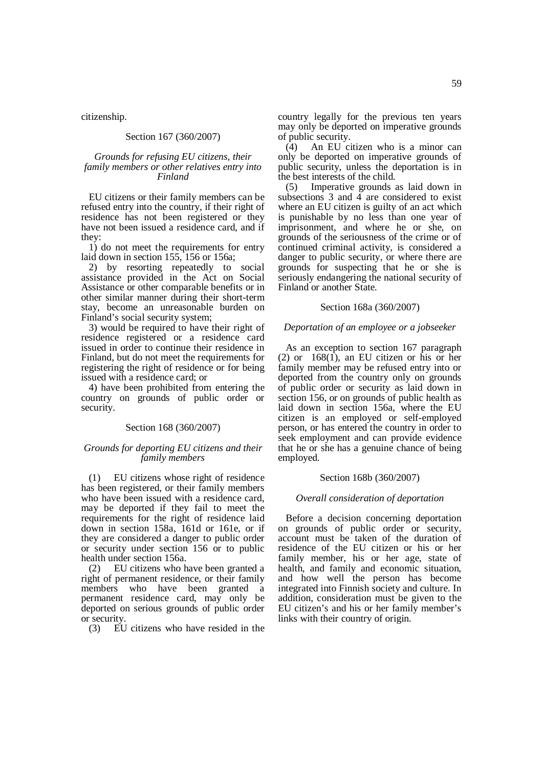citizenship.

### Section 167 (360/2007)

*Grounds for refusing EU citizens, their family members or other relatives entry into Finland*

EU citizens or their family members can be refused entry into the country, if their right of residence has not been registered or they have not been issued a residence card, and if they:

1) do not meet the requirements for entry laid down in section 155, 156 or 156a;

2) by resorting repeatedly to social assistance provided in the Act on Social Assistance or other comparable benefits or in other similar manner during their short-term stay, become an unreasonable burden on Finland's social security system;

3) would be required to have their right of residence registered or a residence card issued in order to continue their residence in Finland, but do not meet the requirements for registering the right of residence or for being issued with a residence card; or

4) have been prohibited from entering the country on grounds of public order or security.

### Section 168 (360/2007)

*Grounds for deporting EU citizens and their family members*

(1) EU citizens whose right of residence has been registered, or their family members who have been issued with a residence card, may be deported if they fail to meet the requirements for the right of residence laid down in section 158a, 161d or 161e, or if they are considered a danger to public order or security under section 156 or to public health under section 156a.

(2) EU citizens who have been granted a right of permanent residence, or their family members who have been granted a permanent residence card, may only be deported on serious grounds of public order or security.

(3) EU citizens who have resided in the country legally for the previous ten years may only be deported on imperative grounds of public security.

(4) An EU citizen who is a minor can only be deported on imperative grounds of public security, unless the deportation is in the best interests of the child.

(5) Imperative grounds as laid down in subsections 3 and 4 are considered to exist where an EU citizen is guilty of an act which is punishable by no less than one year of imprisonment, and where he or she, on grounds of the seriousness of the crime or of continued criminal activity, is considered a danger to public security, or where there are grounds for suspecting that he or she is seriously endangering the national security of Finland or another State.

### Section 168a (360/2007)

*Deportation of an employee or a jobseeker*

As an exception to section 167 paragraph (2) or 168(1), an EU citizen or his or her family member may be refused entry into or deported from the country only on grounds of public order or security as laid down in section 156, or on grounds of public health as laid down in section 156a, where the EU citizen is an employed or self-employed person, or has entered the country in order to seek employment and can provide evidence that he or she has a genuine chance of being employed.

### Section 168b (360/2007)

*Overall consideration of deportation*

Before a decision concerning deportation on grounds of public order or security, account must be taken of the duration of residence of the EU citizen or his or her family member, his or her age, state of health, and family and economic situation, and how well the person has become integrated into Finnish society and culture. In addition, consideration must be given to the EU citizen's and his or her family member's links with their country of origin.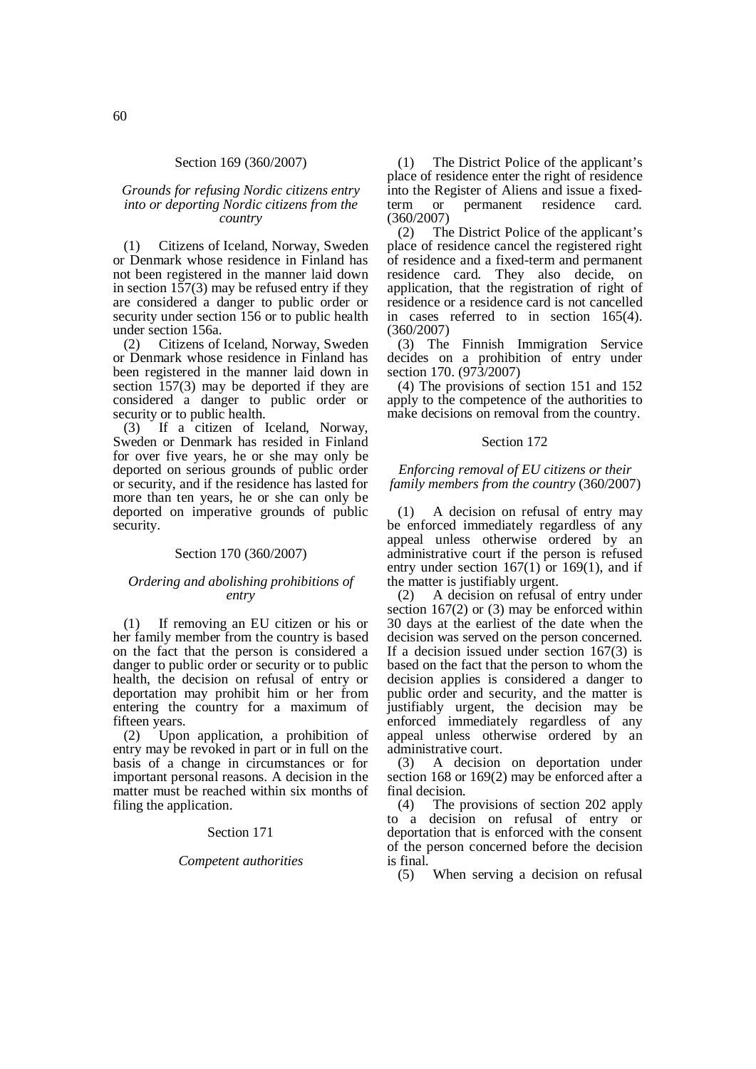### Section 169 (360/2007)

*Grounds for refusing Nordic citizens entry into or deporting Nordic citizens from the country*

(1) Citizens of Iceland, Norway, Sweden or Denmark whose residence in Finland has not been registered in the manner laid down in section 157(3) may be refused entry if they are considered a danger to public order or security under section 156 or to public health under section 156a.

(2) Citizens of Iceland, Norway, Sweden or Denmark whose residence in Finland has been registered in the manner laid down in section 157(3) may be deported if they are considered a danger to public order or security or to public health.

(3) If a citizen of Iceland, Norway, Sweden or Denmark has resided in Finland for over five years, he or she may only be deported on serious grounds of public order or security, and if the residence has lasted for more than ten years, he or she can only be deported on imperative grounds of public security.

### Section 170 (360/2007)

*Ordering and abolishing prohibitions of entry*

(1) If removing an EU citizen or his or her family member from the country is based on the fact that the person is considered a danger to public order or security or to public health, the decision on refusal of entry or deportation may prohibit him or her from entering the country for a maximum of fifteen years.

(2) Upon application, a prohibition of entry may be revoked in part or in full on the basis of a change in circumstances or for important personal reasons. A decision in the matter must be reached within six months of filing the application.

### Section 171

*Competent authorities*

(1) The District Police of the applicant's place of residence enter the right of residence into the Register of Aliens and issue a fixed-term or permanent residence card. (360/2007)

(2) The District Police of the applicant's place of residence cancel the registered right of residence and a fixed-term and permanent residence card. They also decide, on application, that the registration of right of residence or a residence card is not cancelled in cases referred to in section 165(4). (360/2007)

(3) The Finnish Immigration Service decides on a prohibition of entry under section 170. (973/2007)

(4) The provisions of section 151 and 152 apply to the competence of the authorities to make decisions on removal from the country.

### Section 172

*Enforcing removal of EU citizens or their family members from the country* (360/2007)

(1) A decision on refusal of entry may be enforced immediately regardless of any appeal unless otherwise ordered by an administrative court if the person is refused entry under section 167(1) or 169(1), and if the matter is justifiably urgent.

(2) A decision on refusal of entry under section 167(2) or (3) may be enforced within 30 days at the earliest of the date when the decision was served on the person concerned. If a decision issued under section 167(3) is based on the fact that the person to whom the decision applies is considered a danger to public order and security, and the matter is justifiably urgent, the decision may be enforced immediately regardless of any appeal unless otherwise ordered by an administrative court.

(3) A decision on deportation under section 168 or 169(2) may be enforced after a final decision.

(4) The provisions of section 202 apply to a decision on refusal of entry or deportation that is enforced with the consent of the person concerned before the decision is final.

(5) When serving a decision on refusal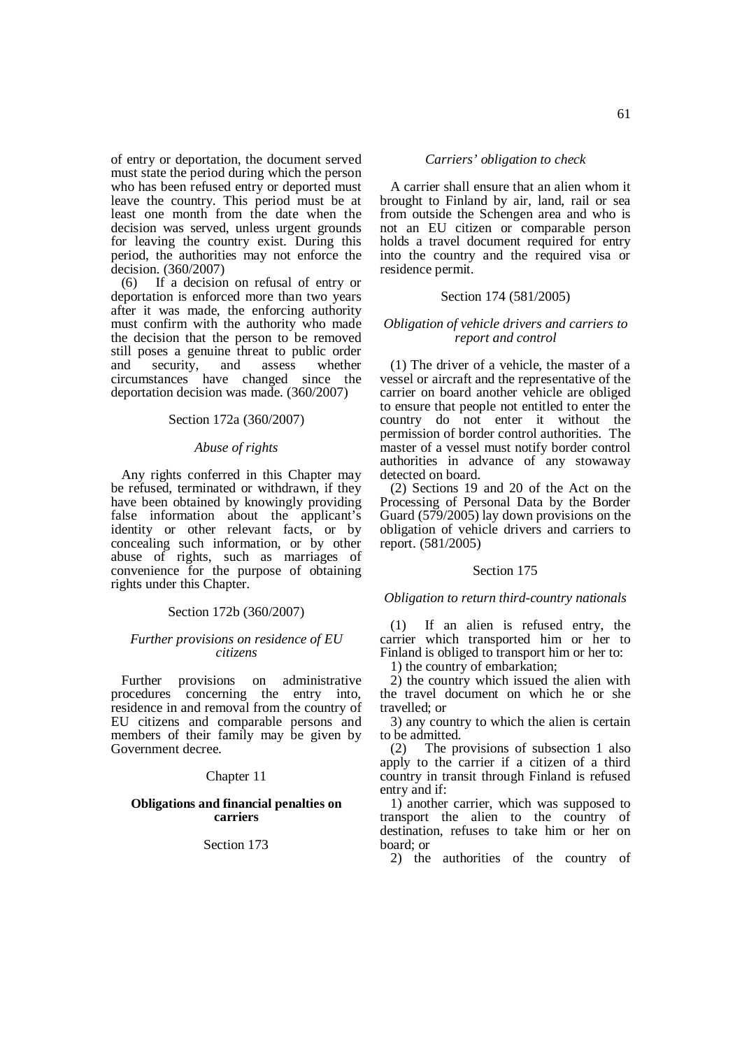of entry or deportation, the document served must state the period during which the person who has been refused entry or deported must leave the country. This period must be at least one month from the date when the decision was served, unless urgent grounds for leaving the country exist. During this period, the authorities may not enforce the decision. (360/2007)

(6) If a decision on refusal of entry or deportation is enforced more than two years after it was made, the enforcing authority must confirm with the authority who made the decision that the person to be removed still poses a genuine threat to public order and security, and assess whether circumstances have changed since the deportation decision was made. (360/2007)

Section 172a (360/2007)

*Abuse of rights*

Any rights conferred in this Chapter may be refused, terminated or withdrawn, if they have been obtained by knowingly providing false information about the applicant's identity or other relevant facts, or by concealing such information, or by other abuse of rights, such as marriages of convenience for the purpose of obtaining rights under this Chapter.

Section 172b (360/2007)

*Further provisions on residence of EU citizens*

Further provisions on administrative procedures concerning the entry into, residence in and removal from the country of EU citizens and comparable persons and members of their family may be given by Government decree.

Chapter 11

**Obligations and financial penalties on carriers**

Section 173

*Carriers' obligation to check*

A carrier shall ensure that an alien whom it brought to Finland by air, land, rail or sea from outside the Schengen area and who is not an EU citizen or comparable person holds a travel document required for entry into the country and the required visa or residence permit.

Section 174 (581/2005)

*Obligation of vehicle drivers and carriers to report and control*

(1) The driver of a vehicle, the master of a vessel or aircraft and the representative of the carrier on board another vehicle are obliged to ensure that people not entitled to enter the country do not enter it without the permission of border control authorities. The master of a vessel must notify border control authorities in advance of any stowaway detected on board.

(2) Sections 19 and 20 of the Act on the Processing of Personal Data by the Border Guard (579/2005) lay down provisions on the obligation of vehicle drivers and carriers to report. (581/2005)

Section 175

*Obligation to return third-country nationals*

(1) If an alien is refused entry, the carrier which transported him or her to Finland is obliged to transport him or her to:

1) the country of embarkation;

2) the country which issued the alien with the travel document on which he or she travelled; or

3) any country to which the alien is certain to be admitted.

(2) The provisions of subsection 1 also apply to the carrier if a citizen of a third country in transit through Finland is refused entry and if:

1) another carrier, which was supposed to transport the alien to the country of destination, refuses to take him or her on board; or

2) the authorities of the country of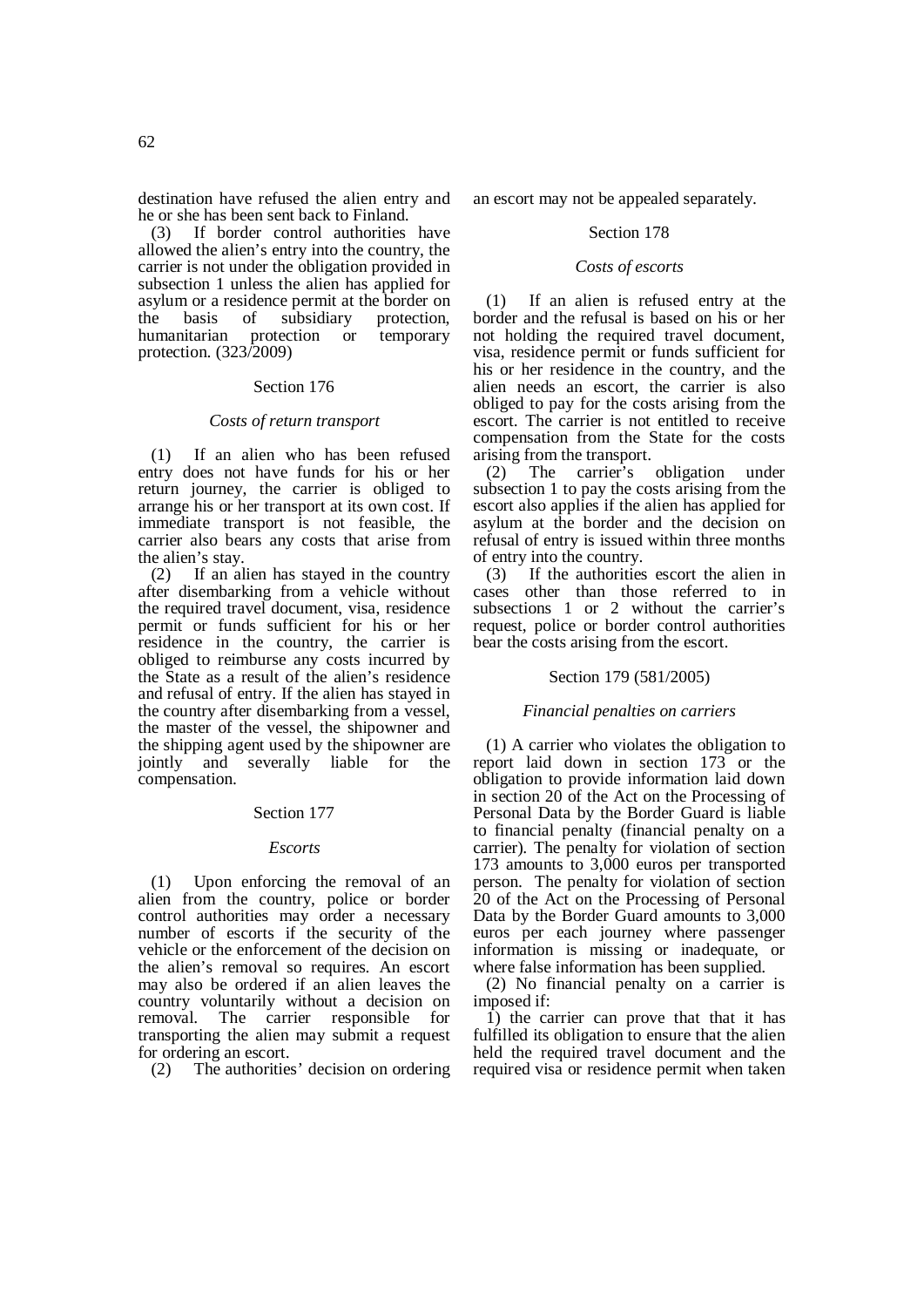destination have refused the alien entry and he or she has been sent back to Finland.

(3) If border control authorities have allowed the alien's entry into the country, the carrier is not under the obligation provided in subsection 1 unless the alien has applied for asylum or a residence permit at the border on the basis of subsidiary protection, humanitarian protection or temporary protection. (323/2009)

### Section 176

#### *Costs of return transport*

(1) If an alien who has been refused entry does not have funds for his or her return journey, the carrier is obliged to arrange his or her transport at its own cost. If immediate transport is not feasible, the carrier also bears any costs that arise from the alien's stay.

(2) If an alien has stayed in the country after disembarking from a vehicle without the required travel document, visa, residence permit or funds sufficient for his or her residence in the country, the carrier is obliged to reimburse any costs incurred by the State as a result of the alien's residence and refusal of entry. If the alien has stayed in the country after disembarking from a vessel, the master of the vessel, the shipowner and the shipping agent used by the shipowner are jointly and severally liable for the compensation.

### Section 177

#### *Escorts*

(1) Upon enforcing the removal of an alien from the country, police or border control authorities may order a necessary number of escorts if the security of the vehicle or the enforcement of the decision on the alien's removal so requires. An escort may also be ordered if an alien leaves the country voluntarily without a decision on removal. The carrier responsible for transporting the alien may submit a request for ordering an escort.

(2) The authorities' decision on ordering an escort may not be appealed separately.

### Section 178

#### *Costs of escorts*

(1) If an alien is refused entry at the border and the refusal is based on his or her not holding the required travel document, visa, residence permit or funds sufficient for his or her residence in the country, and the alien needs an escort, the carrier is also obliged to pay for the costs arising from the escort. The carrier is not entitled to receive compensation from the State for the costs arising from the transport.

(2) The carrier's obligation under subsection 1 to pay the costs arising from the escort also applies if the alien has applied for asylum at the border and the decision on refusal of entry is issued within three months of entry into the country.

(3) If the authorities escort the alien in cases other than those referred to in subsections 1 or 2 without the carrier's request, police or border control authorities bear the costs arising from the escort.

### Section 179 (581/2005)

#### *Financial penalties on carriers*

(1) A carrier who violates the obligation to report laid down in section 173 or the obligation to provide information laid down in section 20 of the Act on the Processing of Personal Data by the Border Guard is liable to financial penalty (financial penalty on a carrier). The penalty for violation of section 173 amounts to 3,000 euros per transported person. The penalty for violation of section 20 of the Act on the Processing of Personal Data by the Border Guard amounts to 3,000 euros per each journey where passenger information is missing or inadequate, or where false information has been supplied.

(2) No financial penalty on a carrier is imposed if:

1) the carrier can prove that that it has fulfilled its obligation to ensure that the alien held the required travel document and the required visa or residence permit when taken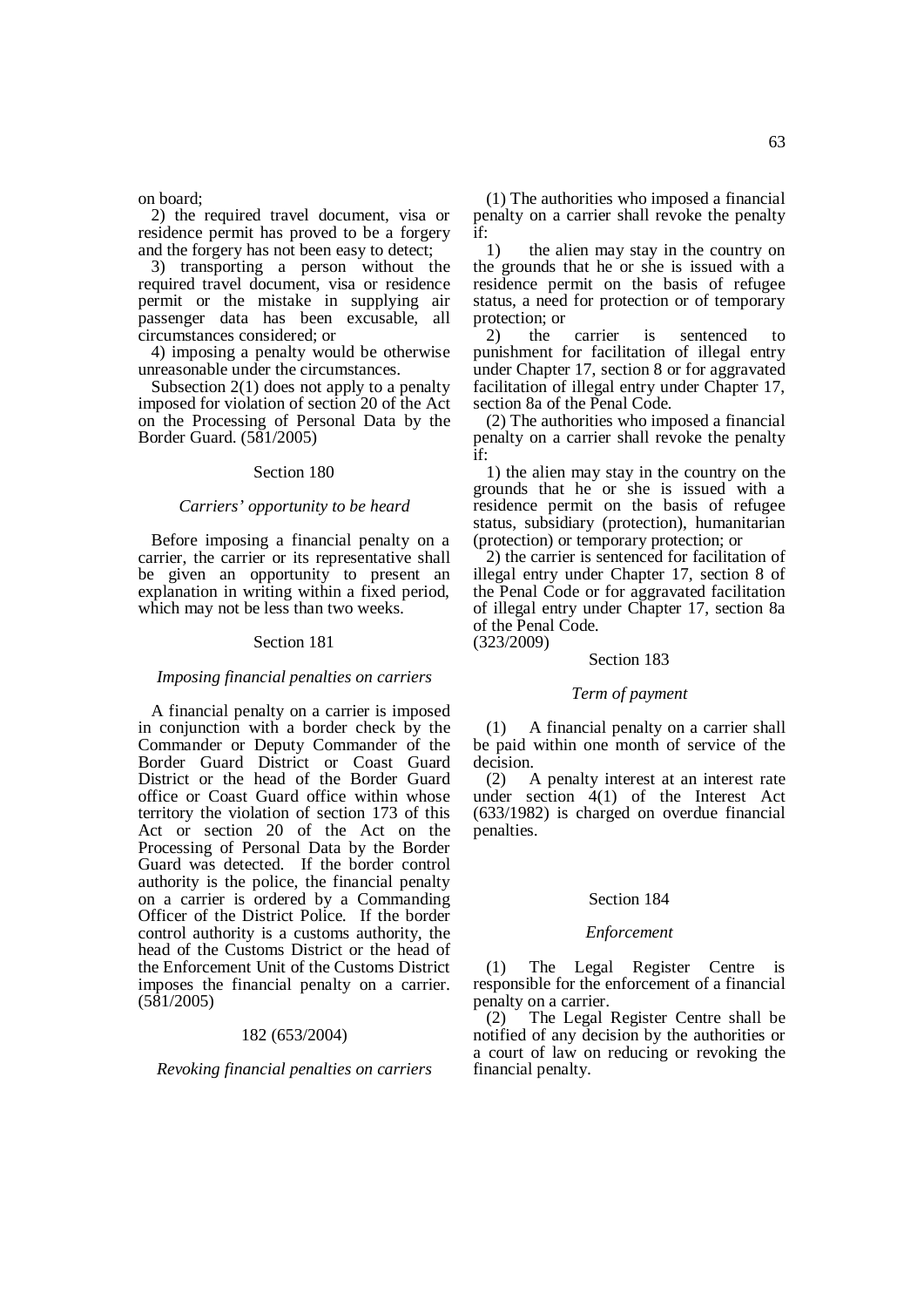on board;

2) the required travel document, visa or residence permit has proved to be a forgery and the forgery has not been easy to detect;

3) transporting a person without the required travel document, visa or residence permit or the mistake in supplying air passenger data has been excusable, all circumstances considered; or

4) imposing a penalty would be otherwise unreasonable under the circumstances.

Subsection 2(1) does not apply to a penalty imposed for violation of section 20 of the Act on the Processing of Personal Data by the Border Guard. (581/2005)

### Section 180

*Carriers' opportunity to be heard*

Before imposing a financial penalty on a carrier, the carrier or its representative shall be given an opportunity to present an explanation in writing within a fixed period, which may not be less than two weeks.

### Section 181

*Imposing financial penalties on carriers*

A financial penalty on a carrier is imposed in conjunction with a border check by the Commander or Deputy Commander of the Border Guard District or Coast Guard District or the head of the Border Guard office or Coast Guard office within whose territory the violation of section 173 of this Act or section 20 of the Act on the Processing of Personal Data by the Border Guard was detected. If the border control authority is the police, the financial penalty on a carrier is ordered by a Commanding Officer of the District Police. If the border control authority is a customs authority, the head of the Customs District or the head of the Enforcement Unit of the Customs District imposes the financial penalty on a carrier. (581/2005)

### 182 (653/2004)

*Revoking financial penalties on carriers*

(1) The authorities who imposed a financial penalty on a carrier shall revoke the penalty if:

1) the alien may stay in the country on the grounds that he or she is issued with a residence permit on the basis of refugee status, a need for protection or of temporary protection; or

2) the carrier is sentenced to punishment for facilitation of illegal entry under Chapter 17, section 8 or for aggravated facilitation of illegal entry under Chapter 17, section 8a of the Penal Code.

(2) The authorities who imposed a financial penalty on a carrier shall revoke the penalty if:

1) the alien may stay in the country on the grounds that he or she is issued with a residence permit on the basis of refugee status, subsidiary (protection), humanitarian (protection) or temporary protection; or

2) the carrier is sentenced for facilitation of illegal entry under Chapter 17, section 8 of the Penal Code or for aggravated facilitation of illegal entry under Chapter 17, section 8a of the Penal Code.
(323/2009)

### Section 183

*Term of payment*

(1) A financial penalty on a carrier shall be paid within one month of service of the decision.

(2) A penalty interest at an interest rate under section 4(1) of the Interest Act (633/1982) is charged on overdue financial penalties.

### Section 184

*Enforcement*

(1) The Legal Register Centre is responsible for the enforcement of a financial penalty on a carrier.

(2) The Legal Register Centre shall be notified of any decision by the authorities or a court of law on reducing or revoking the financial penalty.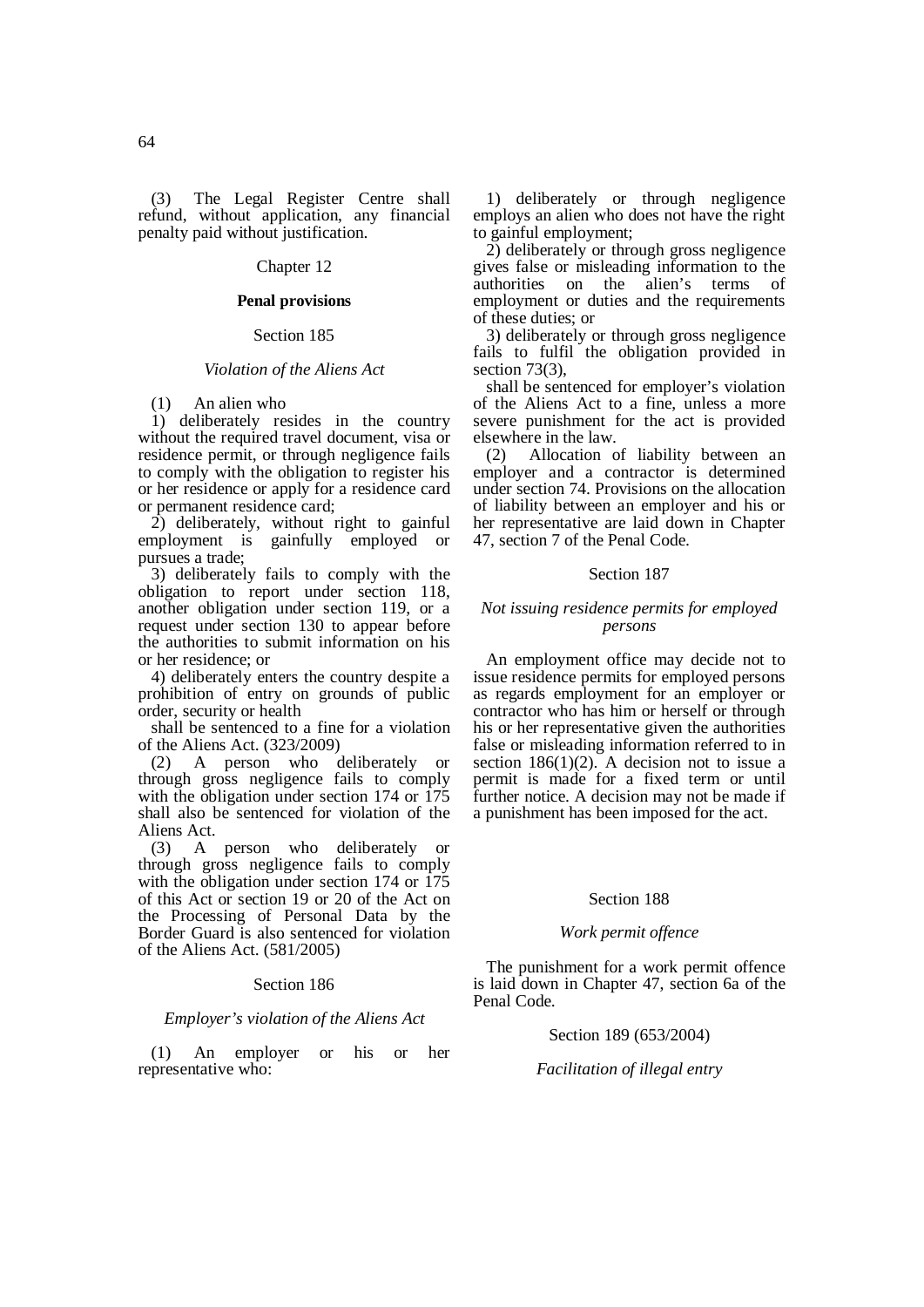(3) The Legal Register Centre shall refund, without application, any financial penalty paid without justification.

## Chapter 12

### Penal provisions

#### Section 185

*Violation of the Aliens Act*

(1) An alien who

1) deliberately resides in the country without the required travel document, visa or residence permit, or through negligence fails to comply with the obligation to register his or her residence or apply for a residence card or permanent residence card;

2) deliberately, without right to gainful employment is gainfully employed or pursues a trade;

3) deliberately fails to comply with the obligation to report under section 118, another obligation under section 119, or a request under section 130 to appear before the authorities to submit information on his or her residence; or

4) deliberately enters the country despite a prohibition of entry on grounds of public order, security or health

shall be sentenced to a fine for a violation of the Aliens Act. (323/2009)

(2) A person who deliberately or through gross negligence fails to comply with the obligation under section 174 or 175 shall also be sentenced for violation of the Aliens Act.

(3) A person who deliberately or through gross negligence fails to comply with the obligation under section 174 or 175 of this Act or section 19 or 20 of the Act on the Processing of Personal Data by the Border Guard is also sentenced for violation of the Aliens Act. (581/2005)

#### Section 186

*Employer's violation of the Aliens Act*

(1) An employer or his or her representative who:

1) deliberately or through negligence employs an alien who does not have the right to gainful employment;

2) deliberately or through gross negligence gives false or misleading information to the authorities on the alien's terms of employment or duties and the requirements of these duties; or

3) deliberately or through gross negligence fails to fulfil the obligation provided in section 73(3),

shall be sentenced for employer's violation of the Aliens Act to a fine, unless a more severe punishment for the act is provided elsewhere in the law.

(2) Allocation of liability between an employer and a contractor is determined under section 74. Provisions on the allocation of liability between an employer and his or her representative are laid down in Chapter 47, section 7 of the Penal Code.

#### Section 187

*Not issuing residence permits for employed persons*

An employment office may decide not to issue residence permits for employed persons as regards employment for an employer or contractor who has him or herself or through his or her representative given the authorities false or misleading information referred to in section 186(1)(2). A decision not to issue a permit is made for a fixed term or until further notice. A decision may not be made if a punishment has been imposed for the act.

#### Section 188

*Work permit offence*

The punishment for a work permit offence is laid down in Chapter 47, section 6a of the Penal Code.

#### Section 189 (653/2004)

*Facilitation of illegal entry*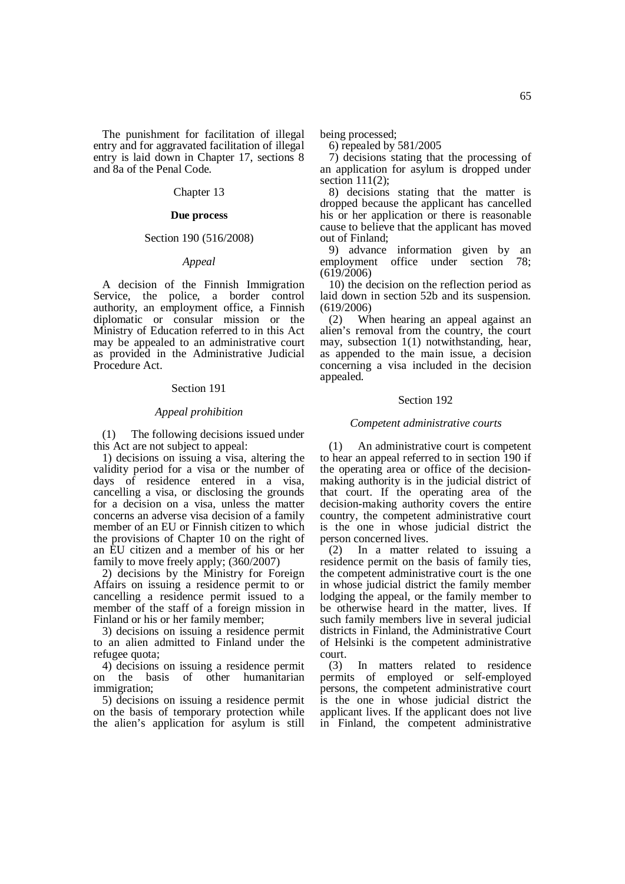The punishment for facilitation of illegal entry and for aggravated facilitation of illegal entry is laid down in Chapter 17, sections 8 and 8a of the Penal Code.

Chapter 13

**Due process**

Section 190 (516/2008)

*Appeal*

A decision of the Finnish Immigration Service, the police, a border control authority, an employment office, a Finnish diplomatic or consular mission or the Ministry of Education referred to in this Act may be appealed to an administrative court as provided in the Administrative Judicial Procedure Act.

Section 191

*Appeal prohibition*

(1) The following decisions issued under this Act are not subject to appeal:

1) decisions on issuing a visa, altering the validity period for a visa or the number of days of residence entered in a visa, cancelling a visa, or disclosing the grounds for a decision on a visa, unless the matter concerns an adverse visa decision of a family member of an EU or Finnish citizen to which the provisions of Chapter 10 on the right of an EU citizen and a member of his or her family to move freely apply; (360/2007)

2) decisions by the Ministry for Foreign Affairs on issuing a residence permit to or cancelling a residence permit issued to a member of the staff of a foreign mission in Finland or his or her family member;

3) decisions on issuing a residence permit to an alien admitted to Finland under the refugee quota;

4) decisions on issuing a residence permit on the basis of other humanitarian immigration;

5) decisions on issuing a residence permit on the basis of temporary protection while the alien's application for asylum is still being processed;

6) repealed by 581/2005

7) decisions stating that the processing of an application for asylum is dropped under section 111(2);

8) decisions stating that the matter is dropped because the applicant has cancelled his or her application or there is reasonable cause to believe that the applicant has moved out of Finland;

9) advance information given by an employment office under section 78; (619/2006)

10) the decision on the reflection period as laid down in section 52b and its suspension. (619/2006)

(2) When hearing an appeal against an alien's removal from the country, the court may, subsection 1(1) notwithstanding, hear, as appended to the main issue, a decision concerning a visa included in the decision appealed.

Section 192

*Competent administrative courts*

(1) An administrative court is competent to hear an appeal referred to in section 190 if the operating area or office of the decision-making authority is in the judicial district of that court. If the operating area of the decision-making authority covers the entire country, the competent administrative court is the one in whose judicial district the person concerned lives.

(2) In a matter related to issuing a residence permit on the basis of family ties, the competent administrative court is the one in whose judicial district the family member lodging the appeal, or the family member to be otherwise heard in the matter, lives. If such family members live in several judicial districts in Finland, the Administrative Court of Helsinki is the competent administrative court.

(3) In matters related to residence permits of employed or self-employed persons, the competent administrative court is the one in whose judicial district the applicant lives. If the applicant does not live in Finland, the competent administrative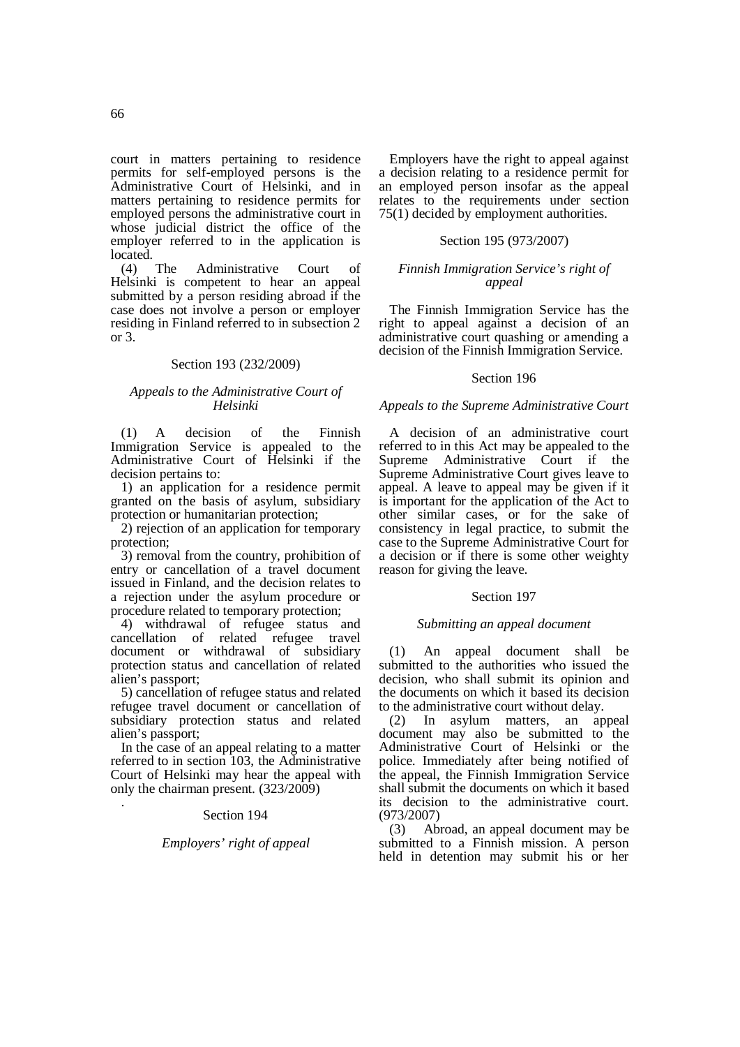court in matters pertaining to residence permits for self-employed persons is the Administrative Court of Helsinki, and in matters pertaining to residence permits for employed persons the administrative court in whose judicial district the office of the employer referred to in the application is located.

(4) The Administrative Court of Helsinki is competent to hear an appeal submitted by a person residing abroad if the case does not involve a person or employer residing in Finland referred to in subsection 2 or 3.

Section 193 (232/2009)

*Appeals to the Administrative Court of Helsinki*

(1) A decision of the Finnish Immigration Service is appealed to the Administrative Court of Helsinki if the decision pertains to:

1) an application for a residence permit granted on the basis of asylum, subsidiary protection or humanitarian protection;

2) rejection of an application for temporary protection;

3) removal from the country, prohibition of entry or cancellation of a travel document issued in Finland, and the decision relates to a rejection under the asylum procedure or procedure related to temporary protection;

4) withdrawal of refugee status and cancellation of related refugee travel document or withdrawal of subsidiary protection status and cancellation of related alien's passport;

5) cancellation of refugee status and related refugee travel document or cancellation of subsidiary protection status and related alien's passport;

In the case of an appeal relating to a matter referred to in section 103, the Administrative Court of Helsinki may hear the appeal with only the chairman present. (323/2009)

Section 194

*Employers' right of appeal*

Employers have the right to appeal against a decision relating to a residence permit for an employed person insofar as the appeal relates to the requirements under section 75(1) decided by employment authorities.

Section 195 (973/2007)

*Finnish Immigration Service's right of appeal*

The Finnish Immigration Service has the right to appeal against a decision of an administrative court quashing or amending a decision of the Finnish Immigration Service.

Section 196

*Appeals to the Supreme Administrative Court*

A decision of an administrative court referred to in this Act may be appealed to the Supreme Administrative Court if the Supreme Administrative Court gives leave to appeal. A leave to appeal may be given if it is important for the application of the Act to other similar cases, or for the sake of consistency in legal practice, to submit the case to the Supreme Administrative Court for a decision or if there is some other weighty reason for giving the leave.

Section 197

*Submitting an appeal document*

(1) An appeal document shall be submitted to the authorities who issued the decision, who shall submit its opinion and the documents on which it based its decision to the administrative court without delay.

(2) In asylum matters, an appeal document may also be submitted to the Administrative Court of Helsinki or the police. Immediately after being notified of the appeal, the Finnish Immigration Service shall submit the documents on which it based its decision to the administrative court. (973/2007)

(3) Abroad, an appeal document may be submitted to a Finnish mission. A person held in detention may submit his or her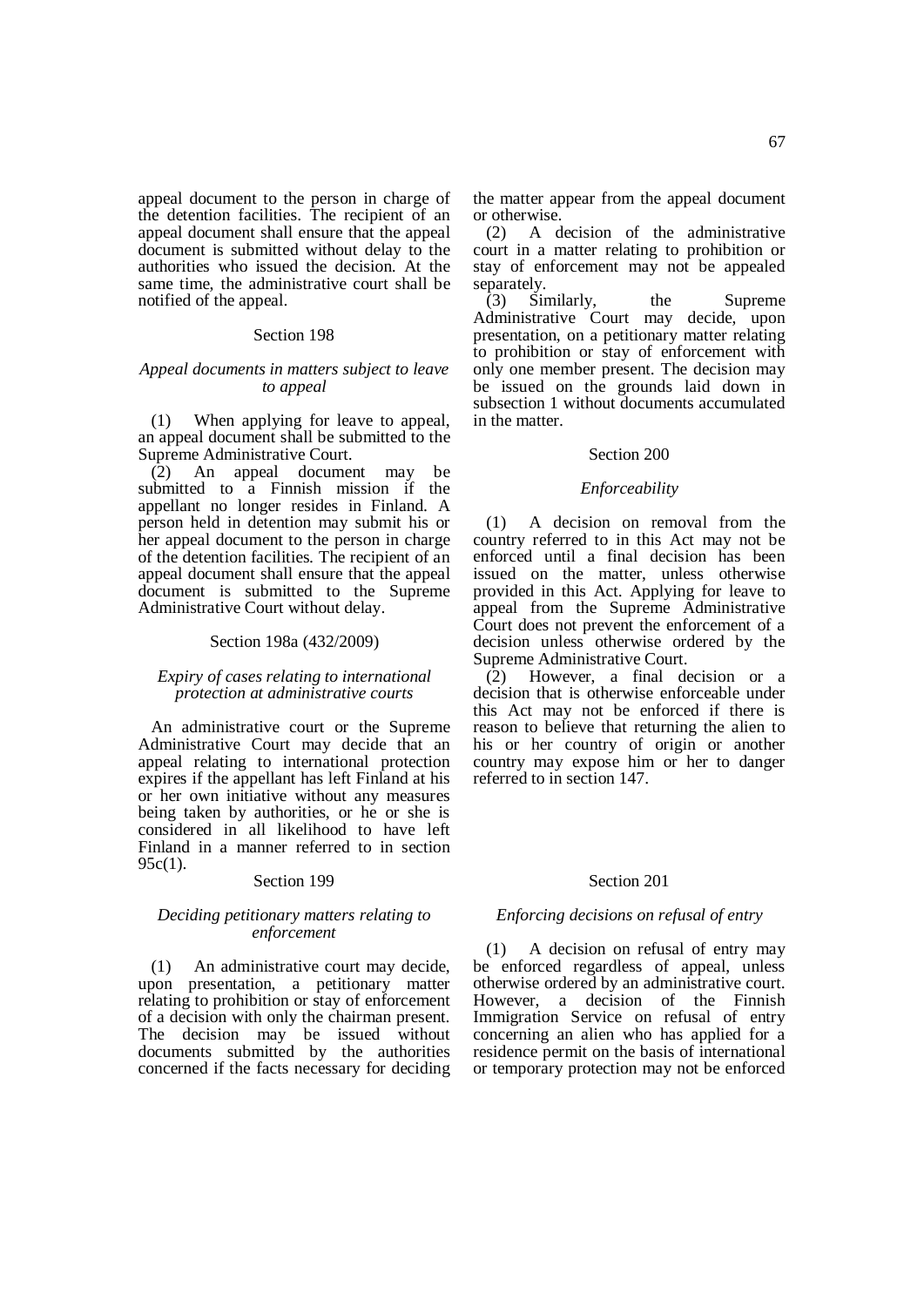appeal document to the person in charge of the detention facilities. The recipient of an appeal document shall ensure that the appeal document is submitted without delay to the authorities who issued the decision. At the same time, the administrative court shall be notified of the appeal.

Section 198

*Appeal documents in matters subject to leave to appeal*

(1) When applying for leave to appeal, an appeal document shall be submitted to the Supreme Administrative Court.

(2) An appeal document may be submitted to a Finnish mission if the appellant no longer resides in Finland. A person held in detention may submit his or her appeal document to the person in charge of the detention facilities. The recipient of an appeal document shall ensure that the appeal document is submitted to the Supreme Administrative Court without delay.

Section 198a (432/2009)

*Expiry of cases relating to international protection at administrative courts*

An administrative court or the Supreme Administrative Court may decide that an appeal relating to international protection expires if the appellant has left Finland at his or her own initiative without any measures being taken by authorities, or he or she is considered in all likelihood to have left Finland in a manner referred to in section 95c(1).

Section 199

*Deciding petitionary matters relating to enforcement*

(1) An administrative court may decide, upon presentation, a petitionary matter relating to prohibition or stay of enforcement of a decision with only the chairman present. The decision may be issued without documents submitted by the authorities concerned if the facts necessary for deciding the matter appear from the appeal document or otherwise.

(2) A decision of the administrative court in a matter relating to prohibition or stay of enforcement may not be appealed separately.

(3) Similarly, the Supreme Administrative Court may decide, upon presentation, on a petitionary matter relating to prohibition or stay of enforcement with only one member present. The decision may be issued on the grounds laid down in subsection 1 without documents accumulated in the matter.

Section 200

*Enforceability*

(1) A decision on removal from the country referred to in this Act may not be enforced until a final decision has been issued on the matter, unless otherwise provided in this Act. Applying for leave to appeal from the Supreme Administrative Court does not prevent the enforcement of a decision unless otherwise ordered by the Supreme Administrative Court.

(2) However, a final decision or a decision that is otherwise enforceable under this Act may not be enforced if there is reason to believe that returning the alien to his or her country of origin or another country may expose him or her to danger referred to in section 147.

Section 201

*Enforcing decisions on refusal of entry*

(1) A decision on refusal of entry may be enforced regardless of appeal, unless otherwise ordered by an administrative court. However, a decision of the Finnish Immigration Service on refusal of entry concerning an alien who has applied for a residence permit on the basis of international or temporary protection may not be enforced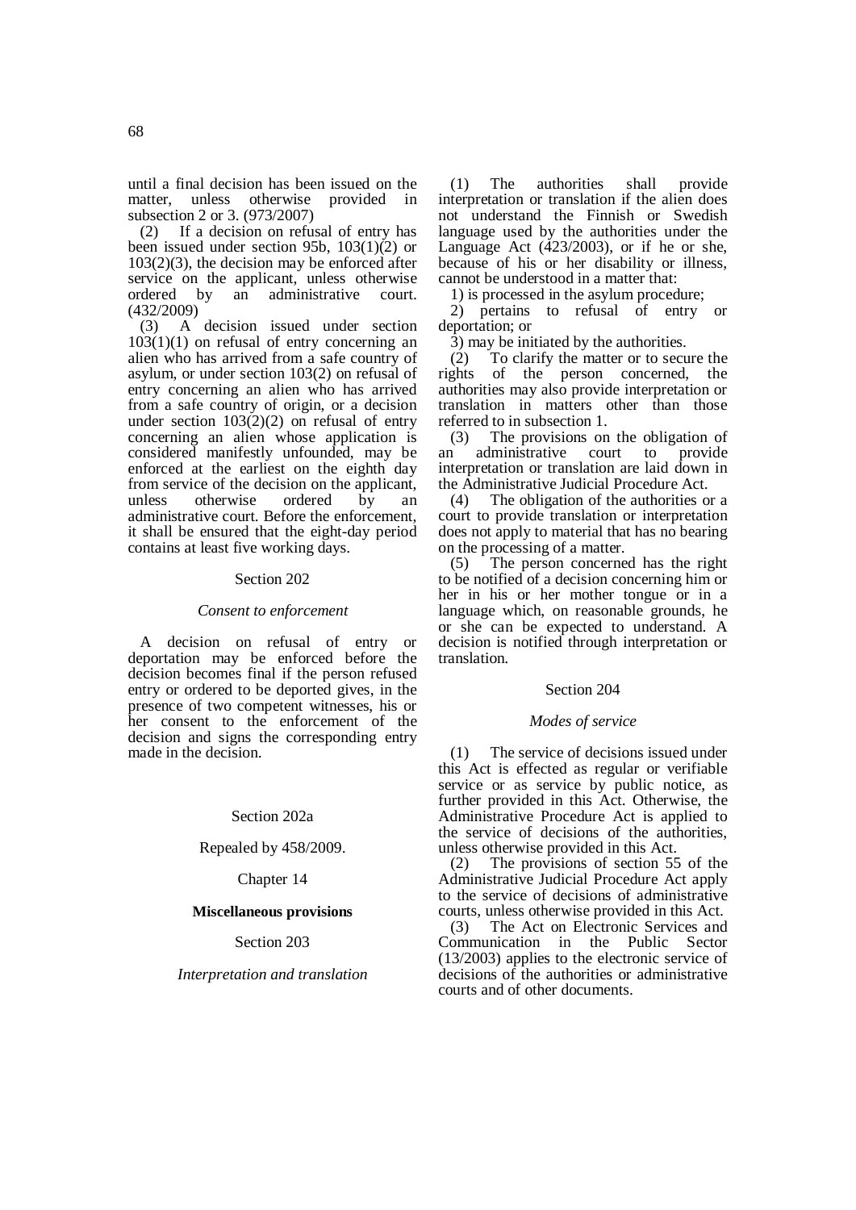until a final decision has been issued on the matter, unless otherwise provided in subsection 2 or 3. (973/2007)

(2) If a decision on refusal of entry has been issued under section 95b, 103(1)(2) or 103(2)(3), the decision may be enforced after service on the applicant, unless otherwise ordered by an administrative court. (432/2009)

(3) A decision issued under section 103(1)(1) on refusal of entry concerning an alien who has arrived from a safe country of asylum, or under section 103(2) on refusal of entry concerning an alien who has arrived from a safe country of origin, or a decision under section 103(2)(2) on refusal of entry concerning an alien whose application is considered manifestly unfounded, may be enforced at the earliest on the eighth day from service of the decision on the applicant, unless otherwise ordered by an administrative court. Before the enforcement, it shall be ensured that the eight-day period contains at least five working days.

Section 202

*Consent to enforcement*

A decision on refusal of entry or deportation may be enforced before the decision becomes final if the person refused entry or ordered to be deported gives, in the presence of two competent witnesses, his or her consent to the enforcement of the decision and signs the corresponding entry made in the decision.

Section 202a

Repealed by 458/2009.

## Chapter 14

**Miscellaneous provisions**

Section 203

*Interpretation and translation*

(1) The authorities shall provide interpretation or translation if the alien does not understand the Finnish or Swedish language used by the authorities under the Language Act (423/2003), or if he or she, because of his or her disability or illness, cannot be understood in a matter that:

1) is processed in the asylum procedure;

2) pertains to refusal of entry or deportation; or

3) may be initiated by the authorities.

(2) To clarify the matter or to secure the rights of the person concerned, the authorities may also provide interpretation or translation in matters other than those referred to in subsection 1.

(3) The provisions on the obligation of an administrative court to provide interpretation or translation are laid down in the Administrative Judicial Procedure Act.

(4) The obligation of the authorities or a court to provide translation or interpretation does not apply to material that has no bearing on the processing of a matter.

(5) The person concerned has the right to be notified of a decision concerning him or her in his or her mother tongue or in a language which, on reasonable grounds, he or she can be expected to understand. A decision is notified through interpretation or translation.

Section 204

*Modes of service*

(1) The service of decisions issued under this Act is effected as regular or verifiable service or as service by public notice, as further provided in this Act. Otherwise, the Administrative Procedure Act is applied to the service of decisions of the authorities, unless otherwise provided in this Act.

(2) The provisions of section 55 of the Administrative Judicial Procedure Act apply to the service of decisions of administrative courts, unless otherwise provided in this Act.

(3) The Act on Electronic Services and Communication in the Public Sector (13/2003) applies to the electronic service of decisions of the authorities or administrative courts and of other documents.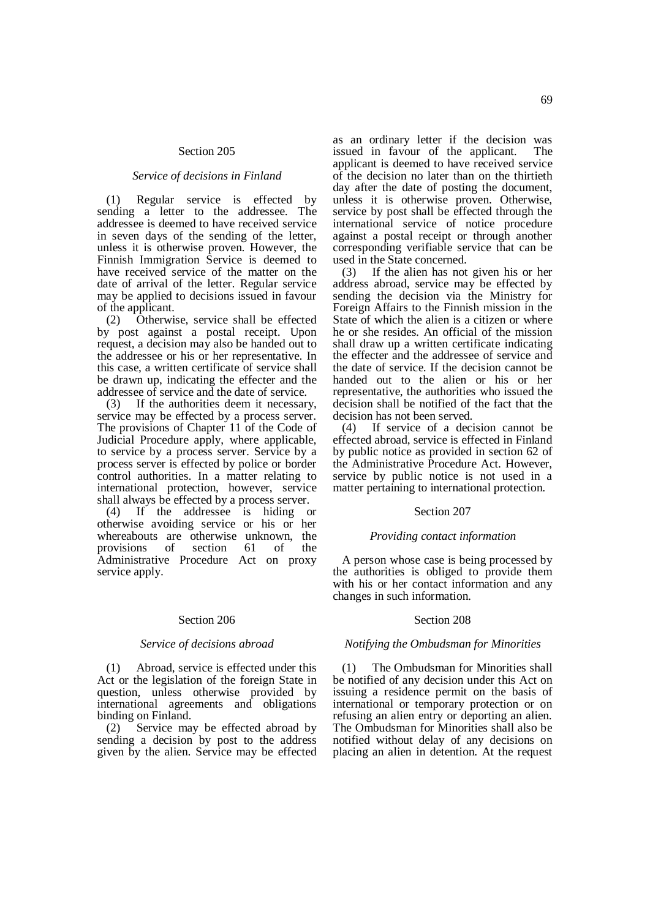Section 205

*Service of decisions in Finland*

(1) Regular service is effected by sending a letter to the addressee. The addressee is deemed to have received service in seven days of the sending of the letter, unless it is otherwise proven. However, the Finnish Immigration Service is deemed to have received service of the matter on the date of arrival of the letter. Regular service may be applied to decisions issued in favour of the applicant.

(2) Otherwise, service shall be effected by post against a postal receipt. Upon request, a decision may also be handed out to the addressee or his or her representative. In this case, a written certificate of service shall be drawn up, indicating the effecter and the addressee of service and the date of service.

(3) If the authorities deem it necessary, service may be effected by a process server. The provisions of Chapter 11 of the Code of Judicial Procedure apply, where applicable, to service by a process server. Service by a process server is effected by police or border control authorities. In a matter relating to international protection, however, service shall always be effected by a process server.

(4) If the addressee is hiding or otherwise avoiding service or his or her whereabouts are otherwise unknown, the provisions of section 61 of the Administrative Procedure Act on proxy service apply.

Section 206

*Service of decisions abroad*

(1) Abroad, service is effected under this Act or the legislation of the foreign State in question, unless otherwise provided by international agreements and obligations binding on Finland.

(2) Service may be effected abroad by sending a decision by post to the address given by the alien. Service may be effected as an ordinary letter if the decision was issued in favour of the applicant. The applicant is deemed to have received service of the decision no later than on the thirtieth day after the date of posting the document, unless it is otherwise proven. Otherwise, service by post shall be effected through the international service of notice procedure against a postal receipt or through another corresponding verifiable service that can be used in the State concerned.

(3) If the alien has not given his or her address abroad, service may be effected by sending the decision via the Ministry for Foreign Affairs to the Finnish mission in the State of which the alien is a citizen or where he or she resides. An official of the mission shall draw up a written certificate indicating the effecter and the addressee of service and the date of service. If the decision cannot be handed out to the alien or his or her representative, the authorities who issued the decision shall be notified of the fact that the decision has not been served.

(4) If service of a decision cannot be effected abroad, service is effected in Finland by public notice as provided in section 62 of the Administrative Procedure Act. However, service by public notice is not used in a matter pertaining to international protection.

Section 207

*Providing contact information*

A person whose case is being processed by the authorities is obliged to provide them with his or her contact information and any changes in such information.

Section 208

*Notifying the Ombudsman for Minorities*

(1) The Ombudsman for Minorities shall be notified of any decision under this Act on issuing a residence permit on the basis of international or temporary protection or on refusing an alien entry or deporting an alien. The Ombudsman for Minorities shall also be notified without delay of any decisions on placing an alien in detention. At the request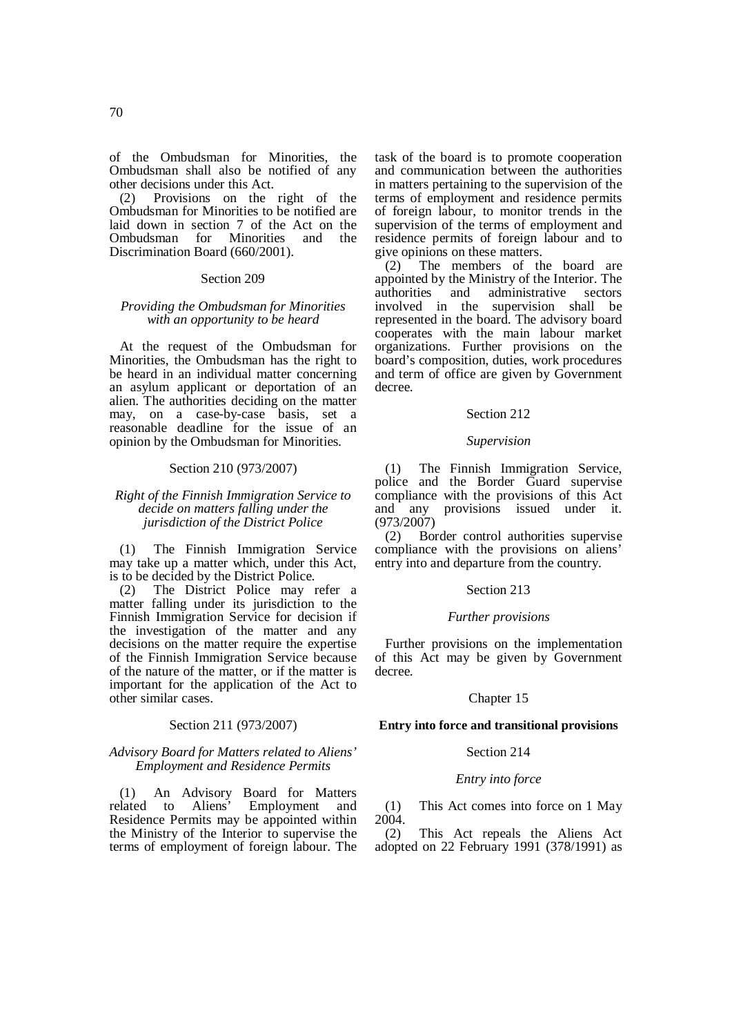of the Ombudsman for Minorities, the Ombudsman shall also be notified of any other decisions under this Act.

(2) Provisions on the right of the Ombudsman for Minorities to be notified are laid down in section 7 of the Act on the Ombudsman for Minorities and the Discrimination Board (660/2001).

Section 209

*Providing the Ombudsman for Minorities with an opportunity to be heard*

At the request of the Ombudsman for Minorities, the Ombudsman has the right to be heard in an individual matter concerning an asylum applicant or deportation of an alien. The authorities deciding on the matter may, on a case-by-case basis, set a reasonable deadline for the issue of an opinion by the Ombudsman for Minorities.

Section 210 (973/2007)

*Right of the Finnish Immigration Service to decide on matters falling under the jurisdiction of the District Police*

(1) The Finnish Immigration Service may take up a matter which, under this Act, is to be decided by the District Police.

(2) The District Police may refer a matter falling under its jurisdiction to the Finnish Immigration Service for decision if the investigation of the matter and any decisions on the matter require the expertise of the Finnish Immigration Service because of the nature of the matter, or if the matter is important for the application of the Act to other similar cases.

Section 211 (973/2007)

*Advisory Board for Matters related to Aliens' Employment and Residence Permits*

(1) An Advisory Board for Matters related to Aliens' Employment and Residence Permits may be appointed within the Ministry of the Interior to supervise the terms of employment of foreign labour. The task of the board is to promote cooperation and communication between the authorities in matters pertaining to the supervision of the terms of employment and residence permits of foreign labour, to monitor trends in the supervision of the terms of employment and residence permits of foreign labour and to give opinions on these matters.

(2) The members of the board are appointed by the Ministry of the Interior. The authorities and administrative sectors involved in the supervision shall be represented in the board. The advisory board cooperates with the main labour market organizations. Further provisions on the board's composition, duties, work procedures and term of office are given by Government decree.

Section 212

*Supervision*

(1) The Finnish Immigration Service, police and the Border Guard supervise compliance with the provisions of this Act and any provisions issued under it. (973/2007)

(2) Border control authorities supervise compliance with the provisions on aliens' entry into and departure from the country.

Section 213

*Further provisions*

Further provisions on the implementation of this Act may be given by Government decree.

Chapter 15

**Entry into force and transitional provisions**

Section 214

*Entry into force*

(1) This Act comes into force on 1 May 2004.

(2) This Act repeals the Aliens Act adopted on 22 February 1991 (378/1991) as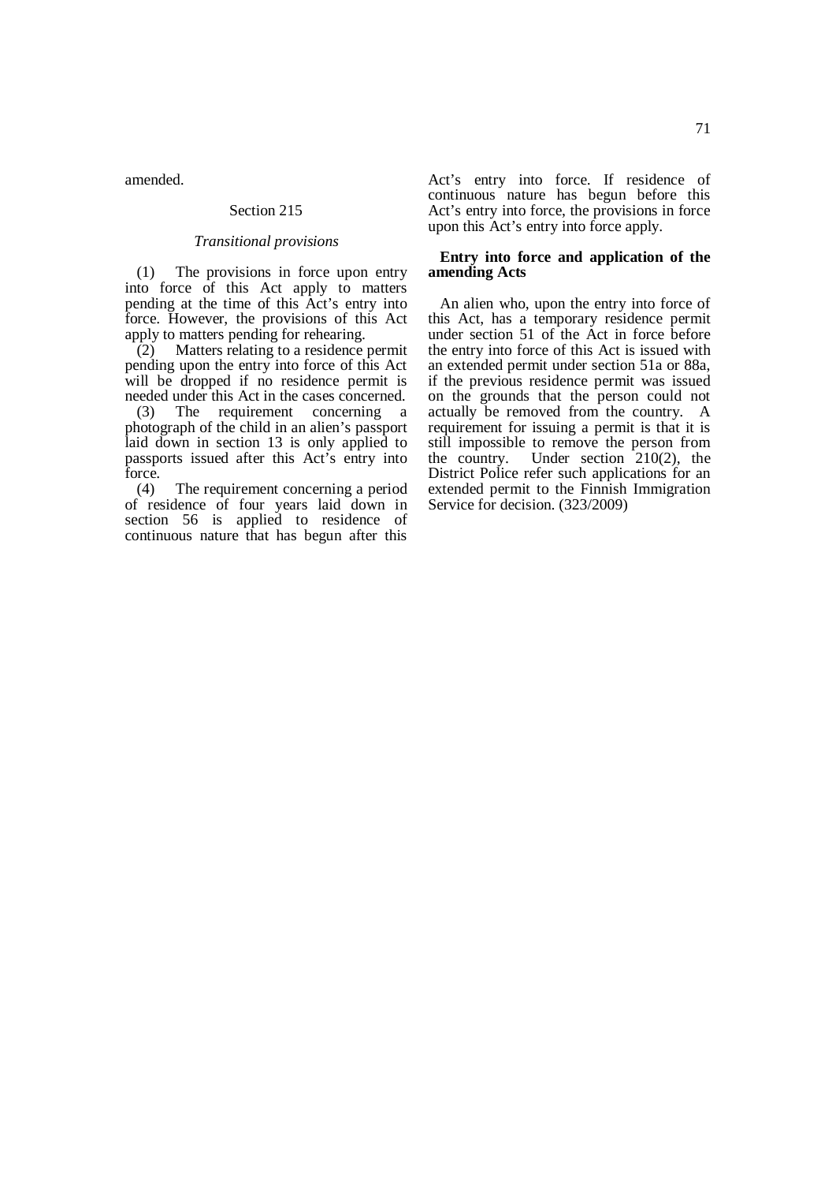amended.

Section 215

*Transitional provisions*

(1) The provisions in force upon entry into force of this Act apply to matters pending at the time of this Act's entry into force. However, the provisions of this Act apply to matters pending for rehearing.

(2) Matters relating to a residence permit pending upon the entry into force of this Act will be dropped if no residence permit is needed under this Act in the cases concerned.

(3) The requirement concerning a photograph of the child in an alien's passport laid down in section 13 is only applied to passports issued after this Act's entry into force.

(4) The requirement concerning a period of residence of four years laid down in section 56 is applied to residence of continuous nature that has begun after this Act's entry into force. If residence of continuous nature has begun before this Act's entry into force, the provisions in force upon this Act's entry into force apply.

**Entry into force and application of the amending Acts**

An alien who, upon the entry into force of this Act, has a temporary residence permit under section 51 of the Act in force before the entry into force of this Act is issued with an extended permit under section 51a or 88a, if the previous residence permit was issued on the grounds that the person could not actually be removed from the country. A requirement for issuing a permit is that it is still impossible to remove the person from the country. Under section 210(2), the District Police refer such applications for an extended permit to the Finnish Immigration Service for decision. (323/2009)